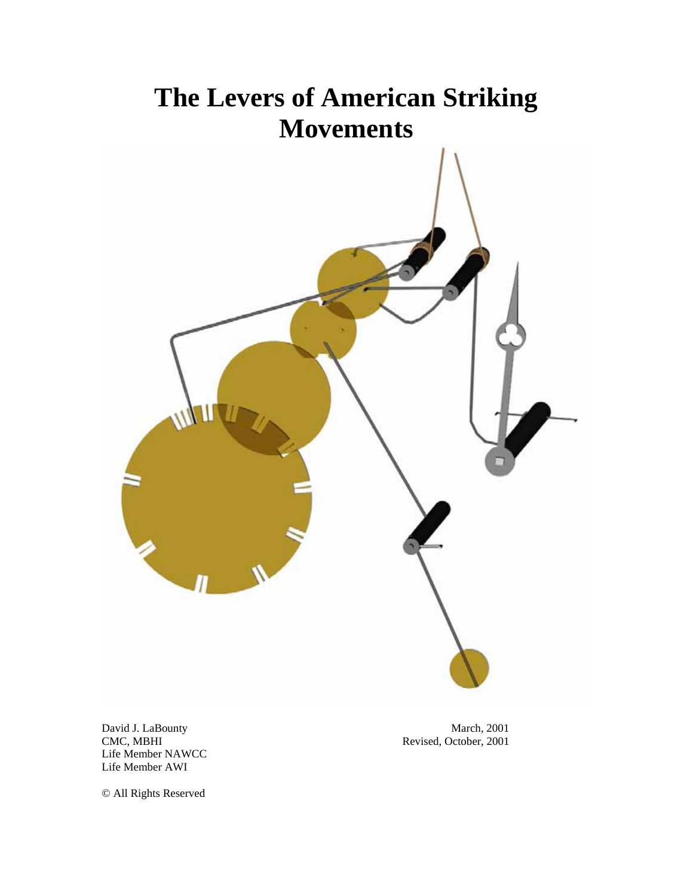# The Levers of American Striking Movements

David J. LaBounty
CMC, MBHI
Life Member NAWCC
Life Member AWI

March, 2001
Revised, October, 2001

© All Rights Reserved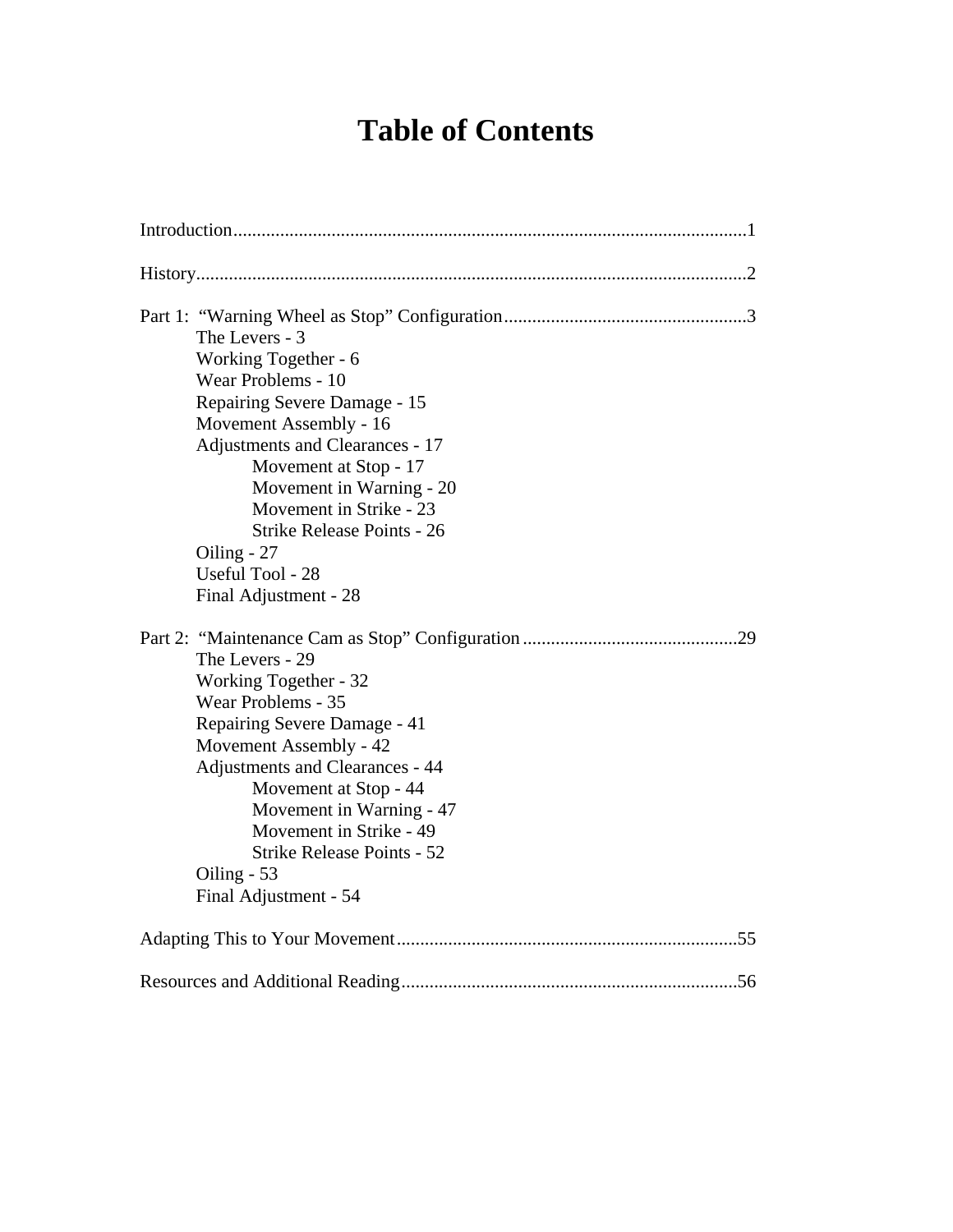# Table of Contents

Introduction............................................................................................................1

History....................................................................................................................2

Part 1: "Warning Wheel as Stop" Configuration....................................................3
- The Levers - 3
- Working Together - 6
- Wear Problems - 10
- Repairing Severe Damage - 15
- Movement Assembly - 16
- Adjustments and Clearances - 17
  - Movement at Stop - 17
  - Movement in Warning - 20
  - Movement in Strike - 23
  - Strike Release Points - 26
- Oiling - 27
- Useful Tool - 28
- Final Adjustment - 28

Part 2: "Maintenance Cam as Stop" Configuration..............................................29
- The Levers - 29
- Working Together - 32
- Wear Problems - 35
- Repairing Severe Damage - 41
- Movement Assembly - 42
- Adjustments and Clearances - 44
  - Movement at Stop - 44
  - Movement in Warning - 47
  - Movement in Strike - 49
  - Strike Release Points - 52
- Oiling - 53
- Final Adjustment - 54

Adapting This to Your Movement.........................................................................55

Resources and Additional Reading.......................................................................56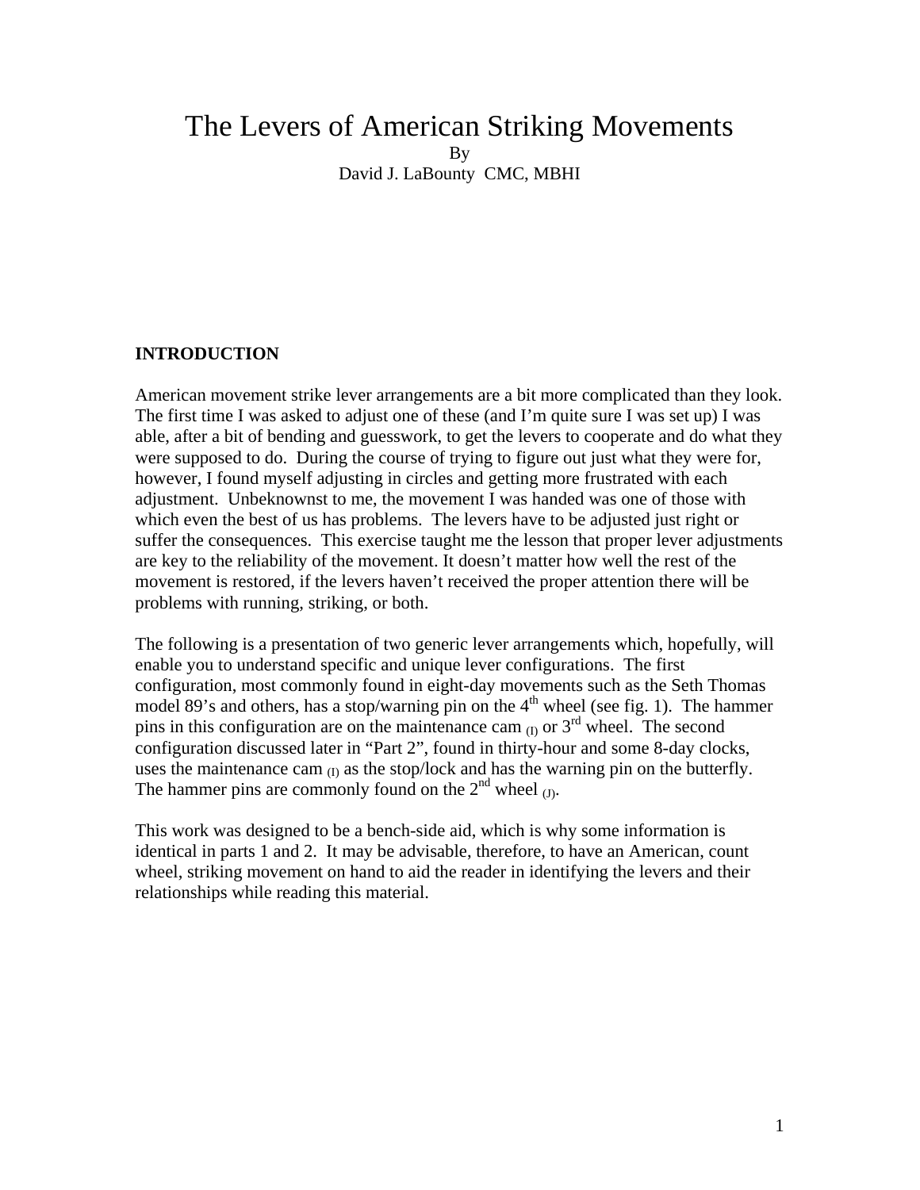# The Levers of American Striking Movements

By

David J. LaBounty CMC, MBHI

## INTRODUCTION

American movement strike lever arrangements are a bit more complicated than they look. The first time I was asked to adjust one of these (and I'm quite sure I was set up) I was able, after a bit of bending and guesswork, to get the levers to cooperate and do what they were supposed to do. During the course of trying to figure out just what they were for, however, I found myself adjusting in circles and getting more frustrated with each adjustment. Unbeknownst to me, the movement I was handed was one of those with which even the best of us has problems. The levers have to be adjusted just right or suffer the consequences. This exercise taught me the lesson that proper lever adjustments are key to the reliability of the movement. It doesn't matter how well the rest of the movement is restored, if the levers haven't received the proper attention there will be problems with running, striking, or both.

The following is a presentation of two generic lever arrangements which, hopefully, will enable you to understand specific and unique lever configurations. The first configuration, most commonly found in eight-day movements such as the Seth Thomas model 89's and others, has a stop/warning pin on the 4th wheel (see fig. 1). The hammer pins in this configuration are on the maintenance cam $_{(I)}$ or 3rd wheel. The second configuration discussed later in "Part 2", found in thirty-hour and some 8-day clocks, uses the maintenance cam $_{(I)}$ as the stop/lock and has the warning pin on the butterfly. The hammer pins are commonly found on the 2nd wheel $_{(J)}$.

This work was designed to be a bench-side aid, which is why some information is identical in parts 1 and 2. It may be advisable, therefore, to have an American, count wheel, striking movement on hand to aid the reader in identifying the levers and their relationships while reading this material.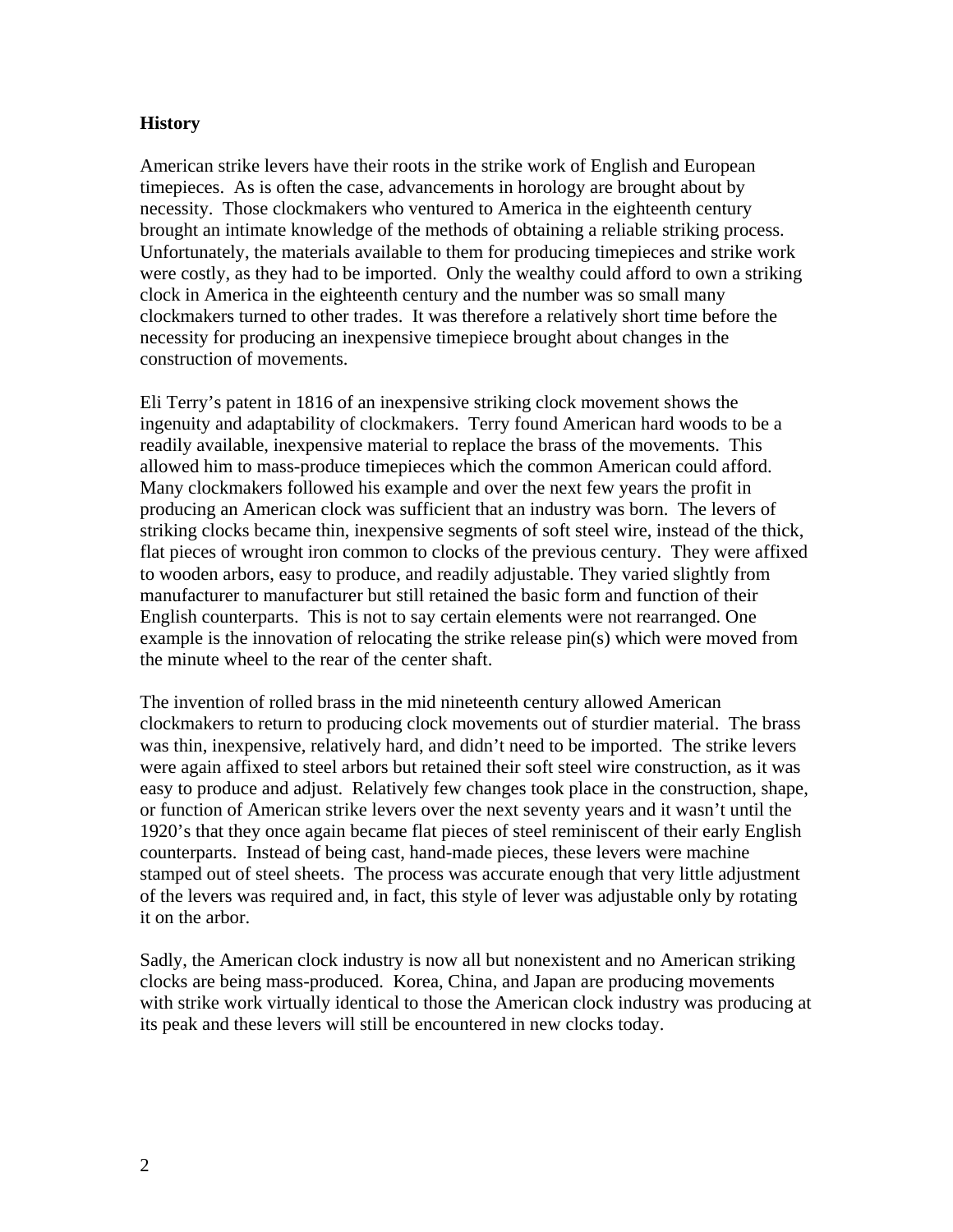**History**

American strike levers have their roots in the strike work of English and European timepieces. As is often the case, advancements in horology are brought about by necessity. Those clockmakers who ventured to America in the eighteenth century brought an intimate knowledge of the methods of obtaining a reliable striking process. Unfortunately, the materials available to them for producing timepieces and strike work were costly, as they had to be imported. Only the wealthy could afford to own a striking clock in America in the eighteenth century and the number was so small many clockmakers turned to other trades. It was therefore a relatively short time before the necessity for producing an inexpensive timepiece brought about changes in the construction of movements.

Eli Terry's patent in 1816 of an inexpensive striking clock movement shows the ingenuity and adaptability of clockmakers. Terry found American hard woods to be a readily available, inexpensive material to replace the brass of the movements. This allowed him to mass-produce timepieces which the common American could afford. Many clockmakers followed his example and over the next few years the profit in producing an American clock was sufficient that an industry was born. The levers of striking clocks became thin, inexpensive segments of soft steel wire, instead of the thick, flat pieces of wrought iron common to clocks of the previous century. They were affixed to wooden arbors, easy to produce, and readily adjustable. They varied slightly from manufacturer to manufacturer but still retained the basic form and function of their English counterparts. This is not to say certain elements were not rearranged. One example is the innovation of relocating the strike release pin(s) which were moved from the minute wheel to the rear of the center shaft.

The invention of rolled brass in the mid nineteenth century allowed American clockmakers to return to producing clock movements out of sturdier material. The brass was thin, inexpensive, relatively hard, and didn't need to be imported. The strike levers were again affixed to steel arbors but retained their soft steel wire construction, as it was easy to produce and adjust. Relatively few changes took place in the construction, shape, or function of American strike levers over the next seventy years and it wasn't until the 1920's that they once again became flat pieces of steel reminiscent of their early English counterparts. Instead of being cast, hand-made pieces, these levers were machine stamped out of steel sheets. The process was accurate enough that very little adjustment of the levers was required and, in fact, this style of lever was adjustable only by rotating it on the arbor.

Sadly, the American clock industry is now all but nonexistent and no American striking clocks are being mass-produced. Korea, China, and Japan are producing movements with strike work virtually identical to those the American clock industry was producing at its peak and these levers will still be encountered in new clocks today.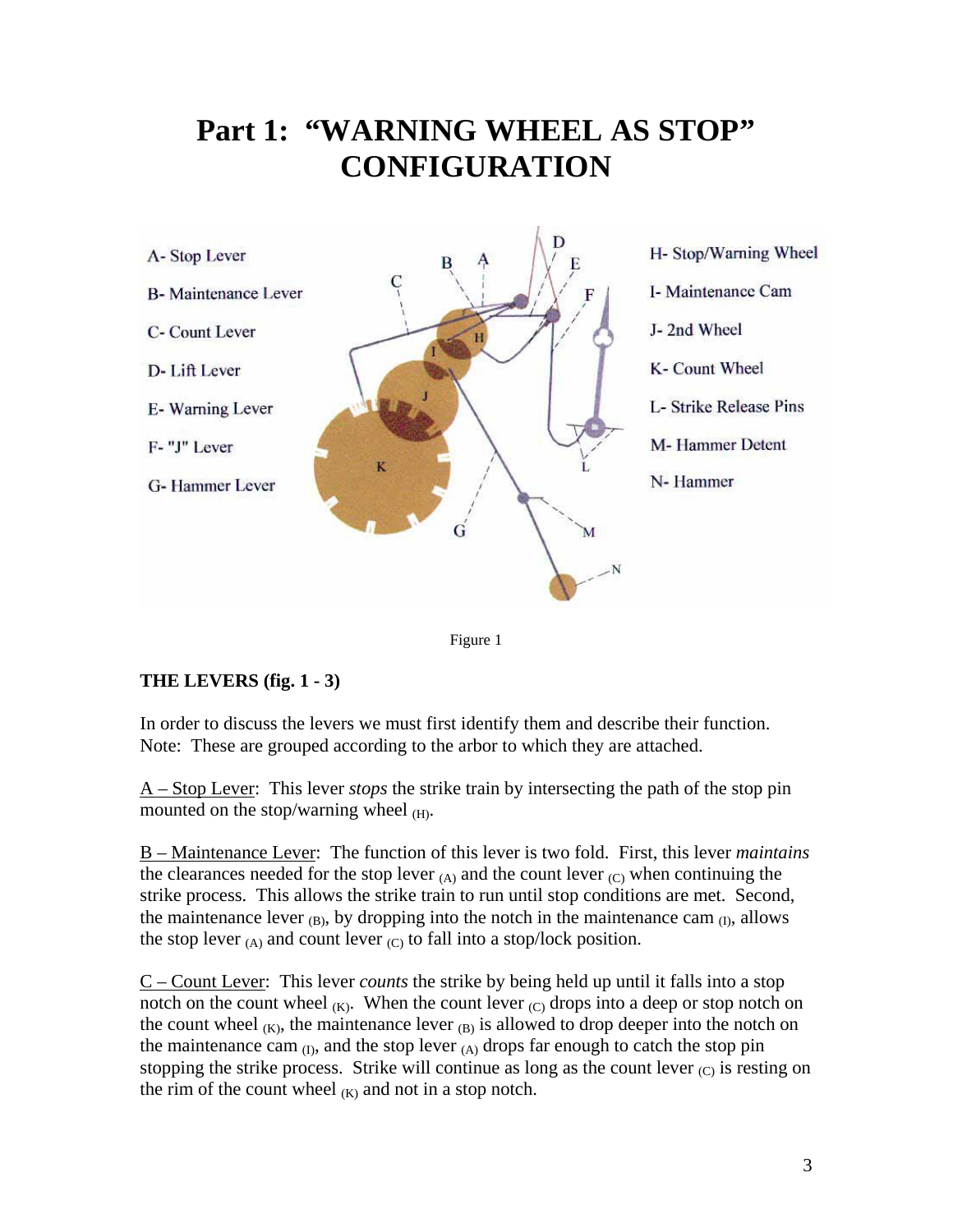# Part 1: "WARNING WHEEL AS STOP" CONFIGURATION

A- Stop Lever
B- Maintenance Lever
C- Count Lever
D- Lift Lever
E- Warning Lever
F- "J" Lever
G- Hammer Lever

H- Stop/Warning Wheel
I- Maintenance Cam
J- 2nd Wheel
K- Count Wheel
L- Strike Release Pins
M- Hammer Detent
N- Hammer

Figure 1

**THE LEVERS (fig. 1 - 3)**

In order to discuss the levers we must first identify them and describe their function. Note: These are grouped according to the arbor to which they are attached.

<u>A – Stop Lever</u>: This lever *stops* the strike train by intersecting the path of the stop pin mounted on the stop/warning wheel $_{(H)}$.

<u>B – Maintenance Lever</u>: The function of this lever is two fold. First, this lever *maintains* the clearances needed for the stop lever $_{(A)}$ and the count lever $_{(C)}$ when continuing the strike process. This allows the strike train to run until stop conditions are met. Second, the maintenance lever $_{(B)}$, by dropping into the notch in the maintenance cam $_{(I)}$, allows the stop lever $_{(A)}$ and count lever $_{(C)}$ to fall into a stop/lock position.

<u>C – Count Lever</u>: This lever *counts* the strike by being held up until it falls into a stop notch on the count wheel $_{(K)}$. When the count lever $_{(C)}$ drops into a deep or stop notch on the count wheel $_{(K)}$, the maintenance lever $_{(B)}$ is allowed to drop deeper into the notch on the maintenance cam $_{(I)}$, and the stop lever $_{(A)}$ drops far enough to catch the stop pin stopping the strike process. Strike will continue as long as the count lever $_{(C)}$ is resting on the rim of the count wheel $_{(K)}$ and not in a stop notch.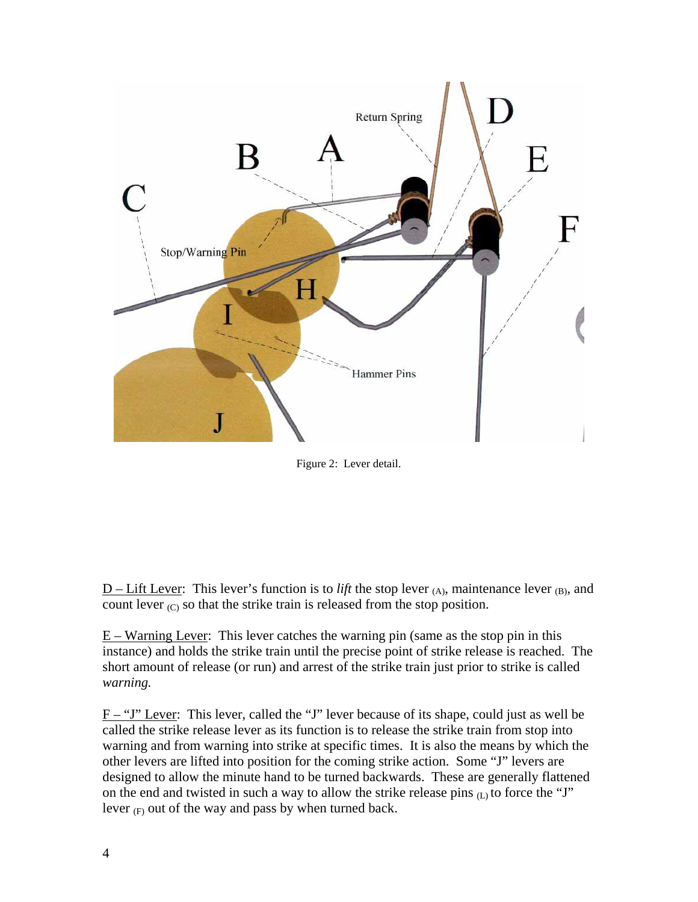Figure 2: Lever detail.

D – Lift Lever: This lever's function is to *lift* the stop lever $_{(A)}$, maintenance lever $_{(B)}$, and count lever $_{(C)}$ so that the strike train is released from the stop position.

E – Warning Lever: This lever catches the warning pin (same as the stop pin in this instance) and holds the strike train until the precise point of strike release is reached. The short amount of release (or run) and arrest of the strike train just prior to strike is called *warning.*

F – "J" Lever: This lever, called the "J" lever because of its shape, could just as well be called the strike release lever as its function is to release the strike train from stop into warning and from warning into strike at specific times. It is also the means by which the other levers are lifted into position for the coming strike action. Some "J" levers are designed to allow the minute hand to be turned backwards. These are generally flattened on the end and twisted in such a way to allow the strike release pins $_{(L)}$ to force the "J" lever $_{(F)}$ out of the way and pass by when turned back.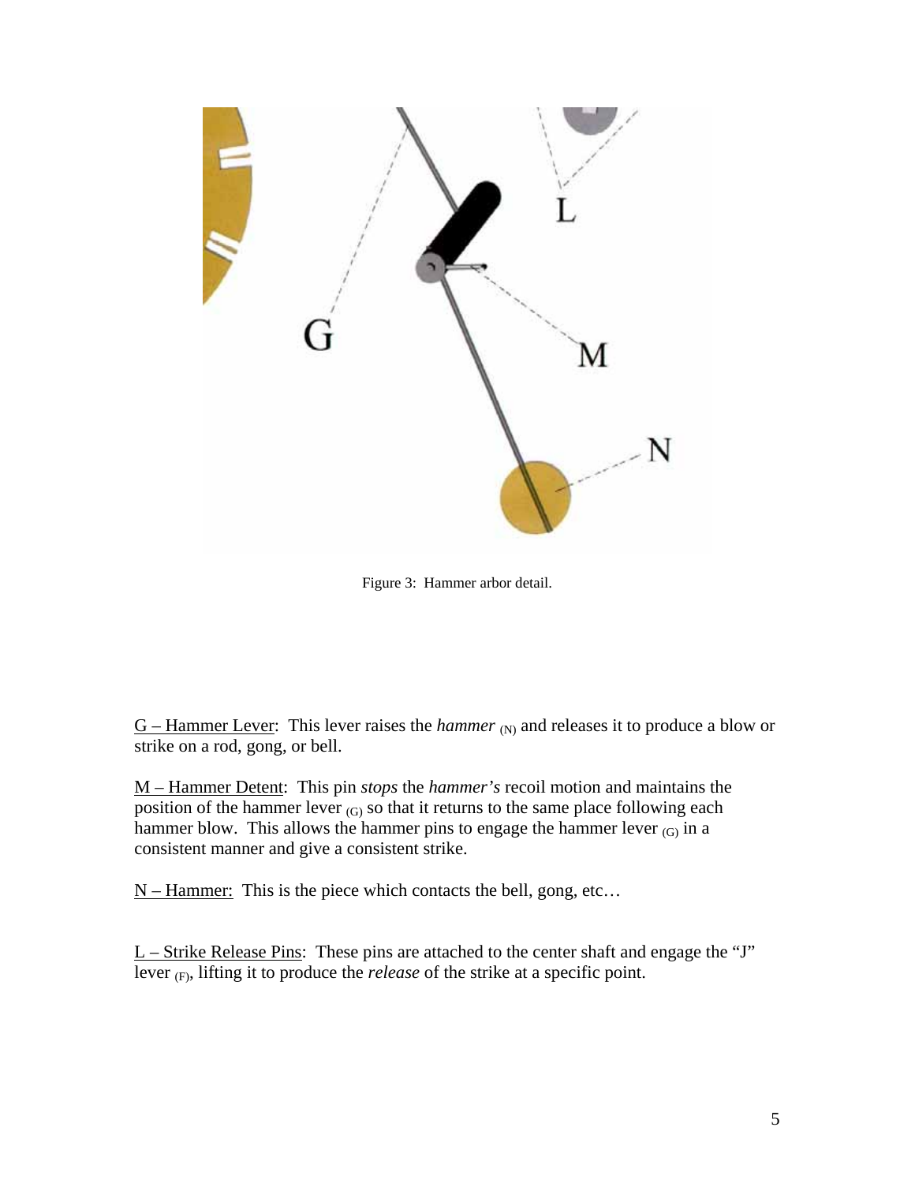Figure 3: Hammer arbor detail.

G – Hammer Lever: This lever raises the *hammer* $_{(N)}$ and releases it to produce a blow or strike on a rod, gong, or bell.

M – Hammer Detent: This pin *stops* the *hammer's* recoil motion and maintains the position of the hammer lever $_{(G)}$ so that it returns to the same place following each hammer blow. This allows the hammer pins to engage the hammer lever $_{(G)}$ in a consistent manner and give a consistent strike.

N – Hammer: This is the piece which contacts the bell, gong, etc…

L – Strike Release Pins: These pins are attached to the center shaft and engage the "J" lever $_{(F)}$, lifting it to produce the *release* of the strike at a specific point.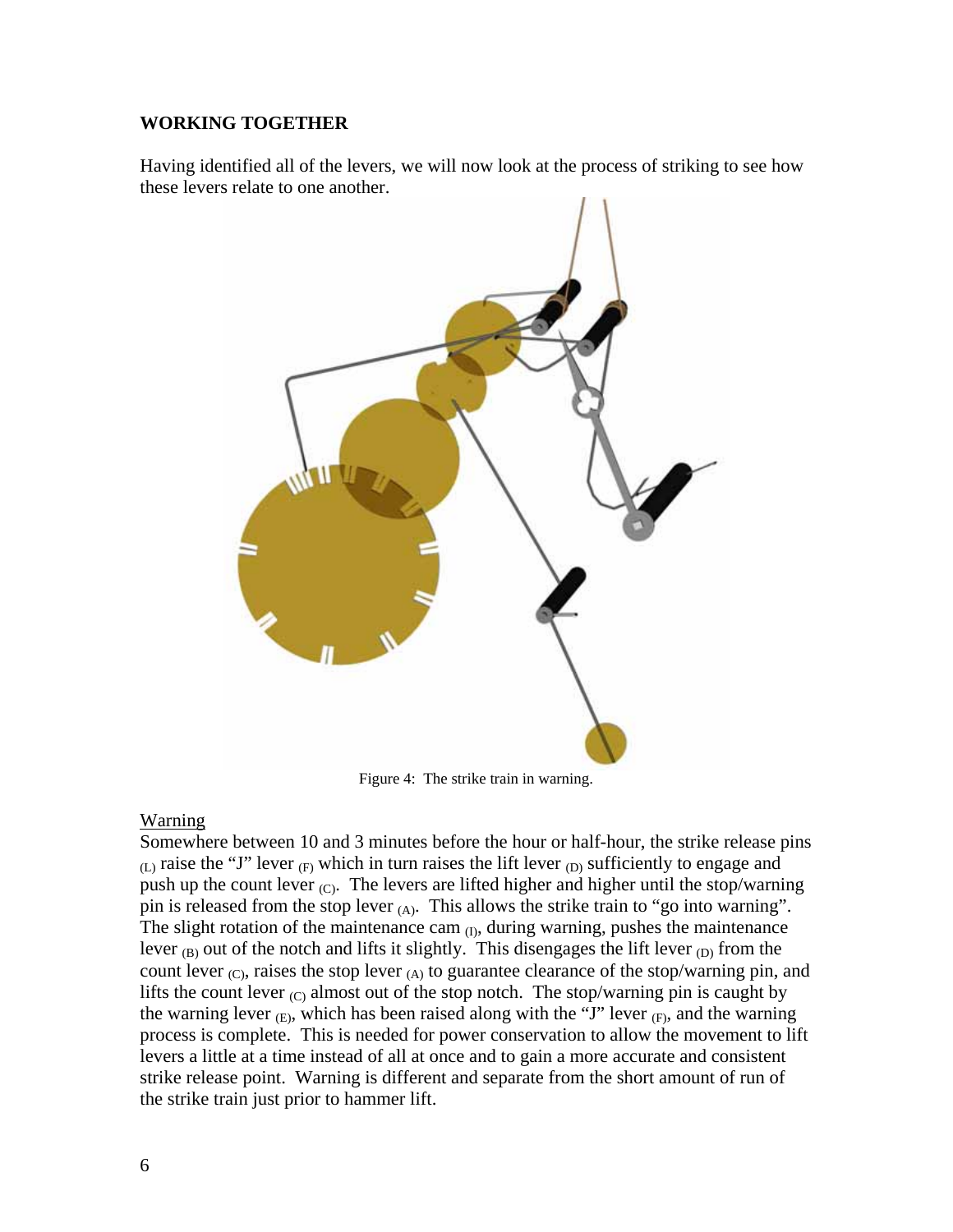## WORKING TOGETHER

Having identified all of the levers, we will now look at the process of striking to see how these levers relate to one another.

Figure 4: The strike train in warning.

Warning

Somewhere between 10 and 3 minutes before the hour or half-hour, the strike release pins $_{(L)}$ raise the "J" lever $_{(F)}$ which in turn raises the lift lever $_{(D)}$ sufficiently to engage and push up the count lever $_{(C)}$. The levers are lifted higher and higher until the stop/warning pin is released from the stop lever $_{(A)}$. This allows the strike train to "go into warning". The slight rotation of the maintenance cam $_{(I)}$, during warning, pushes the maintenance lever $_{(B)}$ out of the notch and lifts it slightly. This disengages the lift lever $_{(D)}$ from the count lever $_{(C)}$, raises the stop lever $_{(A)}$ to guarantee clearance of the stop/warning pin, and lifts the count lever $_{(C)}$ almost out of the stop notch. The stop/warning pin is caught by the warning lever $_{(E)}$, which has been raised along with the "J" lever $_{(F)}$, and the warning process is complete. This is needed for power conservation to allow the movement to lift levers a little at a time instead of all at once and to gain a more accurate and consistent strike release point. Warning is different and separate from the short amount of run of the strike train just prior to hammer lift.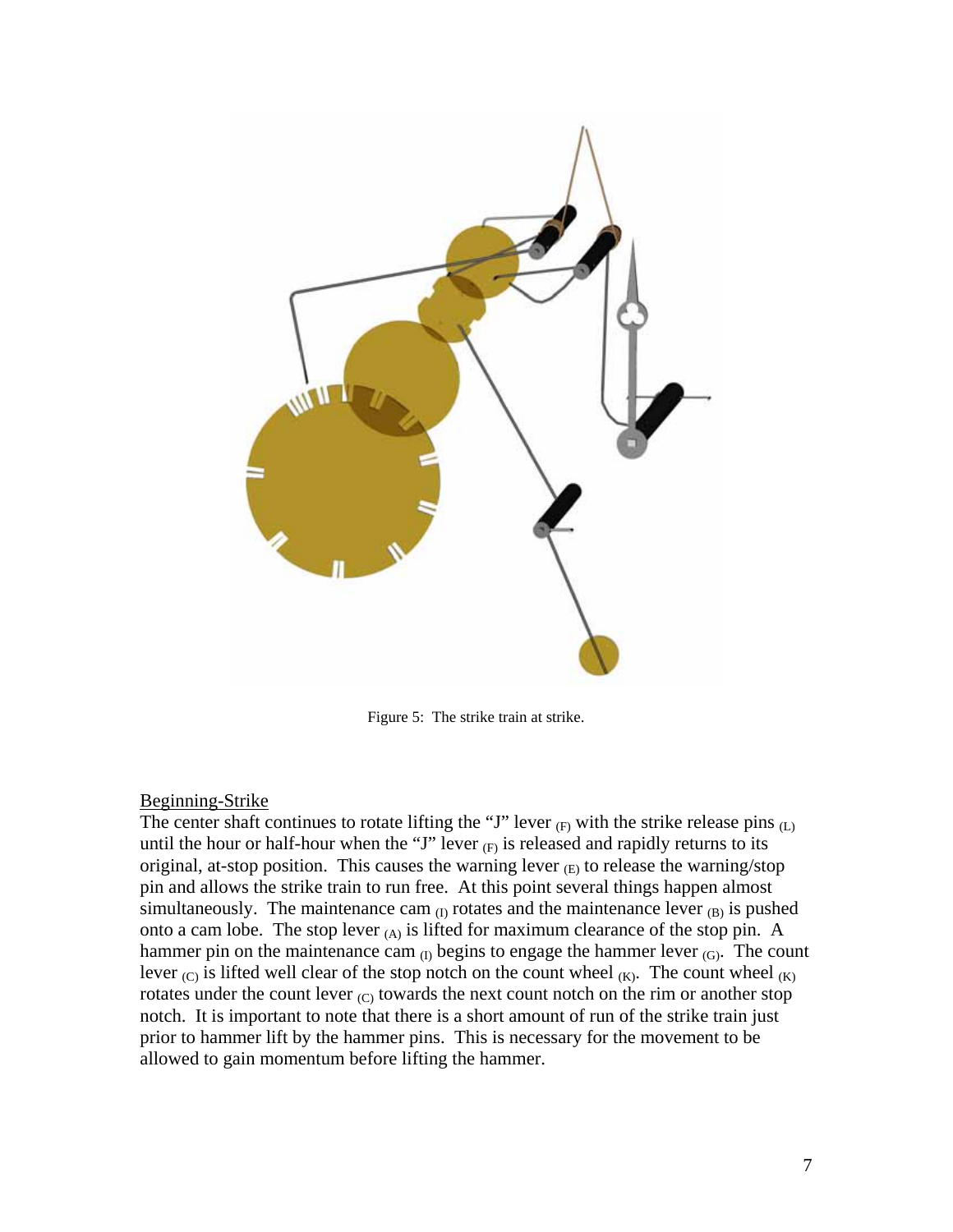Figure 5: The strike train at strike.

Beginning-Strike

The center shaft continues to rotate lifting the "J" lever $_{(F)}$ with the strike release pins $_{(L)}$ until the hour or half-hour when the "J" lever $_{(F)}$ is released and rapidly returns to its original, at-stop position. This causes the warning lever $_{(E)}$ to release the warning/stop pin and allows the strike train to run free. At this point several things happen almost simultaneously. The maintenance cam $_{(I)}$ rotates and the maintenance lever $_{(B)}$ is pushed onto a cam lobe. The stop lever $_{(A)}$ is lifted for maximum clearance of the stop pin. A hammer pin on the maintenance cam $_{(I)}$ begins to engage the hammer lever $_{(G)}$. The count lever $_{(C)}$ is lifted well clear of the stop notch on the count wheel $_{(K)}$. The count wheel $_{(K)}$ rotates under the count lever $_{(C)}$ towards the next count notch on the rim or another stop notch. It is important to note that there is a short amount of run of the strike train just prior to hammer lift by the hammer pins. This is necessary for the movement to be allowed to gain momentum before lifting the hammer.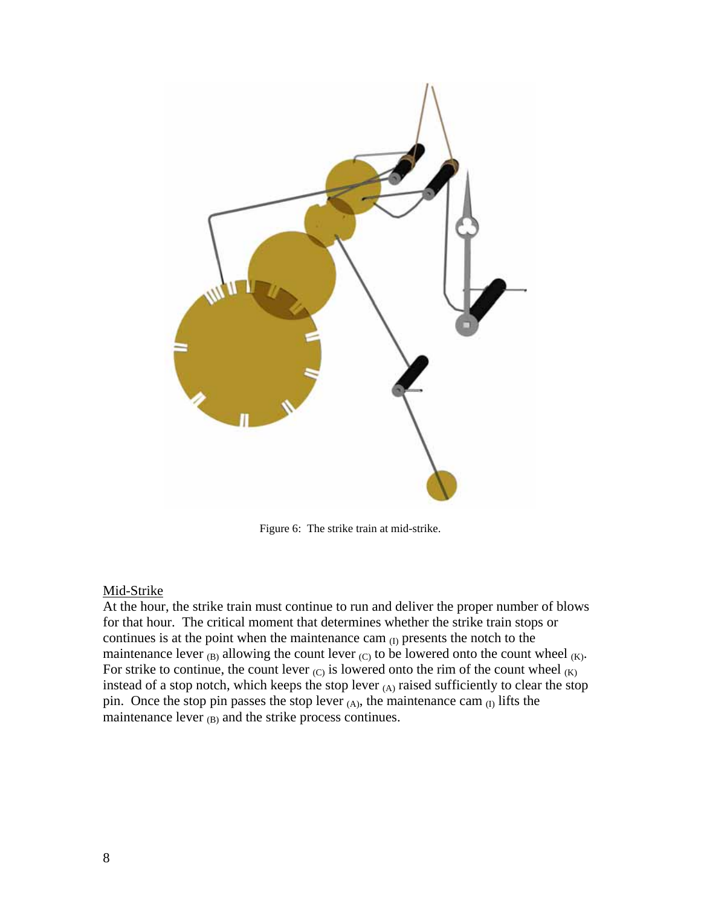Figure 6: The strike train at mid-strike.

## Mid-Strike

At the hour, the strike train must continue to run and deliver the proper number of blows for that hour. The critical moment that determines whether the strike train stops or continues is at the point when the maintenance cam $_{(I)}$ presents the notch to the maintenance lever $_{(B)}$ allowing the count lever $_{(C)}$ to be lowered onto the count wheel $_{(K)}$. For strike to continue, the count lever $_{(C)}$ is lowered onto the rim of the count wheel $_{(K)}$ instead of a stop notch, which keeps the stop lever $_{(A)}$ raised sufficiently to clear the stop pin. Once the stop pin passes the stop lever $_{(A)}$, the maintenance cam $_{(I)}$ lifts the maintenance lever $_{(B)}$ and the strike process continues.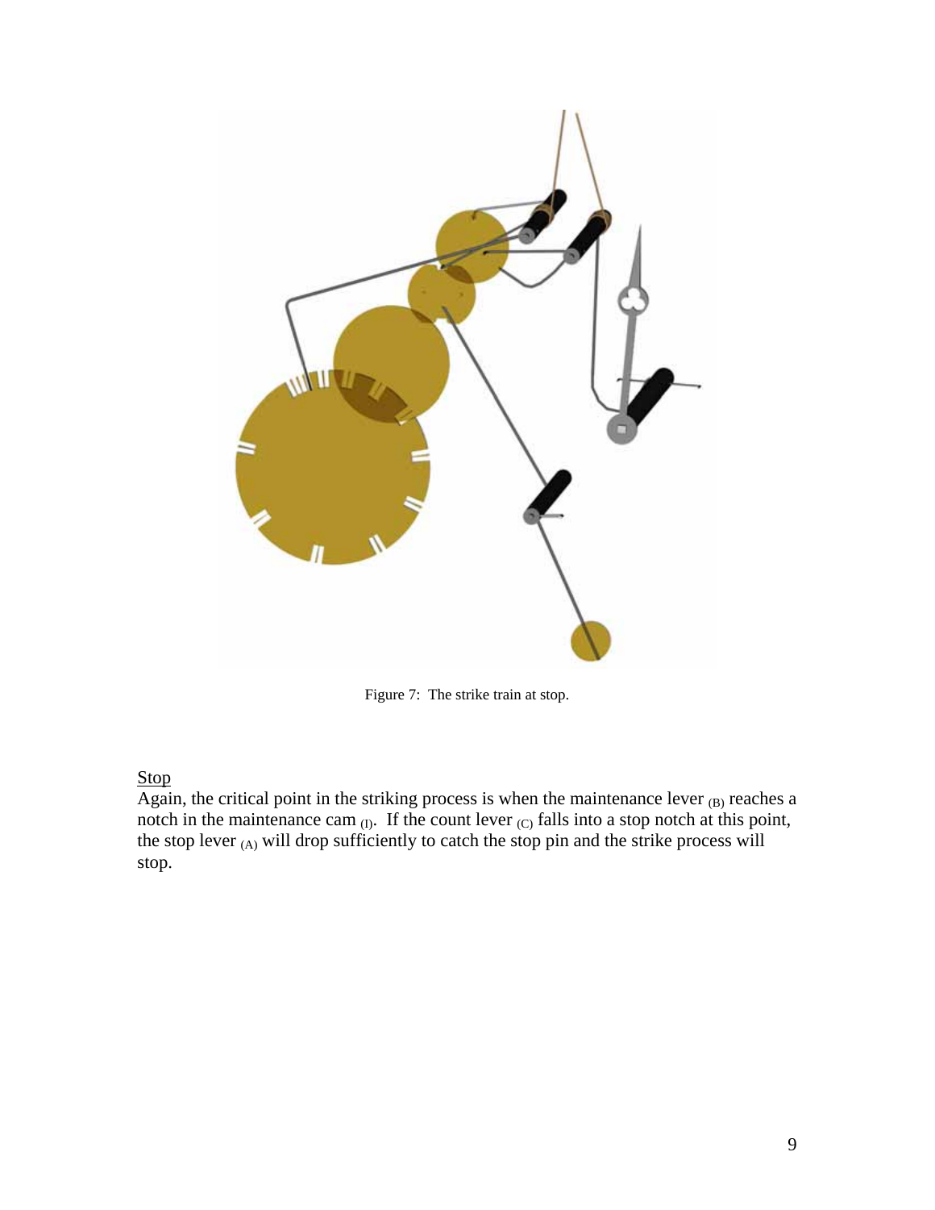Figure 7: The strike train at stop.

Stop

Again, the critical point in the striking process is when the maintenance lever $_{(B)}$ reaches a notch in the maintenance cam $_{(I)}$. If the count lever $_{(C)}$ falls into a stop notch at this point, the stop lever $_{(A)}$ will drop sufficiently to catch the stop pin and the strike process will stop.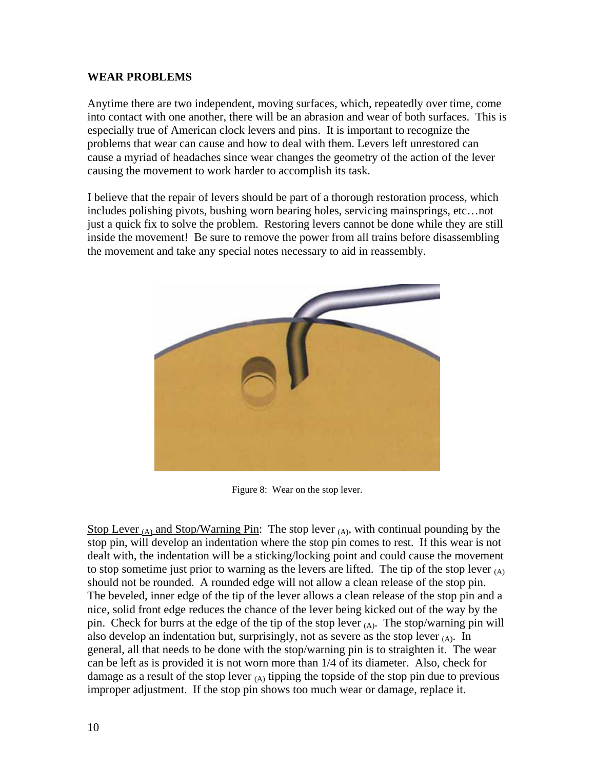## WEAR PROBLEMS

Anytime there are two independent, moving surfaces, which, repeatedly over time, come into contact with one another, there will be an abrasion and wear of both surfaces. This is especially true of American clock levers and pins. It is important to recognize the problems that wear can cause and how to deal with them. Levers left unrestored can cause a myriad of headaches since wear changes the geometry of the action of the lever causing the movement to work harder to accomplish its task.

I believe that the repair of levers should be part of a thorough restoration process, which includes polishing pivots, bushing worn bearing holes, servicing mainsprings, etc…not just a quick fix to solve the problem. Restoring levers cannot be done while they are still inside the movement! Be sure to remove the power from all trains before disassembling the movement and take any special notes necessary to aid in reassembly.

Figure 8: Wear on the stop lever.

Stop Lever $_{(A)}$ and Stop/Warning Pin: The stop lever $_{(A)}$, with continual pounding by the stop pin, will develop an indentation where the stop pin comes to rest. If this wear is not dealt with, the indentation will be a sticking/locking point and could cause the movement to stop sometime just prior to warning as the levers are lifted. The tip of the stop lever $_{(A)}$ should not be rounded. A rounded edge will not allow a clean release of the stop pin. The beveled, inner edge of the tip of the lever allows a clean release of the stop pin and a nice, solid front edge reduces the chance of the lever being kicked out of the way by the pin. Check for burrs at the edge of the tip of the stop lever $_{(A)}$. The stop/warning pin will also develop an indentation but, surprisingly, not as severe as the stop lever $_{(A)}$. In general, all that needs to be done with the stop/warning pin is to straighten it. The wear can be left as is provided it is not worn more than 1/4 of its diameter. Also, check for damage as a result of the stop lever $_{(A)}$ tipping the topside of the stop pin due to previous improper adjustment. If the stop pin shows too much wear or damage, replace it.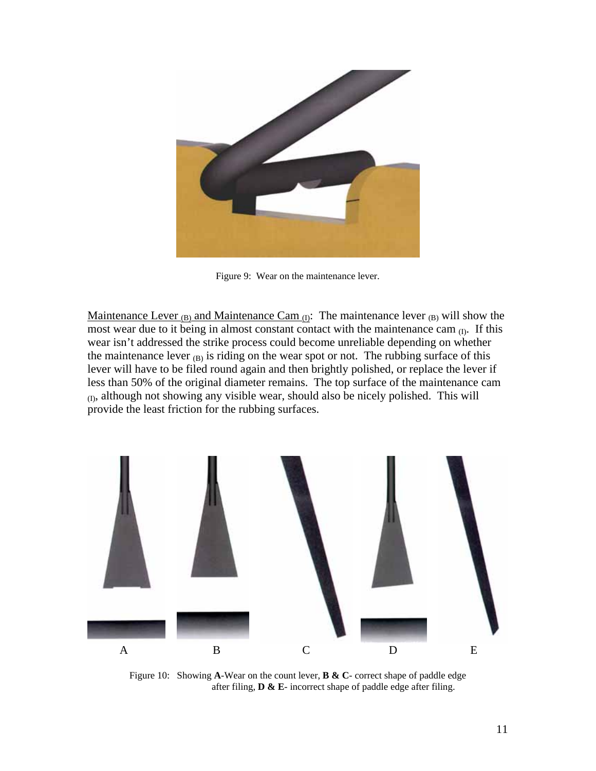Figure 9: Wear on the maintenance lever.

Maintenance Lever $_{(B)}$ and Maintenance Cam $_{(I)}$: The maintenance lever $_{(B)}$ will show the most wear due to it being in almost constant contact with the maintenance cam $_{(I)}$. If this wear isn't addressed the strike process could become unreliable depending on whether the maintenance lever $_{(B)}$ is riding on the wear spot or not. The rubbing surface of this lever will have to be filed round again and then brightly polished, or replace the lever if less than 50% of the original diameter remains. The top surface of the maintenance cam $_{(I)}$, although not showing any visible wear, should also be nicely polished. This will provide the least friction for the rubbing surfaces.

A B C D E

Figure 10: Showing **A**-Wear on the count lever, **B & C**- correct shape of paddle edge after filing, **D & E**- incorrect shape of paddle edge after filing.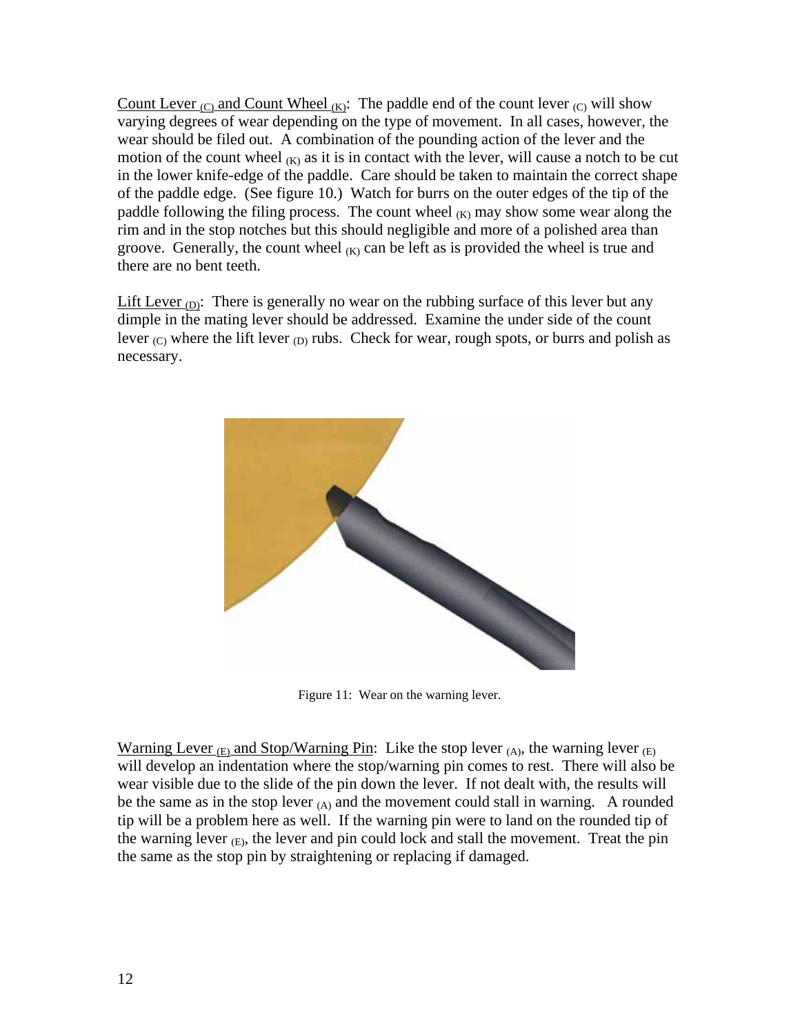Count Lever $_{(C)}$ and Count Wheel $_{(K)}$: The paddle end of the count lever $_{(C)}$ will show varying degrees of wear depending on the type of movement. In all cases, however, the wear should be filed out. A combination of the pounding action of the lever and the motion of the count wheel $_{(K)}$ as it is in contact with the lever, will cause a notch to be cut in the lower knife-edge of the paddle. Care should be taken to maintain the correct shape of the paddle edge. (See figure 10.) Watch for burrs on the outer edges of the tip of the paddle following the filing process. The count wheel $_{(K)}$ may show some wear along the rim and in the stop notches but this should negligible and more of a polished area than groove. Generally, the count wheel $_{(K)}$ can be left as is provided the wheel is true and there are no bent teeth.

Lift Lever $_{(D)}$: There is generally no wear on the rubbing surface of this lever but any dimple in the mating lever should be addressed. Examine the under side of the count lever $_{(C)}$ where the lift lever $_{(D)}$ rubs. Check for wear, rough spots, or burrs and polish as necessary.

Figure 11: Wear on the warning lever.

Warning Lever $_{(E)}$ and Stop/Warning Pin: Like the stop lever $_{(A)}$, the warning lever $_{(E)}$ will develop an indentation where the stop/warning pin comes to rest. There will also be wear visible due to the slide of the pin down the lever. If not dealt with, the results will be the same as in the stop lever $_{(A)}$ and the movement could stall in warning. A rounded tip will be a problem here as well. If the warning pin were to land on the rounded tip of the warning lever $_{(E)}$, the lever and pin could lock and stall the movement. Treat the pin the same as the stop pin by straightening or replacing if damaged.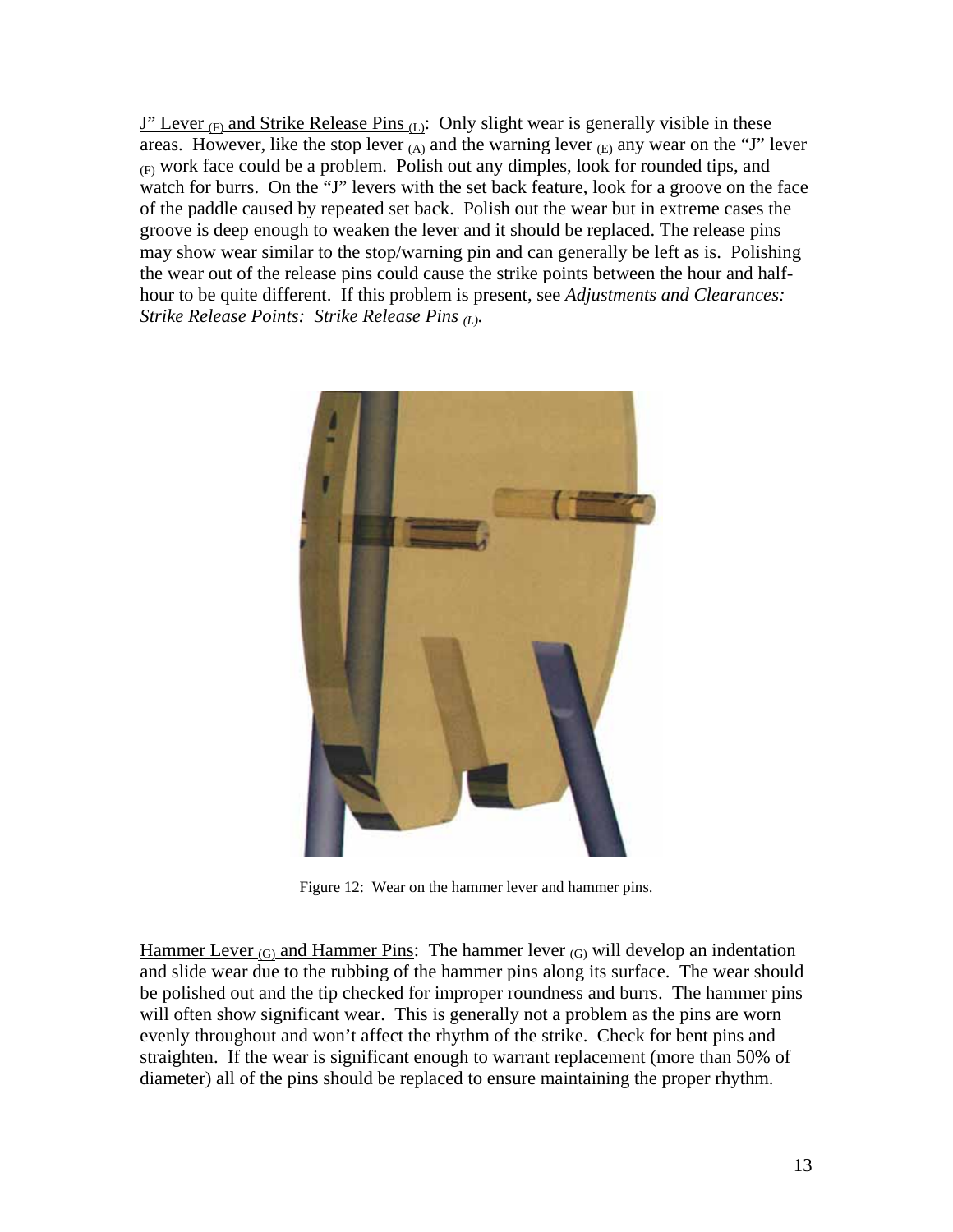<u>J" Lever $_{(F)}$ and Strike Release Pins $_{(L)}$</u>: Only slight wear is generally visible in these areas. However, like the stop lever $_{(A)}$ and the warning lever $_{(E)}$ any wear on the "J" lever $_{(F)}$ work face could be a problem. Polish out any dimples, look for rounded tips, and watch for burrs. On the "J" levers with the set back feature, look for a groove on the face of the paddle caused by repeated set back. Polish out the wear but in extreme cases the groove is deep enough to weaken the lever and it should be replaced. The release pins may show wear similar to the stop/warning pin and can generally be left as is. Polishing the wear out of the release pins could cause the strike points between the hour and half-hour to be quite different. If this problem is present, see *Adjustments and Clearances: Strike Release Points: Strike Release Pins $_{(L)}$*.

Figure 12: Wear on the hammer lever and hammer pins.

<u>Hammer Lever $_{(G)}$ and Hammer Pins</u>: The hammer lever $_{(G)}$ will develop an indentation and slide wear due to the rubbing of the hammer pins along its surface. The wear should be polished out and the tip checked for improper roundness and burrs. The hammer pins will often show significant wear. This is generally not a problem as the pins are worn evenly throughout and won't affect the rhythm of the strike. Check for bent pins and straighten. If the wear is significant enough to warrant replacement (more than 50% of diameter) all of the pins should be replaced to ensure maintaining the proper rhythm.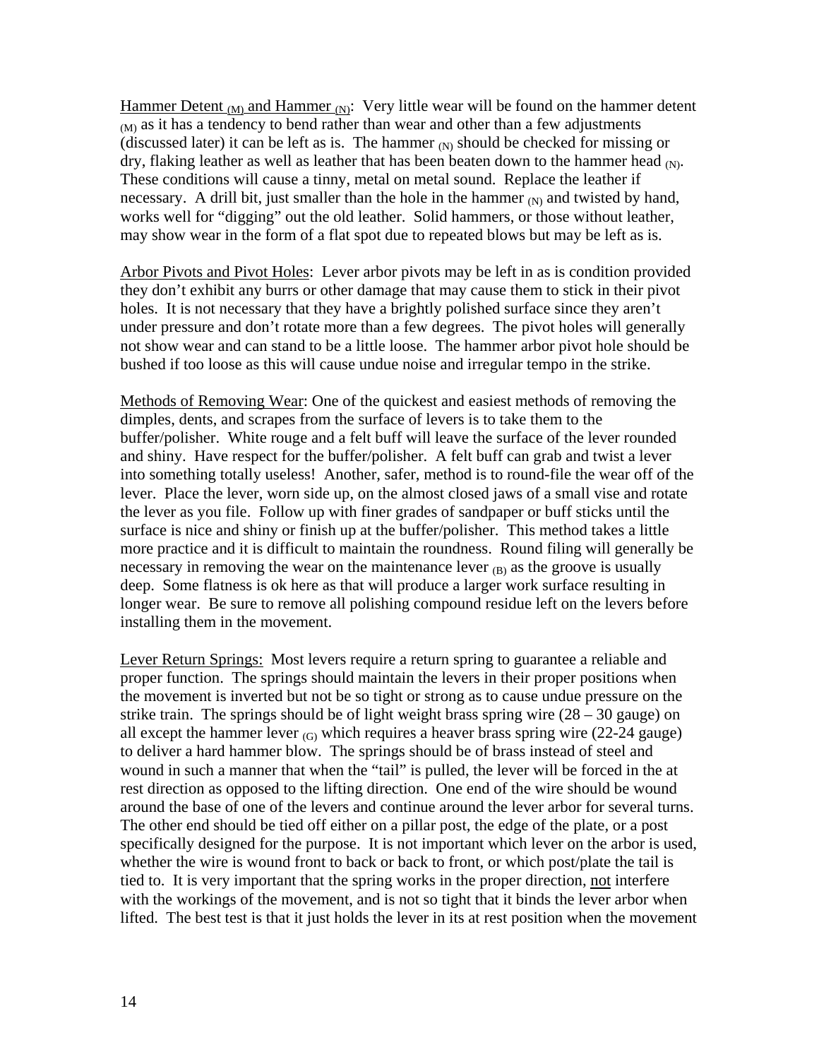Hammer Detent $_{(M)}$ and Hammer $_{(N)}$: Very little wear will be found on the hammer detent $_{(M)}$ as it has a tendency to bend rather than wear and other than a few adjustments (discussed later) it can be left as is. The hammer $_{(N)}$ should be checked for missing or dry, flaking leather as well as leather that has been beaten down to the hammer head $_{(N)}$. These conditions will cause a tinny, metal on metal sound. Replace the leather if necessary. A drill bit, just smaller than the hole in the hammer $_{(N)}$ and twisted by hand, works well for "digging" out the old leather. Solid hammers, or those without leather, may show wear in the form of a flat spot due to repeated blows but may be left as is.

Arbor Pivots and Pivot Holes: Lever arbor pivots may be left in as is condition provided they don't exhibit any burrs or other damage that may cause them to stick in their pivot holes. It is not necessary that they have a brightly polished surface since they aren't under pressure and don't rotate more than a few degrees. The pivot holes will generally not show wear and can stand to be a little loose. The hammer arbor pivot hole should be bushed if too loose as this will cause undue noise and irregular tempo in the strike.

Methods of Removing Wear: One of the quickest and easiest methods of removing the dimples, dents, and scrapes from the surface of levers is to take them to the buffer/polisher. White rouge and a felt buff will leave the surface of the lever rounded and shiny. Have respect for the buffer/polisher. A felt buff can grab and twist a lever into something totally useless! Another, safer, method is to round-file the wear off of the lever. Place the lever, worn side up, on the almost closed jaws of a small vise and rotate the lever as you file. Follow up with finer grades of sandpaper or buff sticks until the surface is nice and shiny or finish up at the buffer/polisher. This method takes a little more practice and it is difficult to maintain the roundness. Round filing will generally be necessary in removing the wear on the maintenance lever $_{(B)}$ as the groove is usually deep. Some flatness is ok here as that will produce a larger work surface resulting in longer wear. Be sure to remove all polishing compound residue left on the levers before installing them in the movement.

Lever Return Springs: Most levers require a return spring to guarantee a reliable and proper function. The springs should maintain the levers in their proper positions when the movement is inverted but not be so tight or strong as to cause undue pressure on the strike train. The springs should be of light weight brass spring wire (28 – 30 gauge) on all except the hammer lever $_{(G)}$ which requires a heaver brass spring wire (22-24 gauge) to deliver a hard hammer blow. The springs should be of brass instead of steel and wound in such a manner that when the "tail" is pulled, the lever will be forced in the at rest direction as opposed to the lifting direction. One end of the wire should be wound around the base of one of the levers and continue around the lever arbor for several turns. The other end should be tied off either on a pillar post, the edge of the plate, or a post specifically designed for the purpose. It is not important which lever on the arbor is used, whether the wire is wound front to back or back to front, or which post/plate the tail is tied to. It is very important that the spring works in the proper direction, not interfere with the workings of the movement, and is not so tight that it binds the lever arbor when lifted. The best test is that it just holds the lever in its at rest position when the movement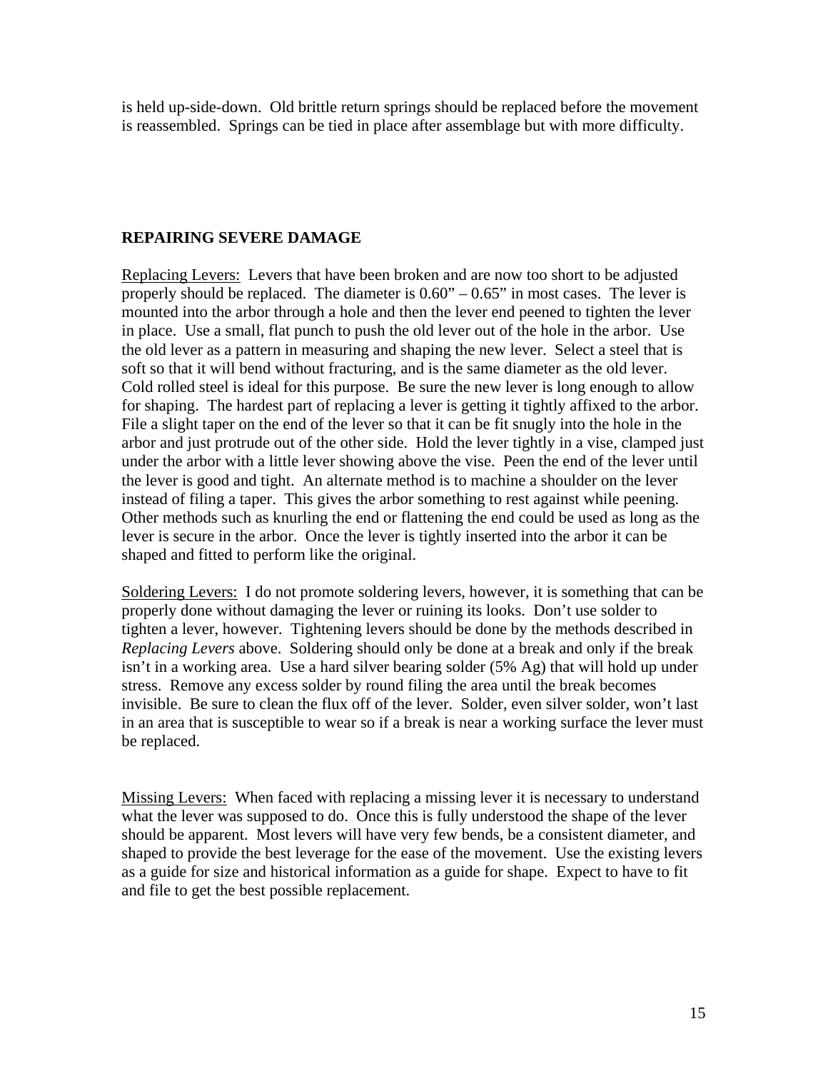is held up-side-down. Old brittle return springs should be replaced before the movement is reassembled. Springs can be tied in place after assemblage but with more difficulty.

## REPAIRING SEVERE DAMAGE

Replacing Levers: Levers that have been broken and are now too short to be adjusted properly should be replaced. The diameter is 0.60" – 0.65" in most cases. The lever is mounted into the arbor through a hole and then the lever end peened to tighten the lever in place. Use a small, flat punch to push the old lever out of the hole in the arbor. Use the old lever as a pattern in measuring and shaping the new lever. Select a steel that is soft so that it will bend without fracturing, and is the same diameter as the old lever. Cold rolled steel is ideal for this purpose. Be sure the new lever is long enough to allow for shaping. The hardest part of replacing a lever is getting it tightly affixed to the arbor. File a slight taper on the end of the lever so that it can be fit snugly into the hole in the arbor and just protrude out of the other side. Hold the lever tightly in a vise, clamped just under the arbor with a little lever showing above the vise. Peen the end of the lever until the lever is good and tight. An alternate method is to machine a shoulder on the lever instead of filing a taper. This gives the arbor something to rest against while peening. Other methods such as knurling the end or flattening the end could be used as long as the lever is secure in the arbor. Once the lever is tightly inserted into the arbor it can be shaped and fitted to perform like the original.

Soldering Levers: I do not promote soldering levers, however, it is something that can be properly done without damaging the lever or ruining its looks. Don't use solder to tighten a lever, however. Tightening levers should be done by the methods described in *Replacing Levers* above. Soldering should only be done at a break and only if the break isn't in a working area. Use a hard silver bearing solder (5% Ag) that will hold up under stress. Remove any excess solder by round filing the area until the break becomes invisible. Be sure to clean the flux off of the lever. Solder, even silver solder, won't last in an area that is susceptible to wear so if a break is near a working surface the lever must be replaced.

Missing Levers: When faced with replacing a missing lever it is necessary to understand what the lever was supposed to do. Once this is fully understood the shape of the lever should be apparent. Most levers will have very few bends, be a consistent diameter, and shaped to provide the best leverage for the ease of the movement. Use the existing levers as a guide for size and historical information as a guide for shape. Expect to have to fit and file to get the best possible replacement.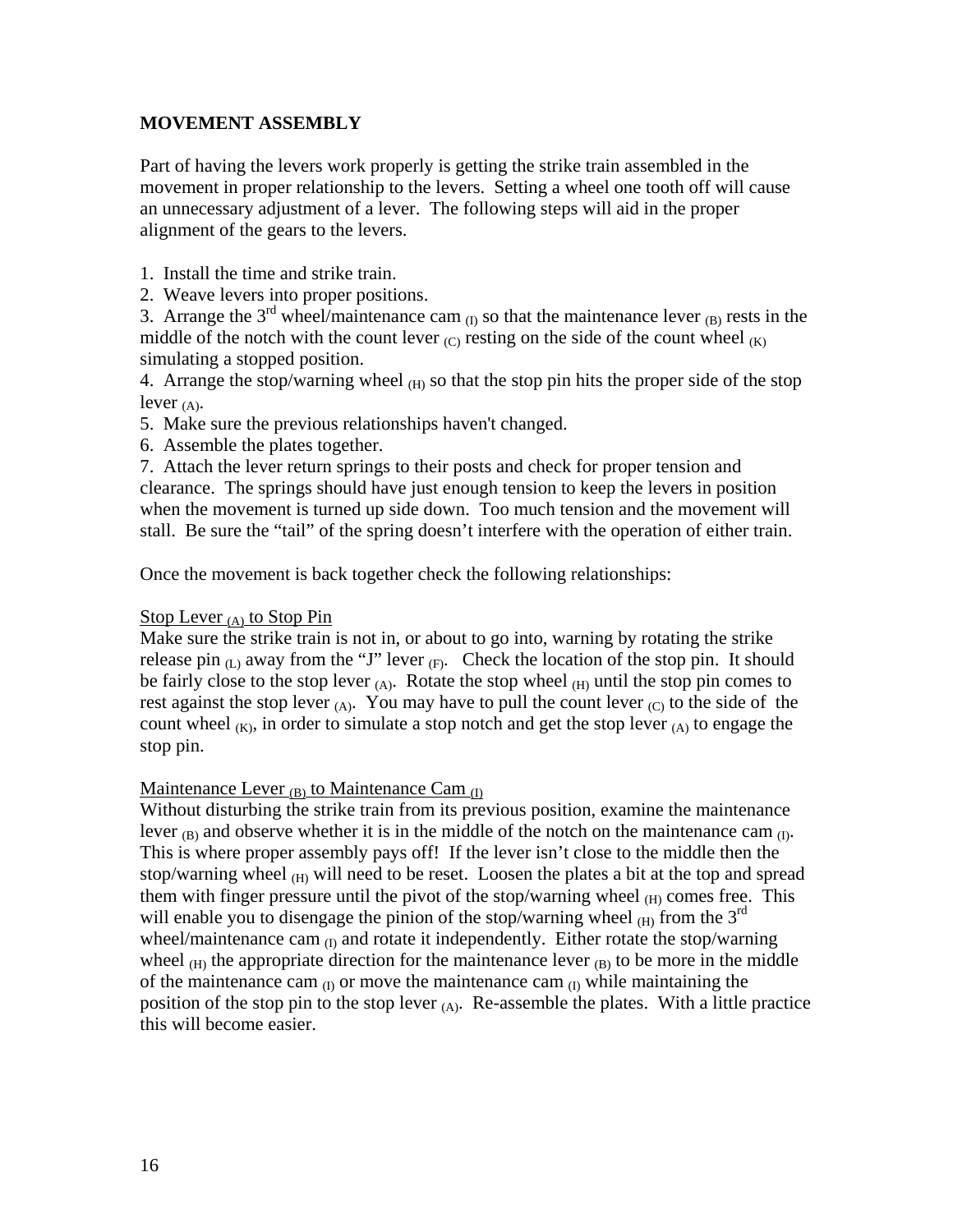## MOVEMENT ASSEMBLY

Part of having the levers work properly is getting the strike train assembled in the movement in proper relationship to the levers. Setting a wheel one tooth off will cause an unnecessary adjustment of a lever. The following steps will aid in the proper alignment of the gears to the levers.

1. Install the time and strike train.
2. Weave levers into proper positions.
3. Arrange the 3rd wheel/maintenance cam $_{(I)}$ so that the maintenance lever $_{(B)}$ rests in the middle of the notch with the count lever $_{(C)}$ resting on the side of the count wheel $_{(K)}$ simulating a stopped position.
4. Arrange the stop/warning wheel $_{(H)}$ so that the stop pin hits the proper side of the stop lever $_{(A)}$.
5. Make sure the previous relationships haven't changed.
6. Assemble the plates together.
7. Attach the lever return springs to their posts and check for proper tension and clearance. The springs should have just enough tension to keep the levers in position when the movement is turned up side down. Too much tension and the movement will stall. Be sure the "tail" of the spring doesn't interfere with the operation of either train.

Once the movement is back together check the following relationships:

<u>Stop Lever $_{(A)}$ to Stop Pin</u>

Make sure the strike train is not in, or about to go into, warning by rotating the strike release pin $_{(L)}$ away from the "J" lever $_{(F)}$. Check the location of the stop pin. It should be fairly close to the stop lever $_{(A)}$. Rotate the stop wheel $_{(H)}$ until the stop pin comes to rest against the stop lever $_{(A)}$. You may have to pull the count lever $_{(C)}$ to the side of the count wheel $_{(K)}$, in order to simulate a stop notch and get the stop lever $_{(A)}$ to engage the stop pin.

<u>Maintenance Lever $_{(B)}$ to Maintenance Cam $_{(I)}$</u>

Without disturbing the strike train from its previous position, examine the maintenance lever $_{(B)}$ and observe whether it is in the middle of the notch on the maintenance cam $_{(I)}$. This is where proper assembly pays off! If the lever isn't close to the middle then the stop/warning wheel $_{(H)}$ will need to be reset. Loosen the plates a bit at the top and spread them with finger pressure until the pivot of the stop/warning wheel $_{(H)}$ comes free. This will enable you to disengage the pinion of the stop/warning wheel $_{(H)}$ from the 3rd wheel/maintenance cam $_{(I)}$ and rotate it independently. Either rotate the stop/warning wheel $_{(H)}$ the appropriate direction for the maintenance lever $_{(B)}$ to be more in the middle of the maintenance cam $_{(I)}$ or move the maintenance cam $_{(I)}$ while maintaining the position of the stop pin to the stop lever $_{(A)}$. Re-assemble the plates. With a little practice this will become easier.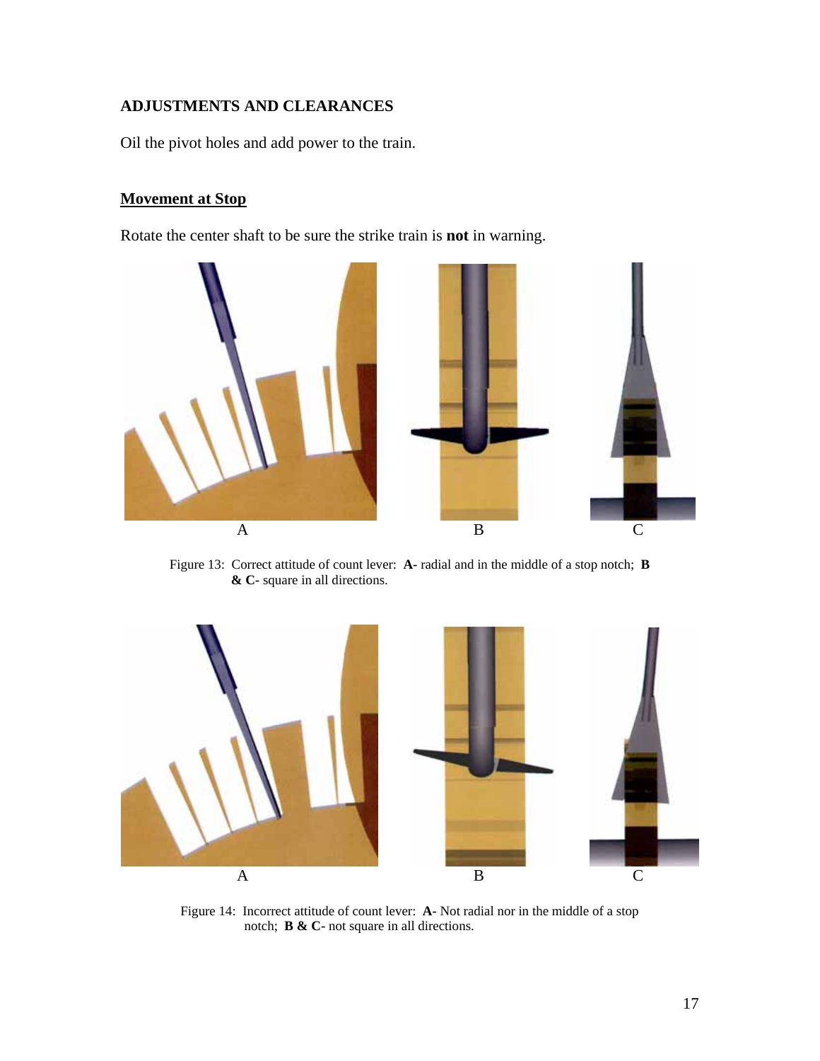## ADJUSTMENTS AND CLEARANCES

Oil the pivot holes and add power to the train.

### Movement at Stop

Rotate the center shaft to be sure the strike train is **not** in warning.

Figure 13: Correct attitude of count lever: **A**- radial and in the middle of a stop notch; **B & C**- square in all directions.

Figure 14: Incorrect attitude of count lever: **A**- Not radial nor in the middle of a stop notch; **B & C**- not square in all directions.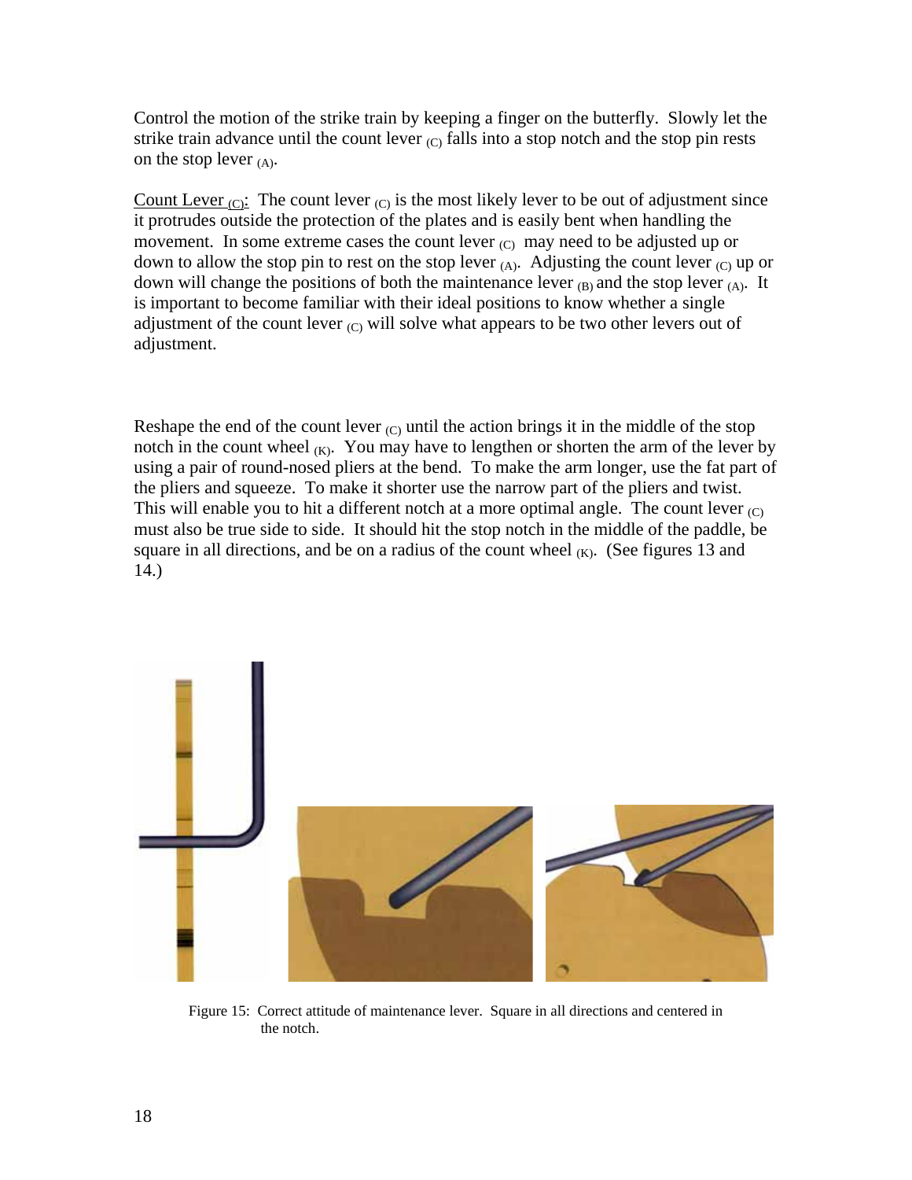Control the motion of the strike train by keeping a finger on the butterfly. Slowly let the strike train advance until the count lever $_{(C)}$ falls into a stop notch and the stop pin rests on the stop lever $_{(A)}$.

Count Lever $_{(C)}$: The count lever $_{(C)}$ is the most likely lever to be out of adjustment since it protrudes outside the protection of the plates and is easily bent when handling the movement. In some extreme cases the count lever $_{(C)}$ may need to be adjusted up or down to allow the stop pin to rest on the stop lever $_{(A)}$. Adjusting the count lever $_{(C)}$ up or down will change the positions of both the maintenance lever $_{(B)}$ and the stop lever $_{(A)}$. It is important to become familiar with their ideal positions to know whether a single adjustment of the count lever $_{(C)}$ will solve what appears to be two other levers out of adjustment.

Reshape the end of the count lever $_{(C)}$ until the action brings it in the middle of the stop notch in the count wheel $_{(K)}$. You may have to lengthen or shorten the arm of the lever by using a pair of round-nosed pliers at the bend. To make the arm longer, use the fat part of the pliers and squeeze. To make it shorter use the narrow part of the pliers and twist. This will enable you to hit a different notch at a more optimal angle. The count lever $_{(C)}$ must also be true side to side. It should hit the stop notch in the middle of the paddle, be square in all directions, and be on a radius of the count wheel $_{(K)}$. (See figures 13 and 14.)

Figure 15: Correct attitude of maintenance lever. Square in all directions and centered in the notch.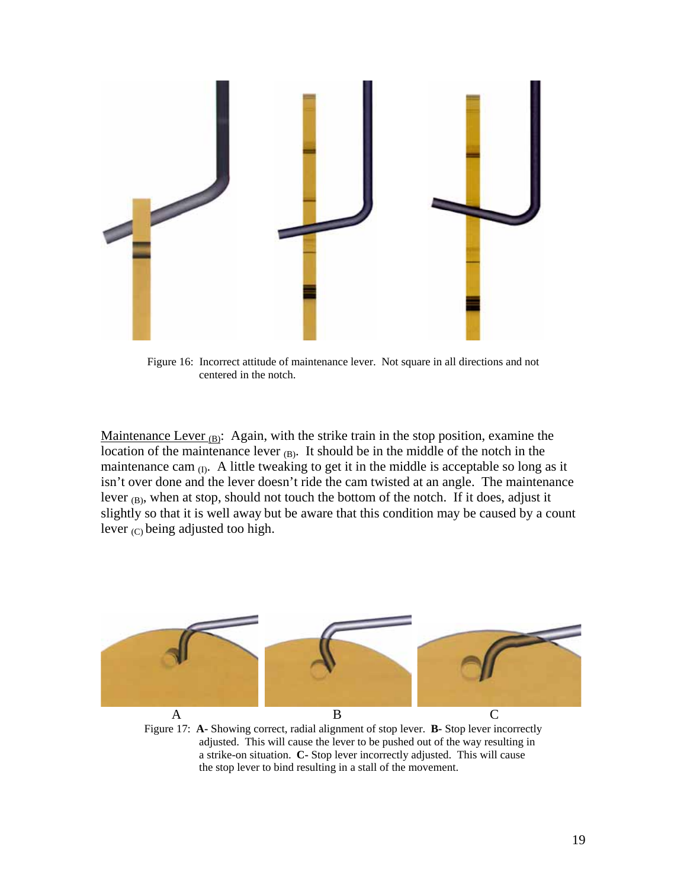Figure 16: Incorrect attitude of maintenance lever. Not square in all directions and not centered in the notch.

Maintenance Lever $_{(B)}$: Again, with the strike train in the stop position, examine the location of the maintenance lever $_{(B)}$. It should be in the middle of the notch in the maintenance cam $_{(I)}$. A little tweaking to get it in the middle is acceptable so long as it isn't over done and the lever doesn't ride the cam twisted at an angle. The maintenance lever $_{(B)}$, when at stop, should not touch the bottom of the notch. If it does, adjust it slightly so that it is well away but be aware that this condition may be caused by a count lever $_{(C)}$ being adjusted too high.

A B C

Figure 17: **A**- Showing correct, radial alignment of stop lever. **B**- Stop lever incorrectly adjusted. This will cause the lever to be pushed out of the way resulting in a strike-on situation. **C**- Stop lever incorrectly adjusted. This will cause the stop lever to bind resulting in a stall of the movement.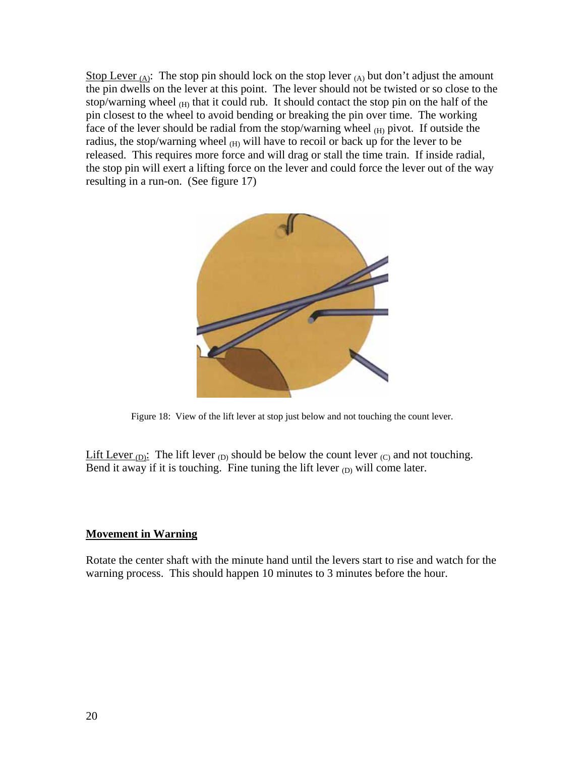Stop Lever $_{(A)}$: The stop pin should lock on the stop lever $_{(A)}$ but don't adjust the amount the pin dwells on the lever at this point. The lever should not be twisted or so close to the stop/warning wheel $_{(H)}$ that it could rub. It should contact the stop pin on the half of the pin closest to the wheel to avoid bending or breaking the pin over time. The working face of the lever should be radial from the stop/warning wheel $_{(H)}$ pivot. If outside the radius, the stop/warning wheel $_{(H)}$ will have to recoil or back up for the lever to be released. This requires more force and will drag or stall the time train. If inside radial, the stop pin will exert a lifting force on the lever and could force the lever out of the way resulting in a run-on. (See figure 17)

Figure 18: View of the lift lever at stop just below and not touching the count lever.

Lift Lever $_{(D)}$: The lift lever $_{(D)}$ should be below the count lever $_{(C)}$ and not touching. Bend it away if it is touching. Fine tuning the lift lever $_{(D)}$ will come later.

## Movement in Warning

Rotate the center shaft with the minute hand until the levers start to rise and watch for the warning process. This should happen 10 minutes to 3 minutes before the hour.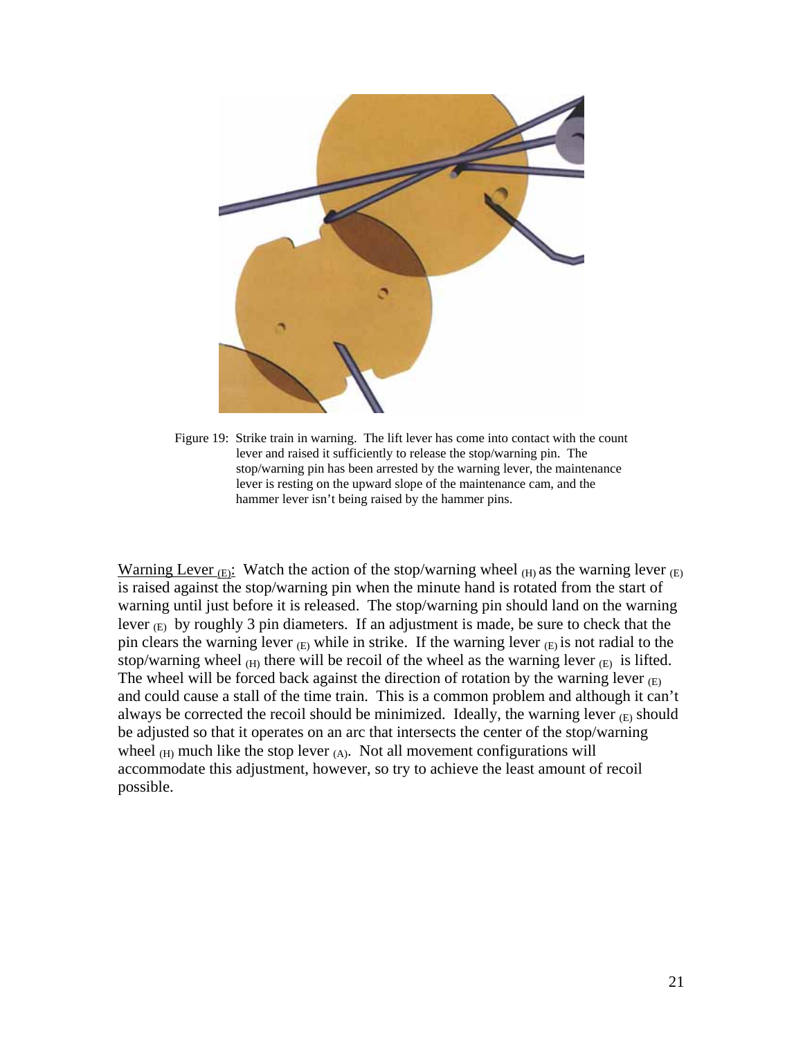Figure 19: Strike train in warning. The lift lever has come into contact with the count lever and raised it sufficiently to release the stop/warning pin. The stop/warning pin has been arrested by the warning lever, the maintenance lever is resting on the upward slope of the maintenance cam, and the hammer lever isn't being raised by the hammer pins.

Warning Lever $_{(E)}$: Watch the action of the stop/warning wheel $_{(H)}$ as the warning lever $_{(E)}$ is raised against the stop/warning pin when the minute hand is rotated from the start of warning until just before it is released. The stop/warning pin should land on the warning lever $_{(E)}$ by roughly 3 pin diameters. If an adjustment is made, be sure to check that the pin clears the warning lever $_{(E)}$ while in strike. If the warning lever $_{(E)}$ is not radial to the stop/warning wheel $_{(H)}$ there will be recoil of the wheel as the warning lever $_{(E)}$ is lifted. The wheel will be forced back against the direction of rotation by the warning lever $_{(E)}$ and could cause a stall of the time train. This is a common problem and although it can't always be corrected the recoil should be minimized. Ideally, the warning lever $_{(E)}$ should be adjusted so that it operates on an arc that intersects the center of the stop/warning wheel $_{(H)}$ much like the stop lever $_{(A)}$. Not all movement configurations will accommodate this adjustment, however, so try to achieve the least amount of recoil possible.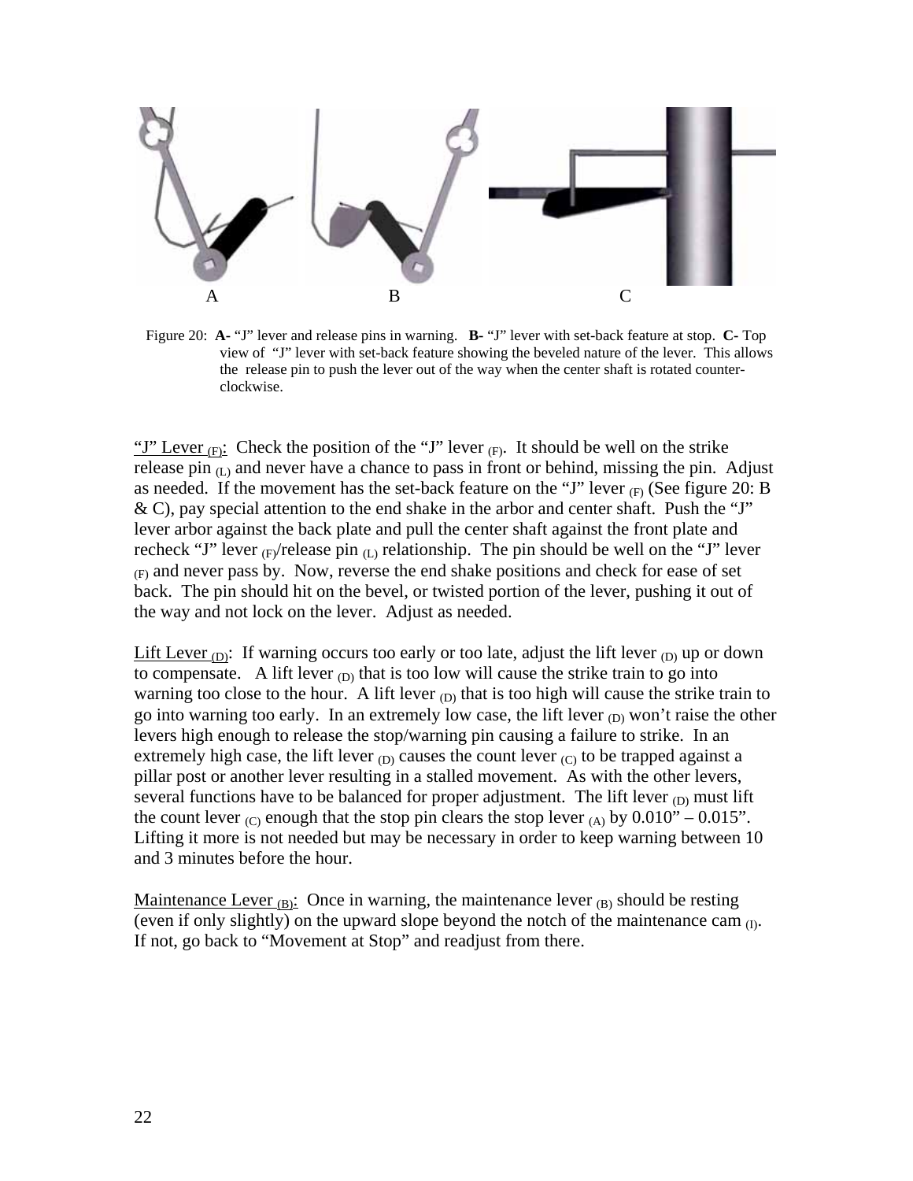A B C

Figure 20: **A**- "J" lever and release pins in warning. **B**- "J" lever with set-back feature at stop. **C**- Top view of "J" lever with set-back feature showing the beveled nature of the lever. This allows the release pin to push the lever out of the way when the center shaft is rotated counter-clockwise.

<u>"J" Lever $_{(F)}$</u>: Check the position of the "J" lever $_{(F)}$. It should be well on the strike release pin $_{(L)}$ and never have a chance to pass in front or behind, missing the pin. Adjust as needed. If the movement has the set-back feature on the "J" lever $_{(F)}$ (See figure 20: B & C), pay special attention to the end shake in the arbor and center shaft. Push the "J" lever arbor against the back plate and pull the center shaft against the front plate and recheck "J" lever $_{(F)}$/release pin $_{(L)}$ relationship. The pin should be well on the "J" lever $_{(F)}$ and never pass by. Now, reverse the end shake positions and check for ease of set back. The pin should hit on the bevel, or twisted portion of the lever, pushing it out of the way and not lock on the lever. Adjust as needed.

<u>Lift Lever $_{(D)}$</u>: If warning occurs too early or too late, adjust the lift lever $_{(D)}$ up or down to compensate. A lift lever $_{(D)}$ that is too low will cause the strike train to go into warning too close to the hour. A lift lever $_{(D)}$ that is too high will cause the strike train to go into warning too early. In an extremely low case, the lift lever $_{(D)}$ won't raise the other levers high enough to release the stop/warning pin causing a failure to strike. In an extremely high case, the lift lever $_{(D)}$ causes the count lever $_{(C)}$ to be trapped against a pillar post or another lever resulting in a stalled movement. As with the other levers, several functions have to be balanced for proper adjustment. The lift lever $_{(D)}$ must lift the count lever $_{(C)}$ enough that the stop pin clears the stop lever $_{(A)}$ by 0.010" – 0.015". Lifting it more is not needed but may be necessary in order to keep warning between 10 and 3 minutes before the hour.

<u>Maintenance Lever $_{(B)}$</u>: Once in warning, the maintenance lever $_{(B)}$ should be resting (even if only slightly) on the upward slope beyond the notch of the maintenance cam $_{(I)}$. If not, go back to "Movement at Stop" and readjust from there.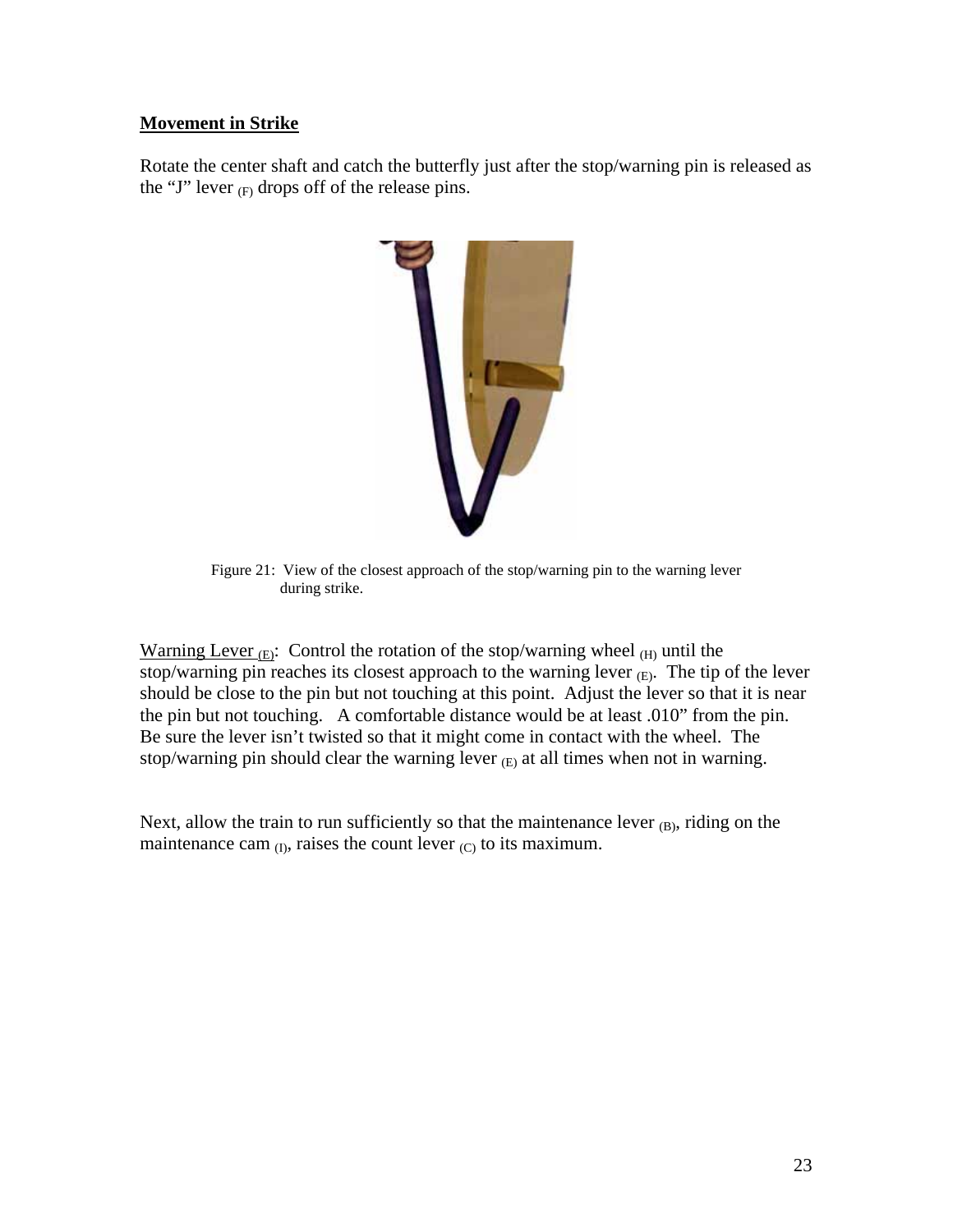**Movement in Strike**

Rotate the center shaft and catch the butterfly just after the stop/warning pin is released as the "J" lever $_{(F)}$ drops off of the release pins.

Figure 21: View of the closest approach of the stop/warning pin to the warning lever during strike.

Warning Lever $_{(E)}$: Control the rotation of the stop/warning wheel $_{(H)}$ until the stop/warning pin reaches its closest approach to the warning lever $_{(E)}$. The tip of the lever should be close to the pin but not touching at this point. Adjust the lever so that it is near the pin but not touching. A comfortable distance would be at least .010" from the pin. Be sure the lever isn't twisted so that it might come in contact with the wheel. The stop/warning pin should clear the warning lever $_{(E)}$ at all times when not in warning.

Next, allow the train to run sufficiently so that the maintenance lever $_{(B)}$, riding on the maintenance cam $_{(I)}$, raises the count lever $_{(C)}$ to its maximum.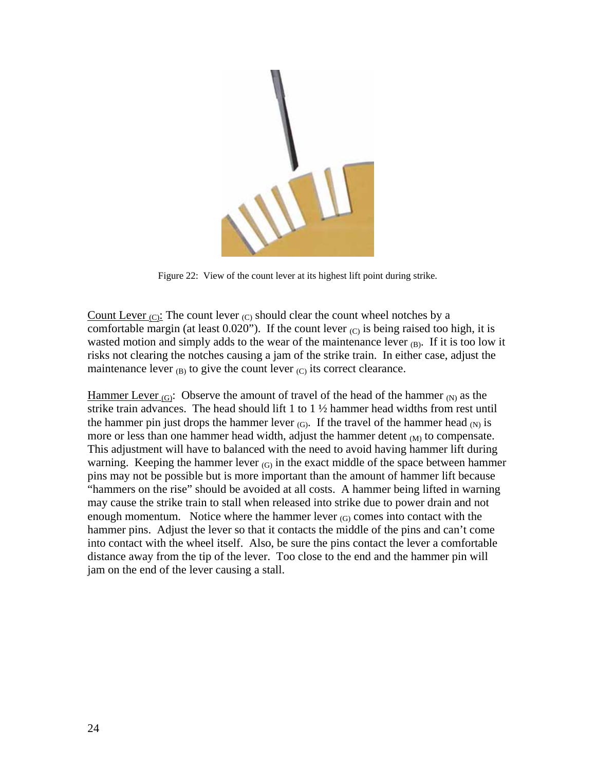Figure 22: View of the count lever at its highest lift point during strike.

Count Lever $_{(C)}$: The count lever $_{(C)}$ should clear the count wheel notches by a comfortable margin (at least 0.020"). If the count lever $_{(C)}$ is being raised too high, it is wasted motion and simply adds to the wear of the maintenance lever $_{(B)}$. If it is too low it risks not clearing the notches causing a jam of the strike train. In either case, adjust the maintenance lever $_{(B)}$ to give the count lever $_{(C)}$ its correct clearance.

Hammer Lever $_{(G)}$: Observe the amount of travel of the head of the hammer $_{(N)}$ as the strike train advances. The head should lift 1 to 1 ½ hammer head widths from rest until the hammer pin just drops the hammer lever $_{(G)}$. If the travel of the hammer head $_{(N)}$ is more or less than one hammer head width, adjust the hammer detent $_{(M)}$ to compensate. This adjustment will have to balanced with the need to avoid having hammer lift during warning. Keeping the hammer lever $_{(G)}$ in the exact middle of the space between hammer pins may not be possible but is more important than the amount of hammer lift because "hammers on the rise" should be avoided at all costs. A hammer being lifted in warning may cause the strike train to stall when released into strike due to power drain and not enough momentum. Notice where the hammer lever $_{(G)}$ comes into contact with the hammer pins. Adjust the lever so that it contacts the middle of the pins and can't come into contact with the wheel itself. Also, be sure the pins contact the lever a comfortable distance away from the tip of the lever. Too close to the end and the hammer pin will jam on the end of the lever causing a stall.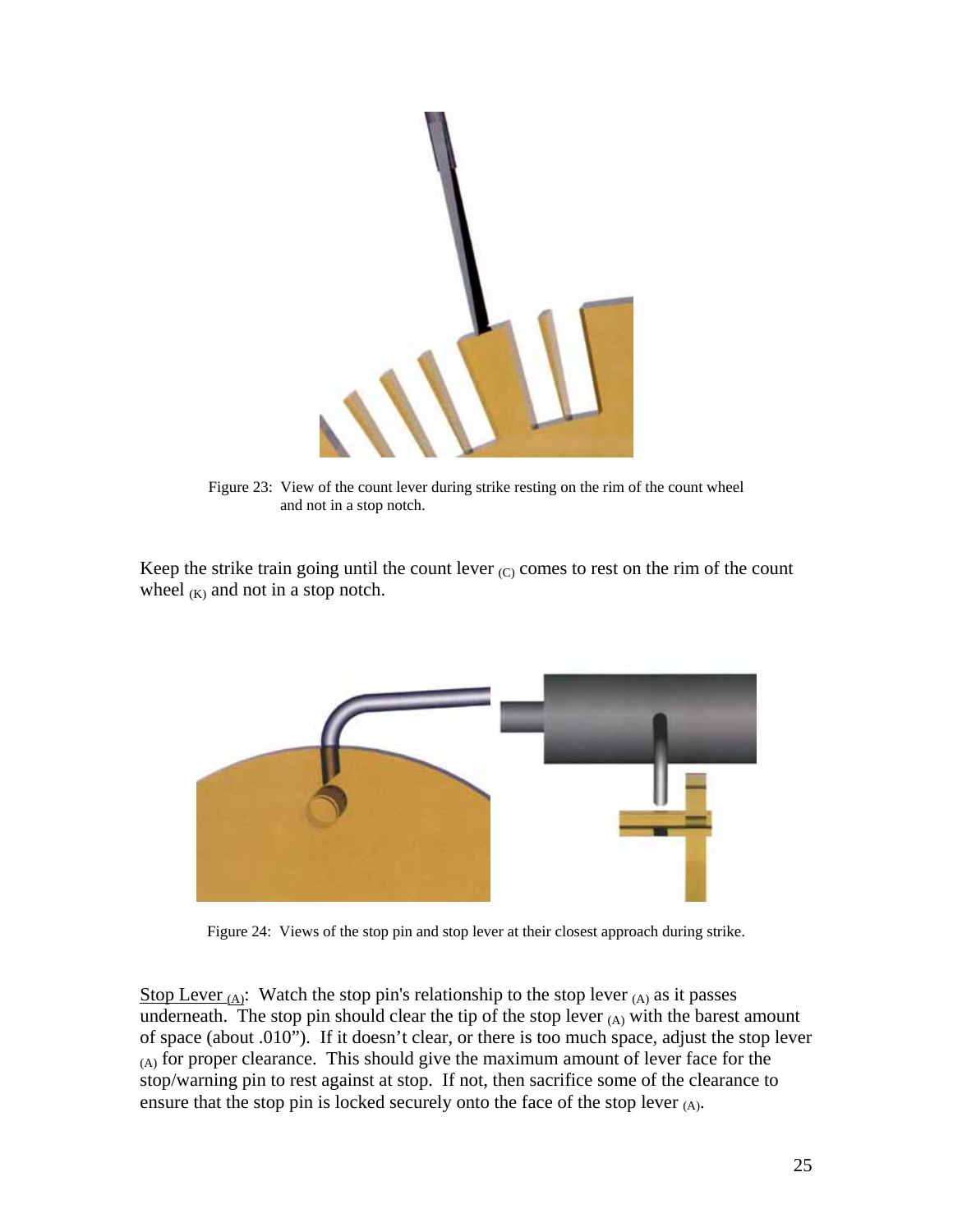Figure 23: View of the count lever during strike resting on the rim of the count wheel and not in a stop notch.

Keep the strike train going until the count lever $_{(C)}$ comes to rest on the rim of the count wheel $_{(K)}$ and not in a stop notch.

Figure 24: Views of the stop pin and stop lever at their closest approach during strike.

Stop Lever $_{(A)}$: Watch the stop pin's relationship to the stop lever $_{(A)}$ as it passes underneath. The stop pin should clear the tip of the stop lever $_{(A)}$ with the barest amount of space (about .010"). If it doesn't clear, or there is too much space, adjust the stop lever $_{(A)}$ for proper clearance. This should give the maximum amount of lever face for the stop/warning pin to rest against at stop. If not, then sacrifice some of the clearance to ensure that the stop pin is locked securely onto the face of the stop lever $_{(A)}$.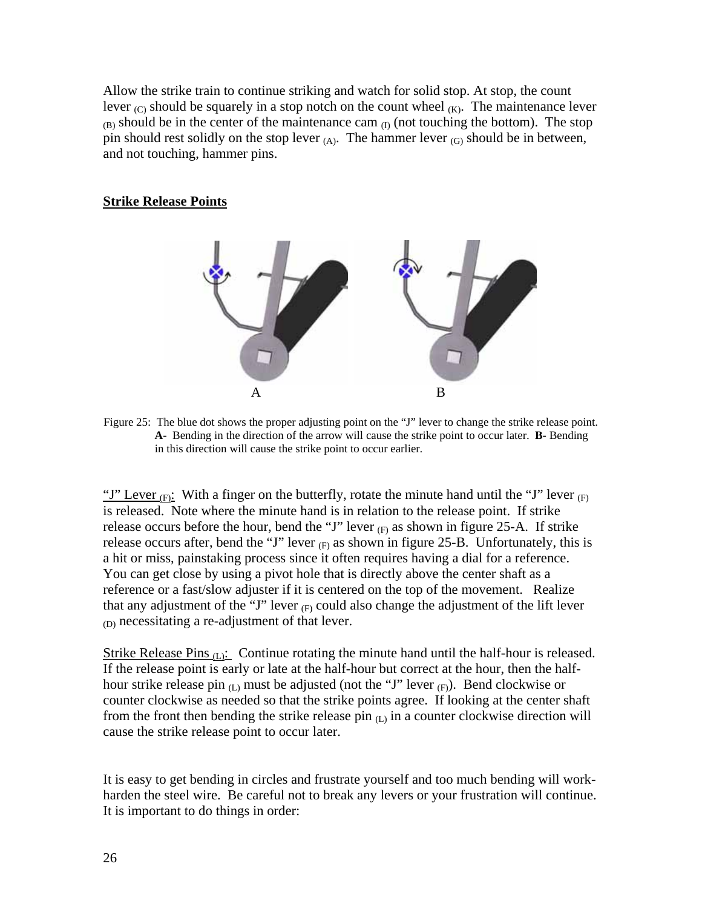Allow the strike train to continue striking and watch for solid stop. At stop, the count lever $_{(C)}$ should be squarely in a stop notch on the count wheel $_{(K)}$. The maintenance lever $_{(B)}$ should be in the center of the maintenance cam $_{(I)}$ (not touching the bottom). The stop pin should rest solidly on the stop lever $_{(A)}$. The hammer lever $_{(G)}$ should be in between, and not touching, hammer pins.

## Strike Release Points

A B

Figure 25: The blue dot shows the proper adjusting point on the "J" lever to change the strike release point. **A-** Bending in the direction of the arrow will cause the strike point to occur later. **B-** Bending in this direction will cause the strike point to occur earlier.

"J" Lever $_{(F)}$: With a finger on the butterfly, rotate the minute hand until the "J" lever $_{(F)}$ is released. Note where the minute hand is in relation to the release point. If strike release occurs before the hour, bend the "J" lever $_{(F)}$ as shown in figure 25-A. If strike release occurs after, bend the "J" lever $_{(F)}$ as shown in figure 25-B. Unfortunately, this is a hit or miss, painstaking process since it often requires having a dial for a reference. You can get close by using a pivot hole that is directly above the center shaft as a reference or a fast/slow adjuster if it is centered on the top of the movement. Realize that any adjustment of the "J" lever $_{(F)}$ could also change the adjustment of the lift lever $_{(D)}$ necessitating a re-adjustment of that lever.

Strike Release Pins $_{(L)}$: Continue rotating the minute hand until the half-hour is released. If the release point is early or late at the half-hour but correct at the hour, then the half-hour strike release pin $_{(L)}$ must be adjusted (not the "J" lever $_{(F)}$). Bend clockwise or counter clockwise as needed so that the strike points agree. If looking at the center shaft from the front then bending the strike release pin $_{(L)}$ in a counter clockwise direction will cause the strike release point to occur later.

It is easy to get bending in circles and frustrate yourself and too much bending will work-harden the steel wire. Be careful not to break any levers or your frustration will continue. It is important to do things in order: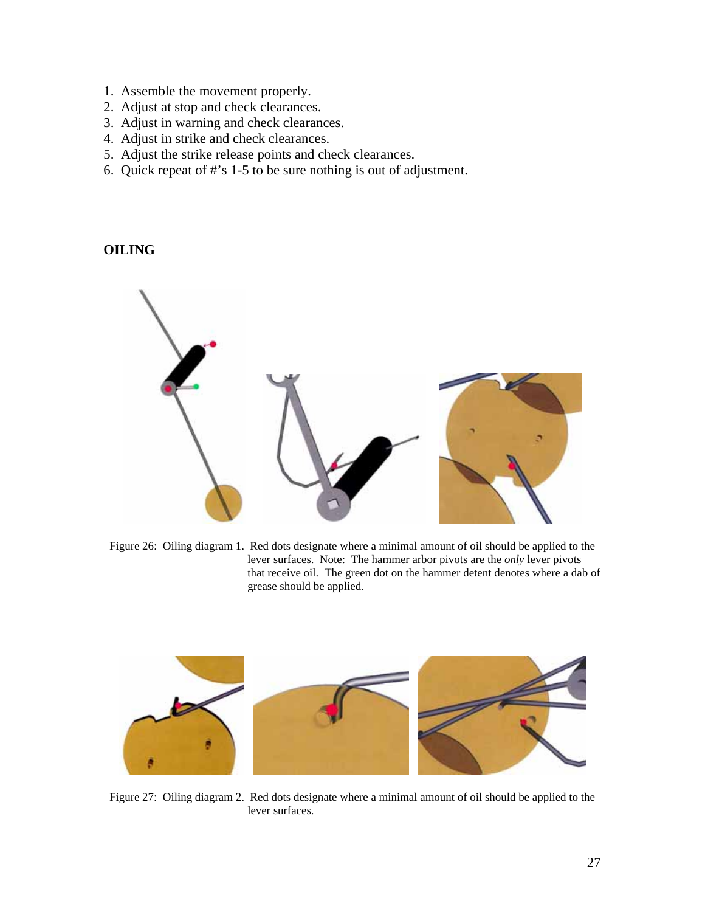1. Assemble the movement properly.
2. Adjust at stop and check clearances.
3. Adjust in warning and check clearances.
4. Adjust in strike and check clearances.
5. Adjust the strike release points and check clearances.
6. Quick repeat of #'s 1-5 to be sure nothing is out of adjustment.

## OILING

Figure 26: Oiling diagram 1. Red dots designate where a minimal amount of oil should be applied to the lever surfaces. Note: The hammer arbor pivots are the ***only*** lever pivots that receive oil. The green dot on the hammer detent denotes where a dab of grease should be applied.

Figure 27: Oiling diagram 2. Red dots designate where a minimal amount of oil should be applied to the lever surfaces.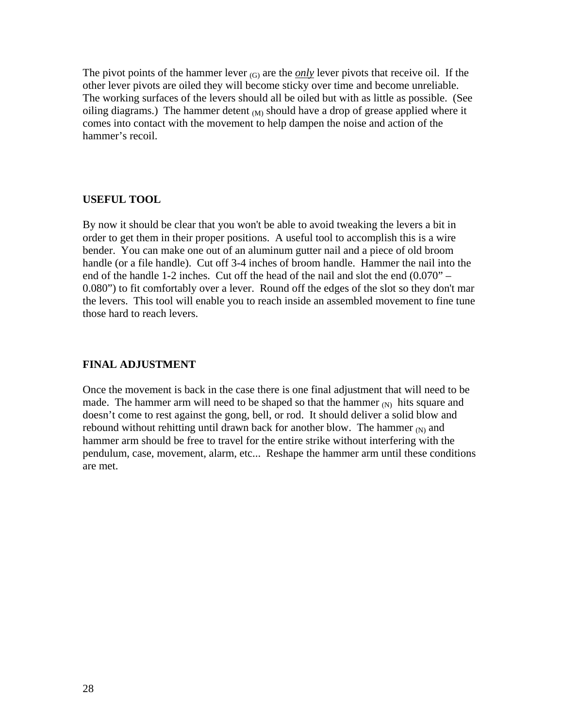The pivot points of the hammer lever $_{(G)}$ are the ***only*** lever pivots that receive oil. If the other lever pivots are oiled they will become sticky over time and become unreliable. The working surfaces of the levers should all be oiled but with as little as possible. (See oiling diagrams.) The hammer detent $_{(M)}$ should have a drop of grease applied where it comes into contact with the movement to help dampen the noise and action of the hammer's recoil.

## USEFUL TOOL

By now it should be clear that you won't be able to avoid tweaking the levers a bit in order to get them in their proper positions. A useful tool to accomplish this is a wire bender. You can make one out of an aluminum gutter nail and a piece of old broom handle (or a file handle). Cut off 3-4 inches of broom handle. Hammer the nail into the end of the handle 1-2 inches. Cut off the head of the nail and slot the end (0.070" – 0.080") to fit comfortably over a lever. Round off the edges of the slot so they don't mar the levers. This tool will enable you to reach inside an assembled movement to fine tune those hard to reach levers.

## FINAL ADJUSTMENT

Once the movement is back in the case there is one final adjustment that will need to be made. The hammer arm will need to be shaped so that the hammer $_{(N)}$ hits square and doesn't come to rest against the gong, bell, or rod. It should deliver a solid blow and rebound without rehitting until drawn back for another blow. The hammer $_{(N)}$ and hammer arm should be free to travel for the entire strike without interfering with the pendulum, case, movement, alarm, etc... Reshape the hammer arm until these conditions are met.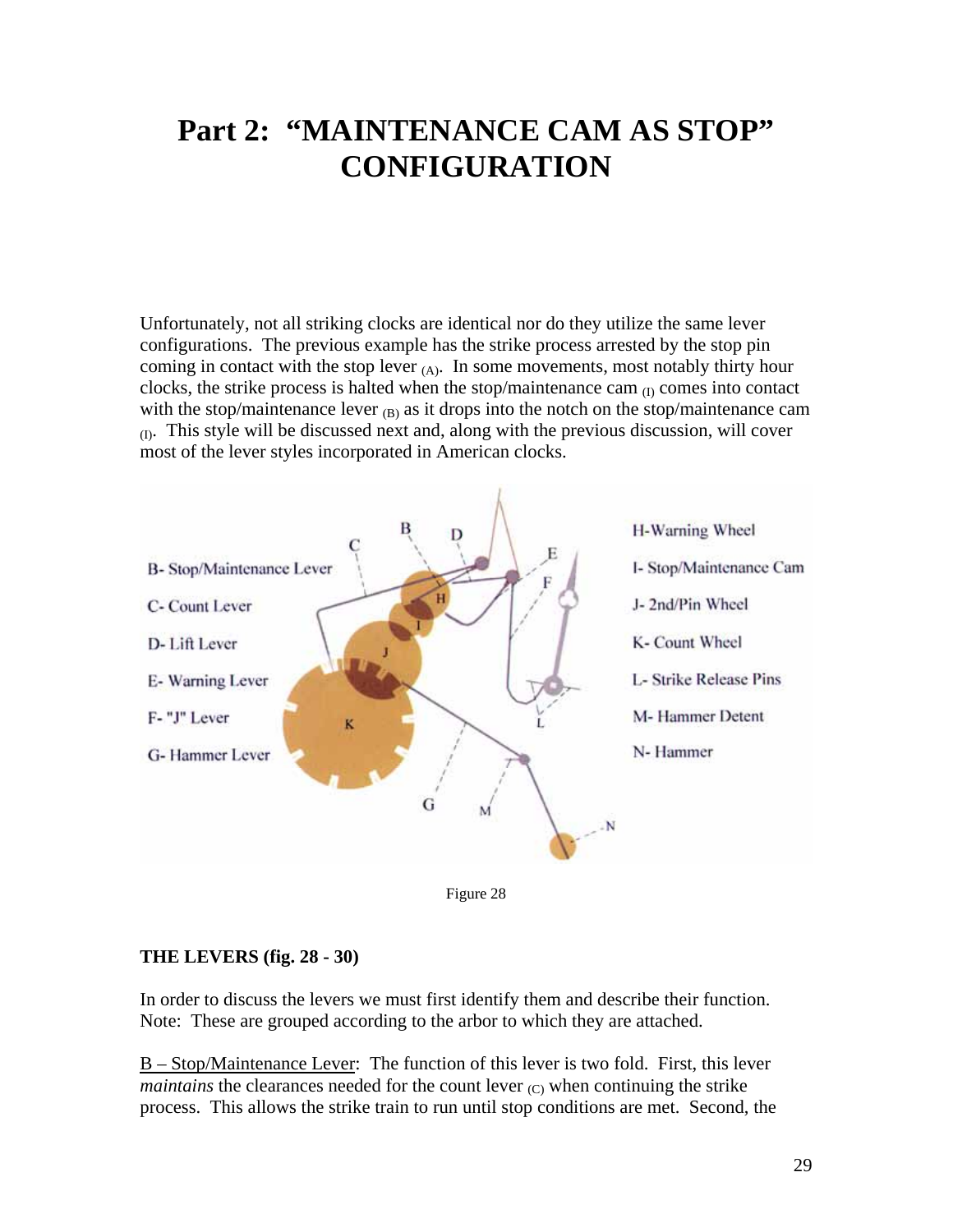# Part 2: "MAINTENANCE CAM AS STOP" CONFIGURATION

Unfortunately, not all striking clocks are identical nor do they utilize the same lever configurations. The previous example has the strike process arrested by the stop pin coming in contact with the stop lever $_{(A)}$. In some movements, most notably thirty hour clocks, the strike process is halted when the stop/maintenance cam $_{(I)}$ comes into contact with the stop/maintenance lever $_{(B)}$ as it drops into the notch on the stop/maintenance cam $_{(I)}$. This style will be discussed next and, along with the previous discussion, will cover most of the lever styles incorporated in American clocks.

Figure 28

**THE LEVERS (fig. 28 - 30)**

In order to discuss the levers we must first identify them and describe their function. Note: These are grouped according to the arbor to which they are attached.

B – Stop/Maintenance Lever: The function of this lever is two fold. First, this lever *maintains* the clearances needed for the count lever $_{(C)}$ when continuing the strike process. This allows the strike train to run until stop conditions are met. Second, the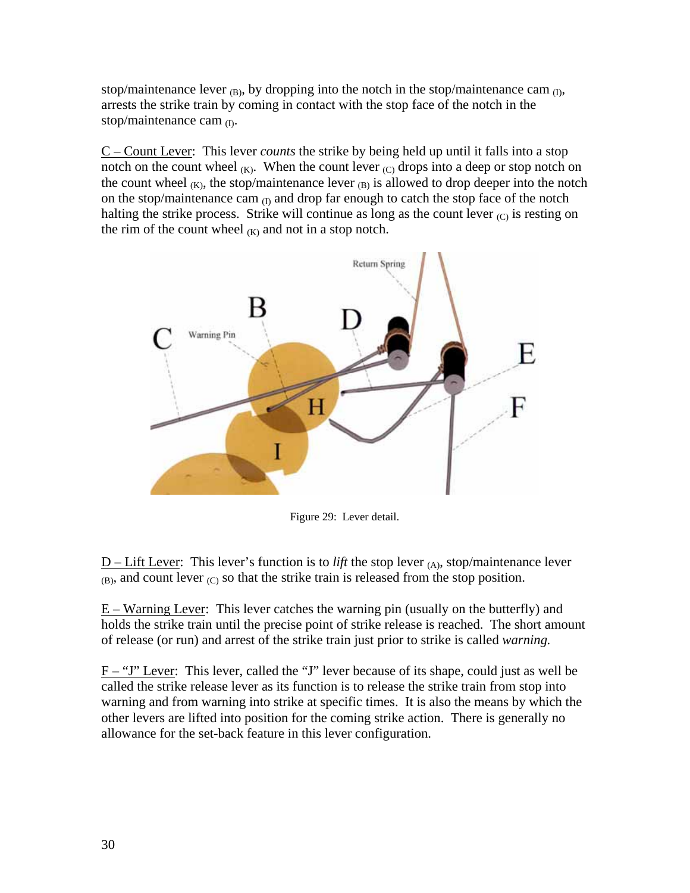stop/maintenance lever $_{(B)}$, by dropping into the notch in the stop/maintenance cam $_{(I)}$, arrests the strike train by coming in contact with the stop face of the notch in the stop/maintenance cam $_{(I)}$.

C – Count Lever: This lever *counts* the strike by being held up until it falls into a stop notch on the count wheel $_{(K)}$. When the count lever $_{(C)}$ drops into a deep or stop notch on the count wheel $_{(K)}$, the stop/maintenance lever $_{(B)}$ is allowed to drop deeper into the notch on the stop/maintenance cam $_{(I)}$ and drop far enough to catch the stop face of the notch halting the strike process. Strike will continue as long as the count lever $_{(C)}$ is resting on the rim of the count wheel $_{(K)}$ and not in a stop notch.

Figure 29: Lever detail.

D – Lift Lever: This lever's function is to *lift* the stop lever $_{(A)}$, stop/maintenance lever $_{(B)}$, and count lever $_{(C)}$ so that the strike train is released from the stop position.

E – Warning Lever: This lever catches the warning pin (usually on the butterfly) and holds the strike train until the precise point of strike release is reached. The short amount of release (or run) and arrest of the strike train just prior to strike is called *warning.*

F – "J" Lever: This lever, called the "J" lever because of its shape, could just as well be called the strike release lever as its function is to release the strike train from stop into warning and from warning into strike at specific times. It is also the means by which the other levers are lifted into position for the coming strike action. There is generally no allowance for the set-back feature in this lever configuration.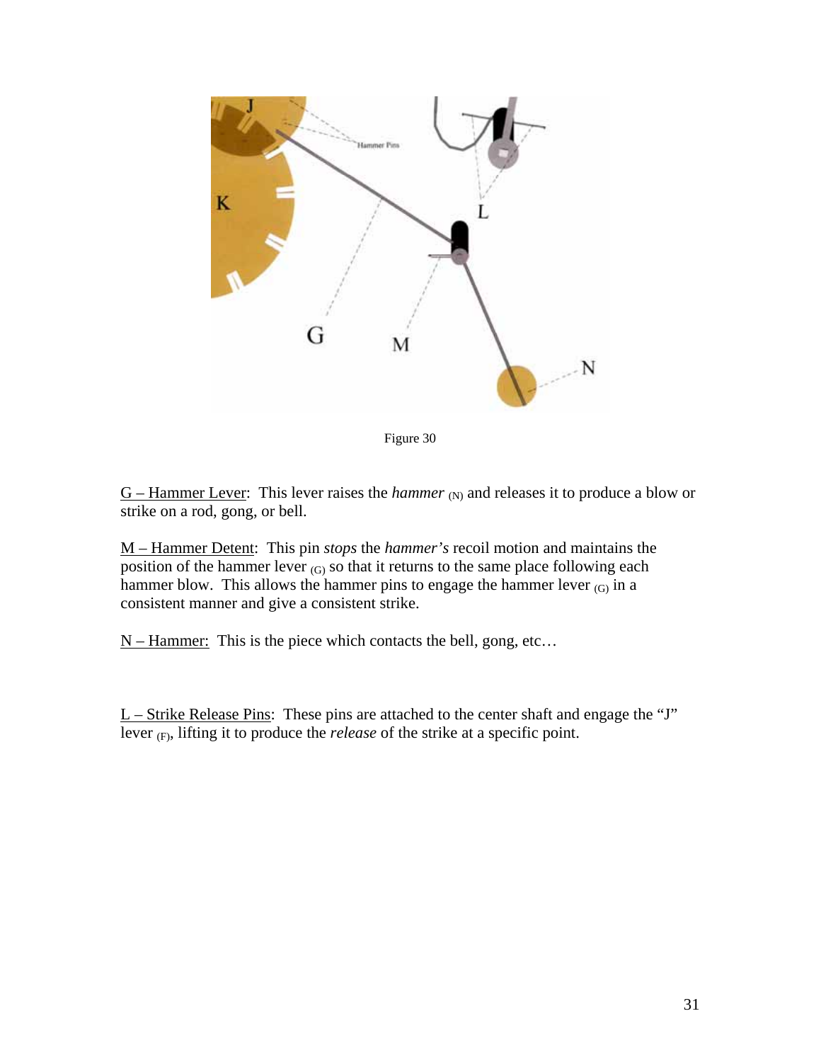Figure 30

G – Hammer Lever: This lever raises the *hammer* $_{(N)}$ and releases it to produce a blow or strike on a rod, gong, or bell.

M – Hammer Detent: This pin *stops* the *hammer's* recoil motion and maintains the position of the hammer lever $_{(G)}$ so that it returns to the same place following each hammer blow. This allows the hammer pins to engage the hammer lever $_{(G)}$ in a consistent manner and give a consistent strike.

N – Hammer: This is the piece which contacts the bell, gong, etc…

L – Strike Release Pins: These pins are attached to the center shaft and engage the "J" lever $_{(F)}$, lifting it to produce the *release* of the strike at a specific point.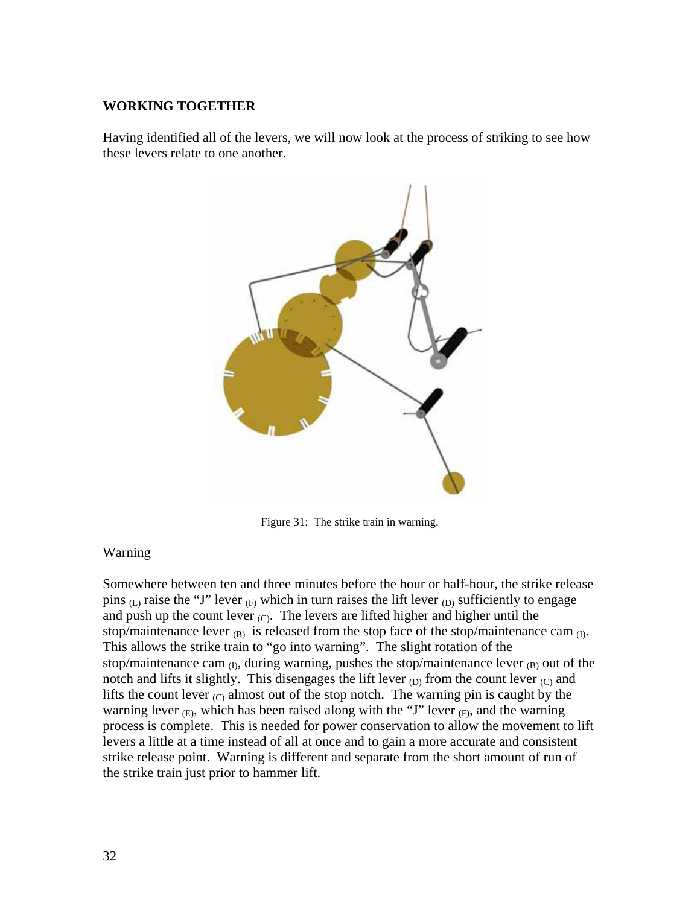**WORKING TOGETHER**

Having identified all of the levers, we will now look at the process of striking to see how these levers relate to one another.

Figure 31: The strike train in warning.

Warning

Somewhere between ten and three minutes before the hour or half-hour, the strike release pins $_{(L)}$ raise the "J" lever $_{(F)}$ which in turn raises the lift lever $_{(D)}$ sufficiently to engage and push up the count lever $_{(C)}$. The levers are lifted higher and higher until the stop/maintenance lever $_{(B)}$ is released from the stop face of the stop/maintenance cam $_{(I)}$. This allows the strike train to "go into warning". The slight rotation of the stop/maintenance cam $_{(I)}$, during warning, pushes the stop/maintenance lever $_{(B)}$ out of the notch and lifts it slightly. This disengages the lift lever $_{(D)}$ from the count lever $_{(C)}$ and lifts the count lever $_{(C)}$ almost out of the stop notch. The warning pin is caught by the warning lever $_{(E)}$, which has been raised along with the "J" lever $_{(F)}$, and the warning process is complete. This is needed for power conservation to allow the movement to lift levers a little at a time instead of all at once and to gain a more accurate and consistent strike release point. Warning is different and separate from the short amount of run of the strike train just prior to hammer lift.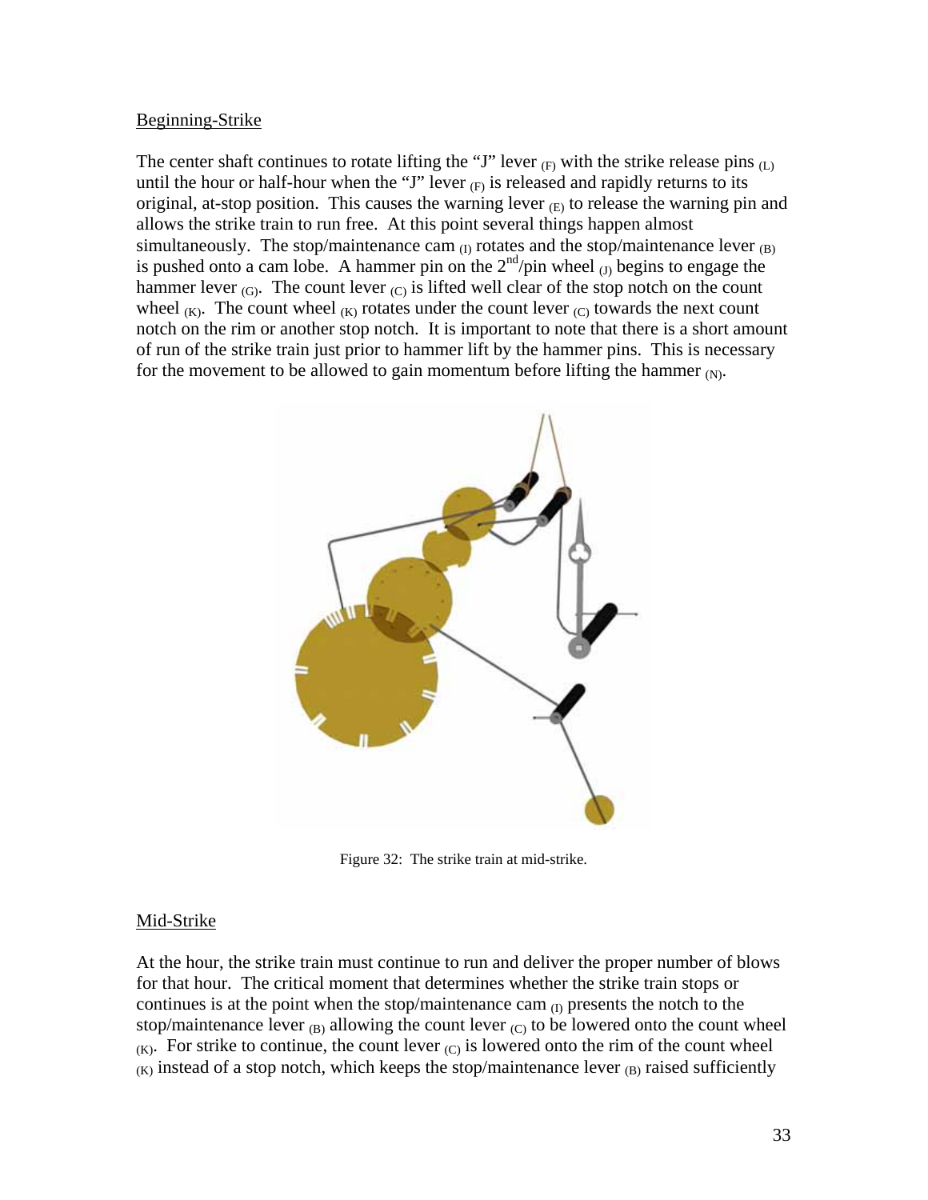Beginning-Strike

The center shaft continues to rotate lifting the "J" lever $_{(F)}$ with the strike release pins $_{(L)}$ until the hour or half-hour when the "J" lever $_{(F)}$ is released and rapidly returns to its original, at-stop position. This causes the warning lever $_{(E)}$ to release the warning pin and allows the strike train to run free. At this point several things happen almost simultaneously. The stop/maintenance cam $_{(I)}$ rotates and the stop/maintenance lever $_{(B)}$ is pushed onto a cam lobe. A hammer pin on the 2[nd]/pin wheel $_{(J)}$ begins to engage the hammer lever $_{(G)}$. The count lever $_{(C)}$ is lifted well clear of the stop notch on the count wheel $_{(K)}$. The count wheel $_{(K)}$ rotates under the count lever $_{(C)}$ towards the next count notch on the rim or another stop notch. It is important to note that there is a short amount of run of the strike train just prior to hammer lift by the hammer pins. This is necessary for the movement to be allowed to gain momentum before lifting the hammer $_{(N)}$.

Figure 32: The strike train at mid-strike.

Mid-Strike

At the hour, the strike train must continue to run and deliver the proper number of blows for that hour. The critical moment that determines whether the strike train stops or continues is at the point when the stop/maintenance cam $_{(I)}$ presents the notch to the stop/maintenance lever $_{(B)}$ allowing the count lever $_{(C)}$ to be lowered onto the count wheel $_{(K)}$. For strike to continue, the count lever $_{(C)}$ is lowered onto the rim of the count wheel $_{(K)}$ instead of a stop notch, which keeps the stop/maintenance lever $_{(B)}$ raised sufficiently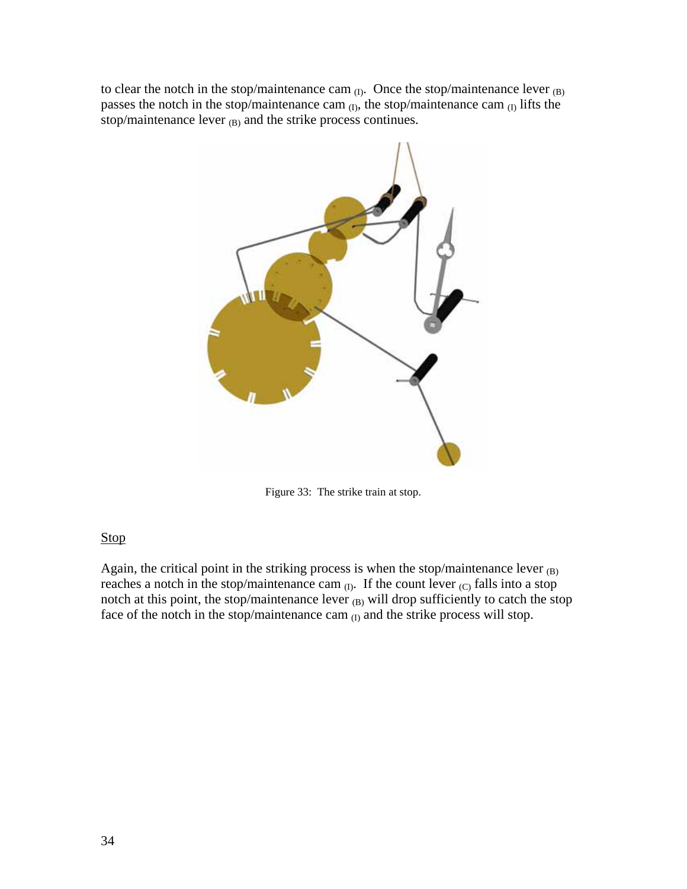to clear the notch in the stop/maintenance cam $_{(I)}$. Once the stop/maintenance lever $_{(B)}$ passes the notch in the stop/maintenance cam $_{(I)}$, the stop/maintenance cam $_{(I)}$ lifts the stop/maintenance lever $_{(B)}$ and the strike process continues.

Figure 33: The strike train at stop.

## Stop

Again, the critical point in the striking process is when the stop/maintenance lever $_{(B)}$ reaches a notch in the stop/maintenance cam $_{(I)}$. If the count lever $_{(C)}$ falls into a stop notch at this point, the stop/maintenance lever $_{(B)}$ will drop sufficiently to catch the stop face of the notch in the stop/maintenance cam $_{(I)}$ and the strike process will stop.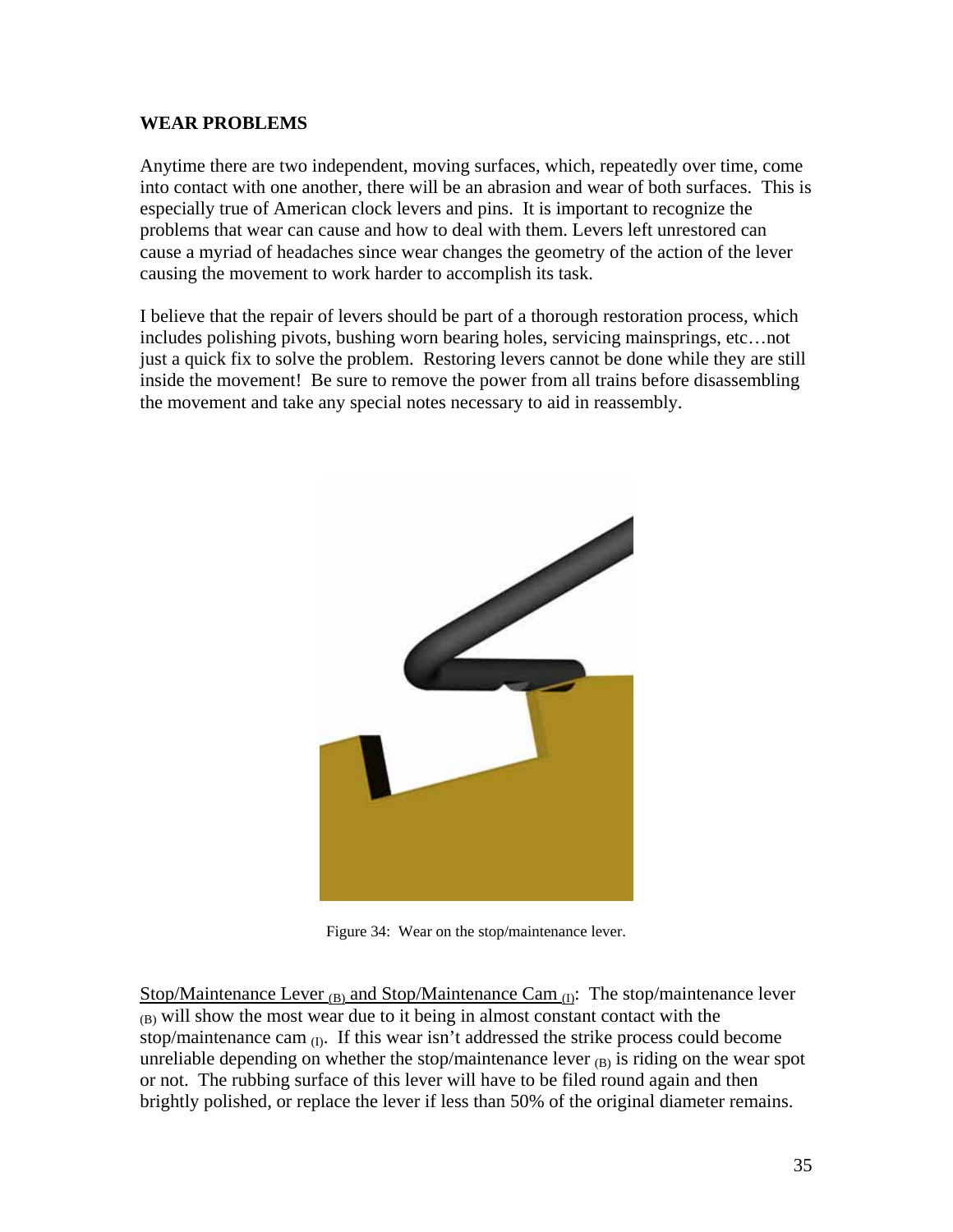## WEAR PROBLEMS

Anytime there are two independent, moving surfaces, which, repeatedly over time, come into contact with one another, there will be an abrasion and wear of both surfaces. This is especially true of American clock levers and pins. It is important to recognize the problems that wear can cause and how to deal with them. Levers left unrestored can cause a myriad of headaches since wear changes the geometry of the action of the lever causing the movement to work harder to accomplish its task.

I believe that the repair of levers should be part of a thorough restoration process, which includes polishing pivots, bushing worn bearing holes, servicing mainsprings, etc…not just a quick fix to solve the problem. Restoring levers cannot be done while they are still inside the movement! Be sure to remove the power from all trains before disassembling the movement and take any special notes necessary to aid in reassembly.

Figure 34: Wear on the stop/maintenance lever.

Stop/Maintenance Lever $_{(B)}$ and Stop/Maintenance Cam $_{(I)}$: The stop/maintenance lever $_{(B)}$ will show the most wear due to it being in almost constant contact with the stop/maintenance cam $_{(I)}$. If this wear isn't addressed the strike process could become unreliable depending on whether the stop/maintenance lever $_{(B)}$ is riding on the wear spot or not. The rubbing surface of this lever will have to be filed round again and then brightly polished, or replace the lever if less than 50% of the original diameter remains.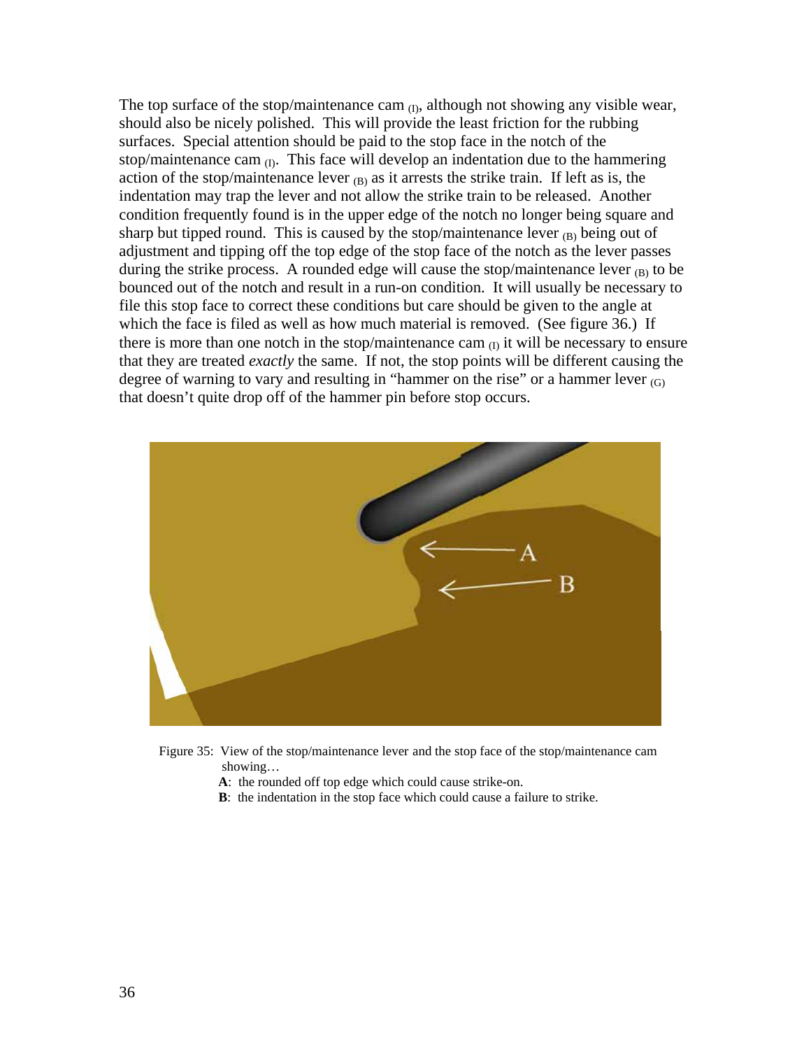The top surface of the stop/maintenance cam $_{(I)}$, although not showing any visible wear, should also be nicely polished. This will provide the least friction for the rubbing surfaces. Special attention should be paid to the stop face in the notch of the stop/maintenance cam $_{(I)}$. This face will develop an indentation due to the hammering action of the stop/maintenance lever $_{(B)}$ as it arrests the strike train. If left as is, the indentation may trap the lever and not allow the strike train to be released. Another condition frequently found is in the upper edge of the notch no longer being square and sharp but tipped round. This is caused by the stop/maintenance lever $_{(B)}$ being out of adjustment and tipping off the top edge of the stop face of the notch as the lever passes during the strike process. A rounded edge will cause the stop/maintenance lever $_{(B)}$ to be bounced out of the notch and result in a run-on condition. It will usually be necessary to file this stop face to correct these conditions but care should be given to the angle at which the face is filed as well as how much material is removed. (See figure 36.) If there is more than one notch in the stop/maintenance cam $_{(I)}$ it will be necessary to ensure that they are treated *exactly* the same. If not, the stop points will be different causing the degree of warning to vary and resulting in "hammer on the rise" or a hammer lever $_{(G)}$ that doesn't quite drop off of the hammer pin before stop occurs.

Figure 35: View of the stop/maintenance lever and the stop face of the stop/maintenance cam showing…

**A**: the rounded off top edge which could cause strike-on.

**B**: the indentation in the stop face which could cause a failure to strike.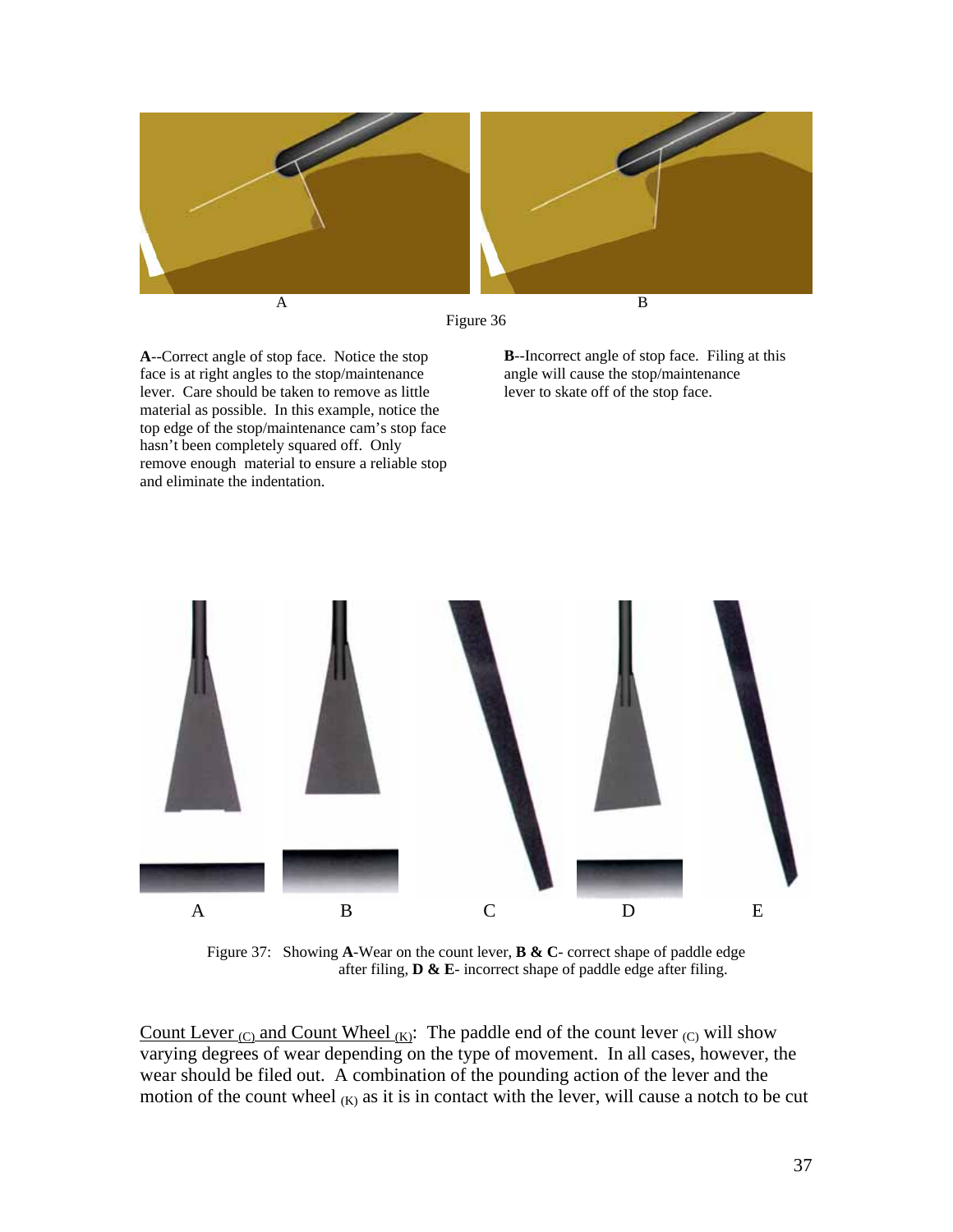A B

Figure 36

**A**--Correct angle of stop face. Notice the stop face is at right angles to the stop/maintenance lever. Care should be taken to remove as little material as possible. In this example, notice the top edge of the stop/maintenance cam's stop face hasn't been completely squared off. Only remove enough material to ensure a reliable stop and eliminate the indentation.

**B**--Incorrect angle of stop face. Filing at this angle will cause the stop/maintenance lever to skate off of the stop face.

A B C D E

Figure 37: Showing **A**-Wear on the count lever, **B & C**- correct shape of paddle edge after filing, **D & E**- incorrect shape of paddle edge after filing.

Count Lever $_{(C)}$ and Count Wheel $_{(K)}$: The paddle end of the count lever $_{(C)}$ will show varying degrees of wear depending on the type of movement. In all cases, however, the wear should be filed out. A combination of the pounding action of the lever and the motion of the count wheel $_{(K)}$ as it is in contact with the lever, will cause a notch to be cut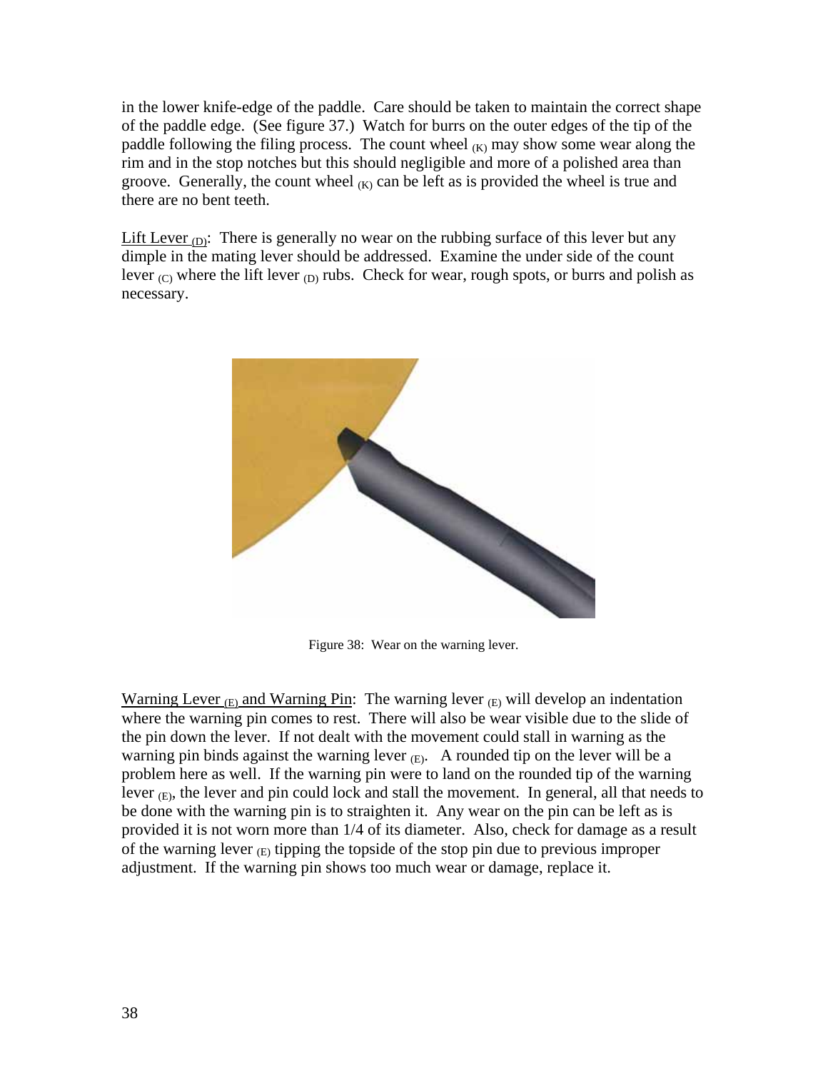in the lower knife-edge of the paddle. Care should be taken to maintain the correct shape of the paddle edge. (See figure 37.) Watch for burrs on the outer edges of the tip of the paddle following the filing process. The count wheel $_{(K)}$ may show some wear along the rim and in the stop notches but this should negligible and more of a polished area than groove. Generally, the count wheel $_{(K)}$ can be left as is provided the wheel is true and there are no bent teeth.

Lift Lever $_{(D)}$: There is generally no wear on the rubbing surface of this lever but any dimple in the mating lever should be addressed. Examine the under side of the count lever $_{(C)}$ where the lift lever $_{(D)}$ rubs. Check for wear, rough spots, or burrs and polish as necessary.

Figure 38: Wear on the warning lever.

Warning Lever $_{(E)}$ and Warning Pin: The warning lever $_{(E)}$ will develop an indentation where the warning pin comes to rest. There will also be wear visible due to the slide of the pin down the lever. If not dealt with the movement could stall in warning as the warning pin binds against the warning lever $_{(E)}$. A rounded tip on the lever will be a problem here as well. If the warning pin were to land on the rounded tip of the warning lever $_{(E)}$, the lever and pin could lock and stall the movement. In general, all that needs to be done with the warning pin is to straighten it. Any wear on the pin can be left as is provided it is not worn more than 1/4 of its diameter. Also, check for damage as a result of the warning lever $_{(E)}$ tipping the topside of the stop pin due to previous improper adjustment. If the warning pin shows too much wear or damage, replace it.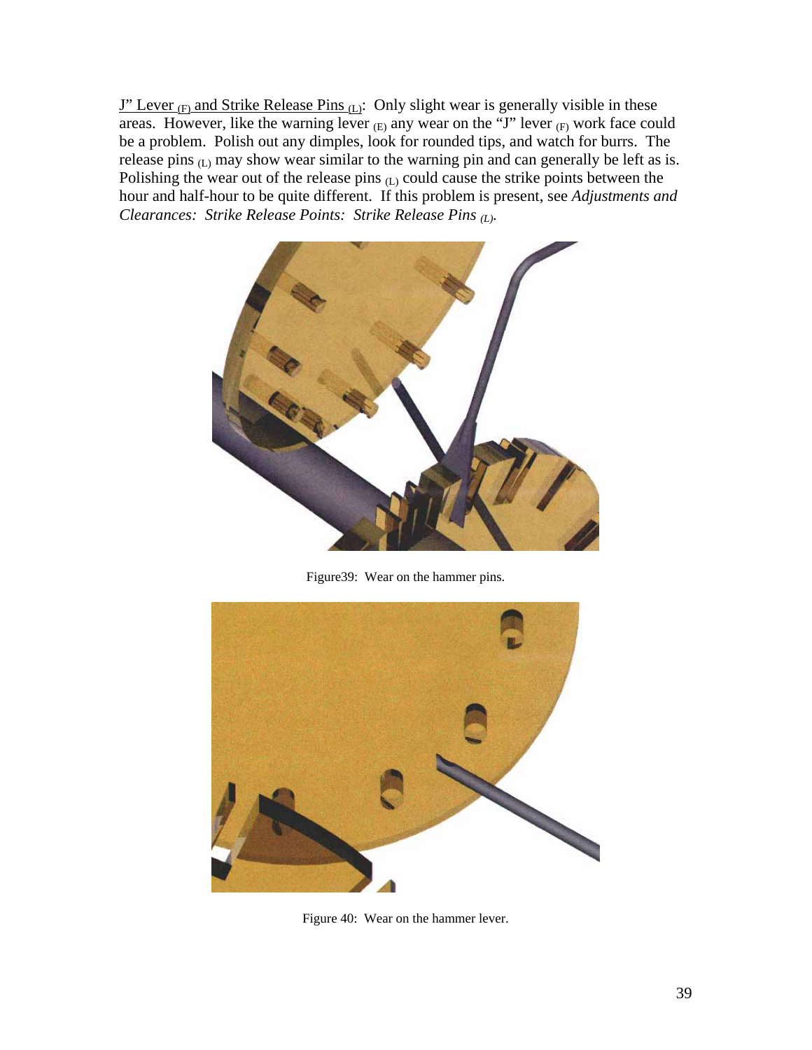<u>J" Lever $_{(F)}$ and Strike Release Pins $_{(L)}$</u>: Only slight wear is generally visible in these areas. However, like the warning lever $_{(E)}$ any wear on the "J" lever $_{(F)}$ work face could be a problem. Polish out any dimples, look for rounded tips, and watch for burrs. The release pins $_{(L)}$ may show wear similar to the warning pin and can generally be left as is. Polishing the wear out of the release pins $_{(L)}$ could cause the strike points between the hour and half-hour to be quite different. If this problem is present, see *Adjustments and Clearances: Strike Release Points: Strike Release Pins $_{(L)}$*.

Figure39: Wear on the hammer pins.

Figure 40: Wear on the hammer lever.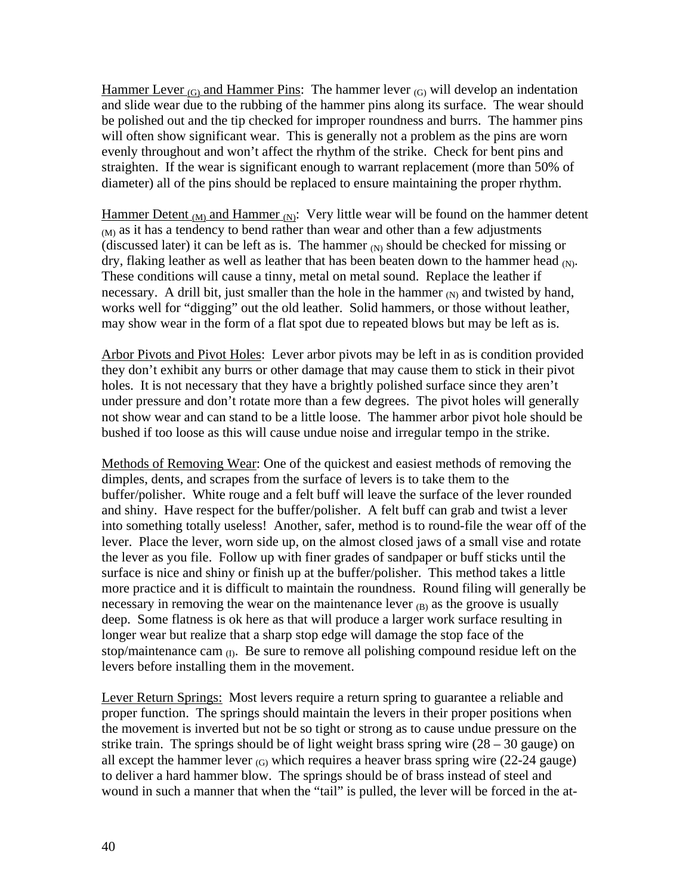Hammer Lever $_{(G)}$ and Hammer Pins: The hammer lever $_{(G)}$ will develop an indentation and slide wear due to the rubbing of the hammer pins along its surface. The wear should be polished out and the tip checked for improper roundness and burrs. The hammer pins will often show significant wear. This is generally not a problem as the pins are worn evenly throughout and won't affect the rhythm of the strike. Check for bent pins and straighten. If the wear is significant enough to warrant replacement (more than 50% of diameter) all of the pins should be replaced to ensure maintaining the proper rhythm.

Hammer Detent $_{(M)}$ and Hammer $_{(N)}$: Very little wear will be found on the hammer detent $_{(M)}$ as it has a tendency to bend rather than wear and other than a few adjustments (discussed later) it can be left as is. The hammer $_{(N)}$ should be checked for missing or dry, flaking leather as well as leather that has been beaten down to the hammer head $_{(N)}$. These conditions will cause a tinny, metal on metal sound. Replace the leather if necessary. A drill bit, just smaller than the hole in the hammer $_{(N)}$ and twisted by hand, works well for "digging" out the old leather. Solid hammers, or those without leather, may show wear in the form of a flat spot due to repeated blows but may be left as is.

Arbor Pivots and Pivot Holes: Lever arbor pivots may be left in as is condition provided they don't exhibit any burrs or other damage that may cause them to stick in their pivot holes. It is not necessary that they have a brightly polished surface since they aren't under pressure and don't rotate more than a few degrees. The pivot holes will generally not show wear and can stand to be a little loose. The hammer arbor pivot hole should be bushed if too loose as this will cause undue noise and irregular tempo in the strike.

Methods of Removing Wear: One of the quickest and easiest methods of removing the dimples, dents, and scrapes from the surface of levers is to take them to the buffer/polisher. White rouge and a felt buff will leave the surface of the lever rounded and shiny. Have respect for the buffer/polisher. A felt buff can grab and twist a lever into something totally useless! Another, safer, method is to round-file the wear off of the lever. Place the lever, worn side up, on the almost closed jaws of a small vise and rotate the lever as you file. Follow up with finer grades of sandpaper or buff sticks until the surface is nice and shiny or finish up at the buffer/polisher. This method takes a little more practice and it is difficult to maintain the roundness. Round filing will generally be necessary in removing the wear on the maintenance lever $_{(B)}$ as the groove is usually deep. Some flatness is ok here as that will produce a larger work surface resulting in longer wear but realize that a sharp stop edge will damage the stop face of the stop/maintenance cam $_{(I)}$. Be sure to remove all polishing compound residue left on the levers before installing them in the movement.

Lever Return Springs: Most levers require a return spring to guarantee a reliable and proper function. The springs should maintain the levers in their proper positions when the movement is inverted but not be so tight or strong as to cause undue pressure on the strike train. The springs should be of light weight brass spring wire (28 – 30 gauge) on all except the hammer lever $_{(G)}$ which requires a heaver brass spring wire (22-24 gauge) to deliver a hard hammer blow. The springs should be of brass instead of steel and wound in such a manner that when the "tail" is pulled, the lever will be forced in the at-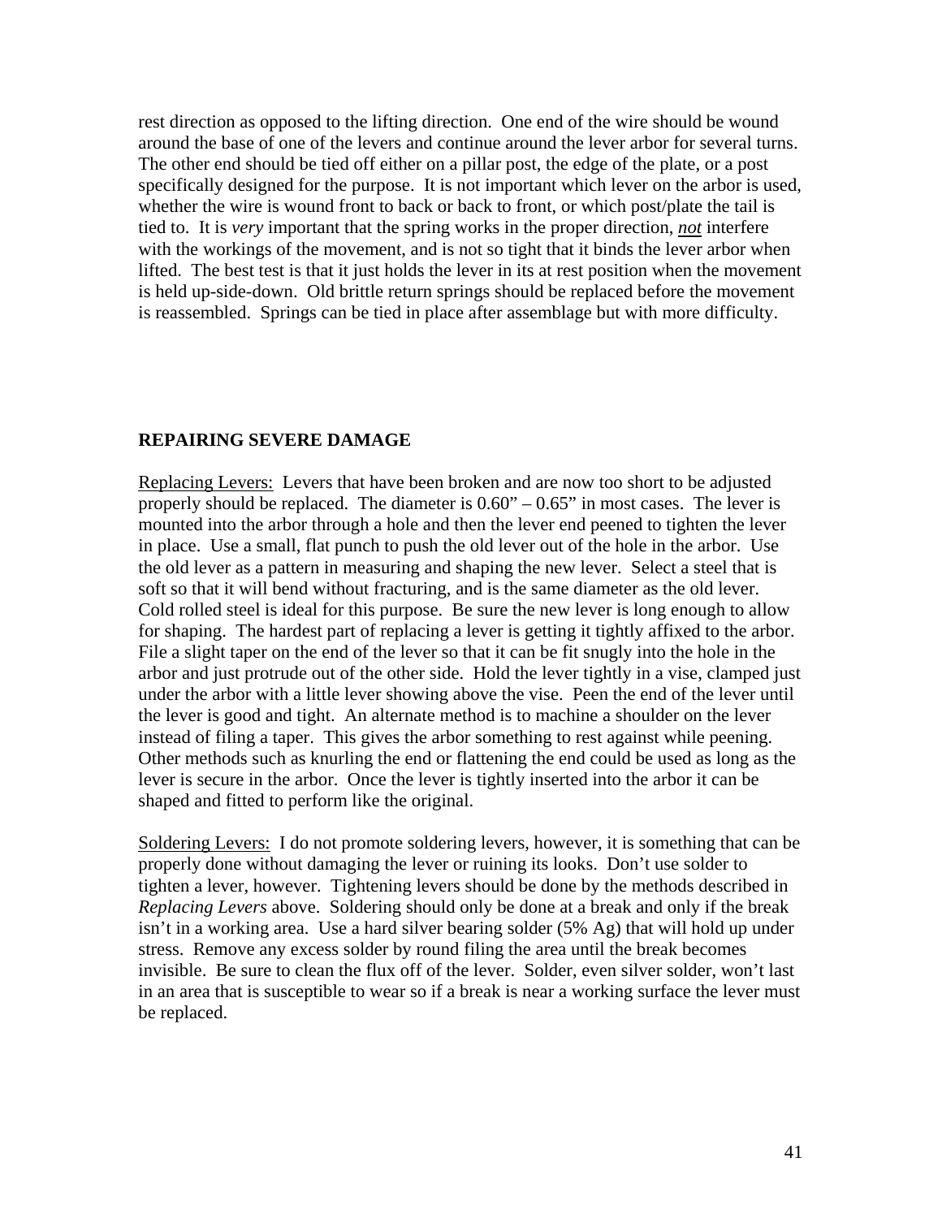rest direction as opposed to the lifting direction. One end of the wire should be wound around the base of one of the levers and continue around the lever arbor for several turns. The other end should be tied off either on a pillar post, the edge of the plate, or a post specifically designed for the purpose. It is not important which lever on the arbor is used, whether the wire is wound front to back or back to front, or which post/plate the tail is tied to. It is *very* important that the spring works in the proper direction, ***not*** interfere with the workings of the movement, and is not so tight that it binds the lever arbor when lifted. The best test is that it just holds the lever in its at rest position when the movement is held up-side-down. Old brittle return springs should be replaced before the movement is reassembled. Springs can be tied in place after assemblage but with more difficulty.

## REPAIRING SEVERE DAMAGE

<u>Replacing Levers:</u> Levers that have been broken and are now too short to be adjusted properly should be replaced. The diameter is 0.60" – 0.65" in most cases. The lever is mounted into the arbor through a hole and then the lever end peened to tighten the lever in place. Use a small, flat punch to push the old lever out of the hole in the arbor. Use the old lever as a pattern in measuring and shaping the new lever. Select a steel that is soft so that it will bend without fracturing, and is the same diameter as the old lever. Cold rolled steel is ideal for this purpose. Be sure the new lever is long enough to allow for shaping. The hardest part of replacing a lever is getting it tightly affixed to the arbor. File a slight taper on the end of the lever so that it can be fit snugly into the hole in the arbor and just protrude out of the other side. Hold the lever tightly in a vise, clamped just under the arbor with a little lever showing above the vise. Peen the end of the lever until the lever is good and tight. An alternate method is to machine a shoulder on the lever instead of filing a taper. This gives the arbor something to rest against while peening. Other methods such as knurling the end or flattening the end could be used as long as the lever is secure in the arbor. Once the lever is tightly inserted into the arbor it can be shaped and fitted to perform like the original.

<u>Soldering Levers:</u> I do not promote soldering levers, however, it is something that can be properly done without damaging the lever or ruining its looks. Don't use solder to tighten a lever, however. Tightening levers should be done by the methods described in *Replacing Levers* above. Soldering should only be done at a break and only if the break isn't in a working area. Use a hard silver bearing solder (5% Ag) that will hold up under stress. Remove any excess solder by round filing the area until the break becomes invisible. Be sure to clean the flux off of the lever. Solder, even silver solder, won't last in an area that is susceptible to wear so if a break is near a working surface the lever must be replaced.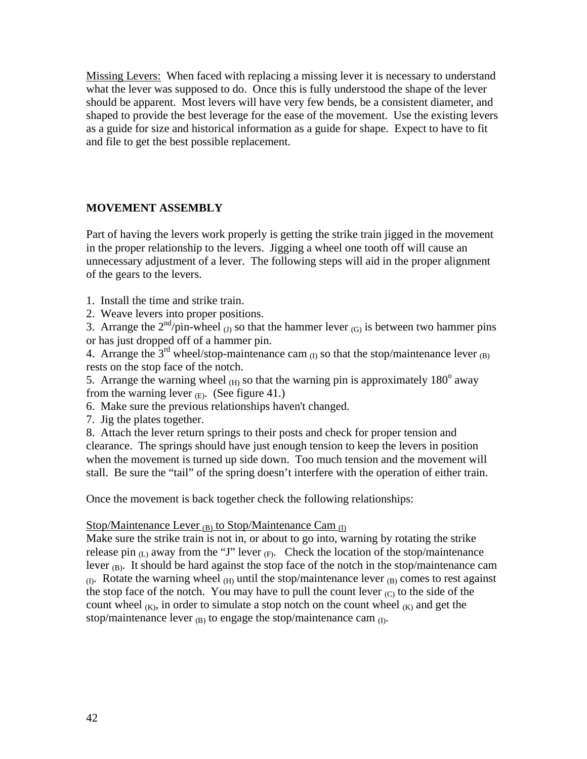Missing Levers: When faced with replacing a missing lever it is necessary to understand what the lever was supposed to do. Once this is fully understood the shape of the lever should be apparent. Most levers will have very few bends, be a consistent diameter, and shaped to provide the best leverage for the ease of the movement. Use the existing levers as a guide for size and historical information as a guide for shape. Expect to have to fit and file to get the best possible replacement.

## MOVEMENT ASSEMBLY

Part of having the levers work properly is getting the strike train jigged in the movement in the proper relationship to the levers. Jigging a wheel one tooth off will cause an unnecessary adjustment of a lever. The following steps will aid in the proper alignment of the gears to the levers.

1. Install the time and strike train.
2. Weave levers into proper positions.
3. Arrange the 2nd/pin-wheel $_{(J)}$ so that the hammer lever $_{(G)}$ is between two hammer pins or has just dropped off of a hammer pin.
4. Arrange the 3rd wheel/stop-maintenance cam $_{(I)}$ so that the stop/maintenance lever $_{(B)}$ rests on the stop face of the notch.
5. Arrange the warning wheel $_{(H)}$ so that the warning pin is approximately $180^o$ away from the warning lever $_{(E)}$. (See figure 41.)
6. Make sure the previous relationships haven't changed.
7. Jig the plates together.
8. Attach the lever return springs to their posts and check for proper tension and clearance. The springs should have just enough tension to keep the levers in position when the movement is turned up side down. Too much tension and the movement will stall. Be sure the "tail" of the spring doesn't interfere with the operation of either train.

Once the movement is back together check the following relationships:

Stop/Maintenance Lever $_{(B)}$ to Stop/Maintenance Cam $_{(I)}$

Make sure the strike train is not in, or about to go into, warning by rotating the strike release pin $_{(L)}$ away from the "J" lever $_{(F)}$. Check the location of the stop/maintenance lever $_{(B)}$. It should be hard against the stop face of the notch in the stop/maintenance cam $_{(I)}$. Rotate the warning wheel $_{(H)}$ until the stop/maintenance lever $_{(B)}$ comes to rest against the stop face of the notch. You may have to pull the count lever $_{(C)}$ to the side of the count wheel $_{(K)}$, in order to simulate a stop notch on the count wheel $_{(K)}$ and get the stop/maintenance lever $_{(B)}$ to engage the stop/maintenance cam $_{(I)}$.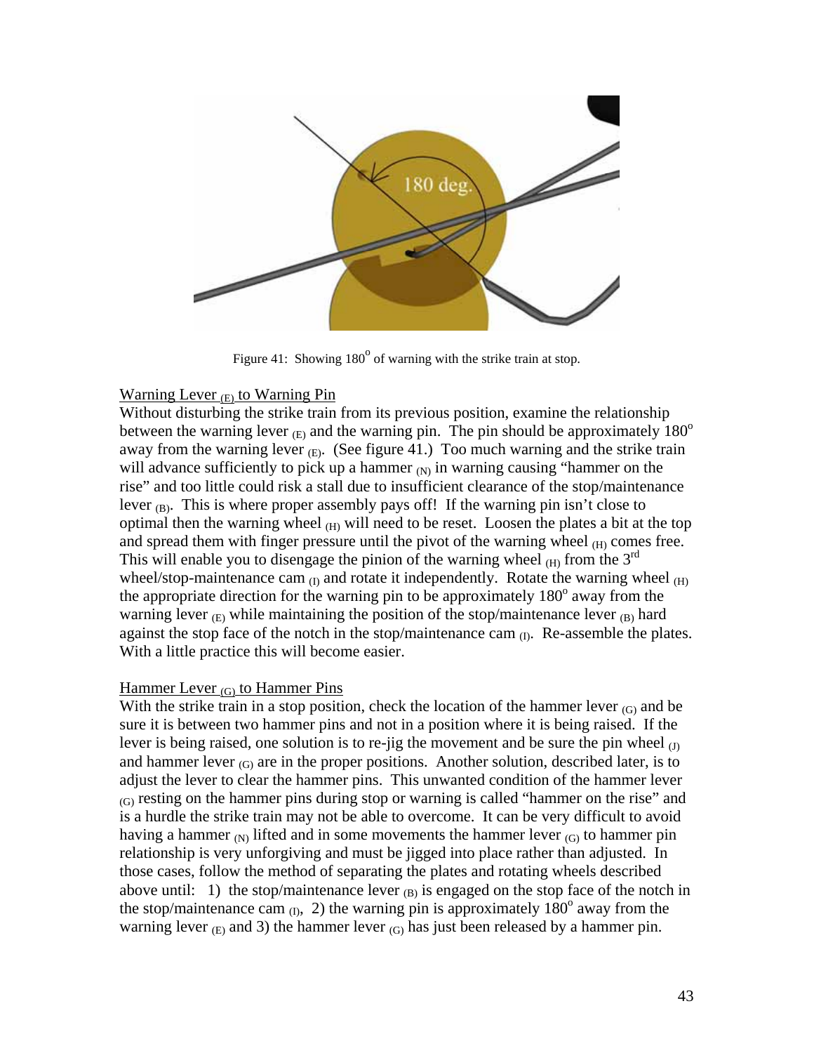Figure 41: Showing 180° of warning with the strike train at stop.

Warning Lever $_{(E)}$ to Warning Pin

Without disturbing the strike train from its previous position, examine the relationship between the warning lever $_{(E)}$ and the warning pin. The pin should be approximately 180° away from the warning lever $_{(E)}$. (See figure 41.) Too much warning and the strike train will advance sufficiently to pick up a hammer $_{(N)}$ in warning causing "hammer on the rise" and too little could risk a stall due to insufficient clearance of the stop/maintenance lever $_{(B)}$. This is where proper assembly pays off! If the warning pin isn't close to optimal then the warning wheel $_{(H)}$ will need to be reset. Loosen the plates a bit at the top and spread them with finger pressure until the pivot of the warning wheel $_{(H)}$ comes free. This will enable you to disengage the pinion of the warning wheel $_{(H)}$ from the 3rd wheel/stop-maintenance cam $_{(I)}$ and rotate it independently. Rotate the warning wheel $_{(H)}$ the appropriate direction for the warning pin to be approximately 180° away from the warning lever $_{(E)}$ while maintaining the position of the stop/maintenance lever $_{(B)}$ hard against the stop face of the notch in the stop/maintenance cam $_{(I)}$. Re-assemble the plates. With a little practice this will become easier.

Hammer Lever $_{(G)}$ to Hammer Pins

With the strike train in a stop position, check the location of the hammer lever $_{(G)}$ and be sure it is between two hammer pins and not in a position where it is being raised. If the lever is being raised, one solution is to re-jig the movement and be sure the pin wheel $_{(J)}$ and hammer lever $_{(G)}$ are in the proper positions. Another solution, described later, is to adjust the lever to clear the hammer pins. This unwanted condition of the hammer lever $_{(G)}$ resting on the hammer pins during stop or warning is called "hammer on the rise" and is a hurdle the strike train may not be able to overcome. It can be very difficult to avoid having a hammer $_{(N)}$ lifted and in some movements the hammer lever $_{(G)}$ to hammer pin relationship is very unforgiving and must be jigged into place rather than adjusted. In those cases, follow the method of separating the plates and rotating wheels described above until: 1) the stop/maintenance lever $_{(B)}$ is engaged on the stop face of the notch in the stop/maintenance cam $_{(I)}$, 2) the warning pin is approximately 180° away from the warning lever $_{(E)}$ and 3) the hammer lever $_{(G)}$ has just been released by a hammer pin.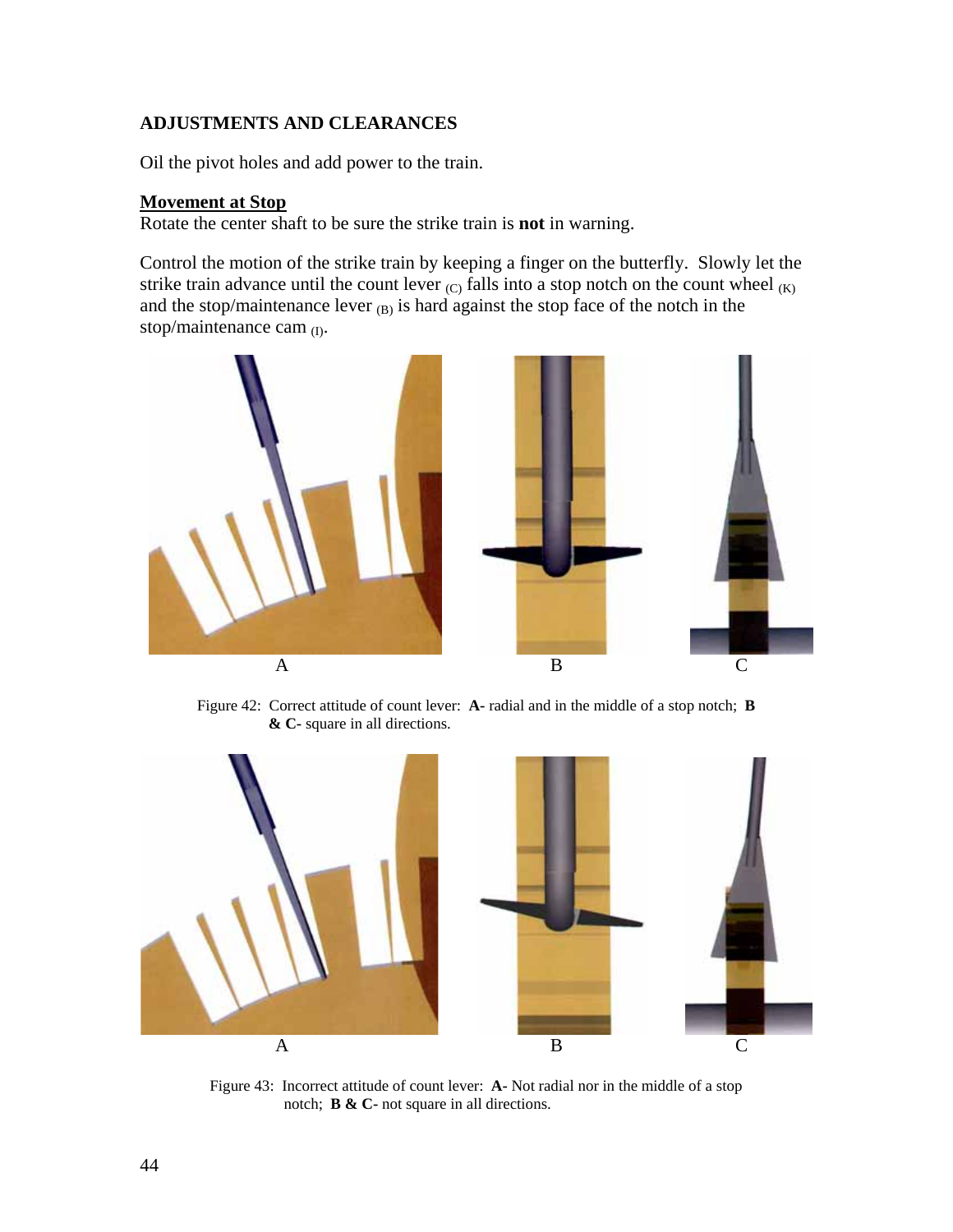## ADJUSTMENTS AND CLEARANCES

Oil the pivot holes and add power to the train.

### Movement at Stop

Rotate the center shaft to be sure the strike train is **not** in warning.

Control the motion of the strike train by keeping a finger on the butterfly. Slowly let the strike train advance until the count lever $_{(C)}$ falls into a stop notch on the count wheel $_{(K)}$ and the stop/maintenance lever $_{(B)}$ is hard against the stop face of the notch in the stop/maintenance cam $_{(I)}$.

A B C

Figure 42: Correct attitude of count lever: **A-** radial and in the middle of a stop notch; **B & C-** square in all directions.

A B C

Figure 43: Incorrect attitude of count lever: **A-** Not radial nor in the middle of a stop notch; **B & C-** not square in all directions.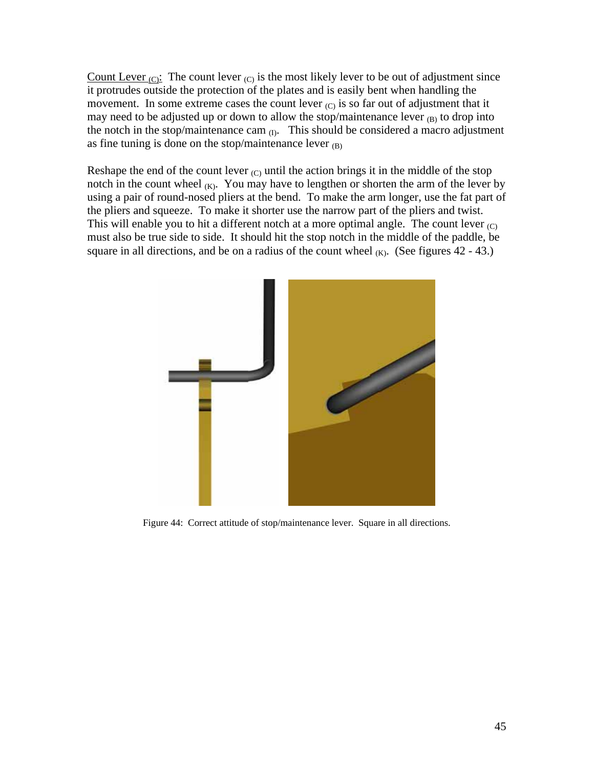Count Lever $_{(C)}$: The count lever $_{(C)}$ is the most likely lever to be out of adjustment since it protrudes outside the protection of the plates and is easily bent when handling the movement. In some extreme cases the count lever $_{(C)}$ is so far out of adjustment that it may need to be adjusted up or down to allow the stop/maintenance lever $_{(B)}$ to drop into the notch in the stop/maintenance cam $_{(I)}$. This should be considered a macro adjustment as fine tuning is done on the stop/maintenance lever $_{(B)}$

Reshape the end of the count lever $_{(C)}$ until the action brings it in the middle of the stop notch in the count wheel $_{(K)}$. You may have to lengthen or shorten the arm of the lever by using a pair of round-nosed pliers at the bend. To make the arm longer, use the fat part of the pliers and squeeze. To make it shorter use the narrow part of the pliers and twist. This will enable you to hit a different notch at a more optimal angle. The count lever $_{(C)}$ must also be true side to side. It should hit the stop notch in the middle of the paddle, be square in all directions, and be on a radius of the count wheel $_{(K)}$. (See figures 42 - 43.)

Figure 44: Correct attitude of stop/maintenance lever. Square in all directions.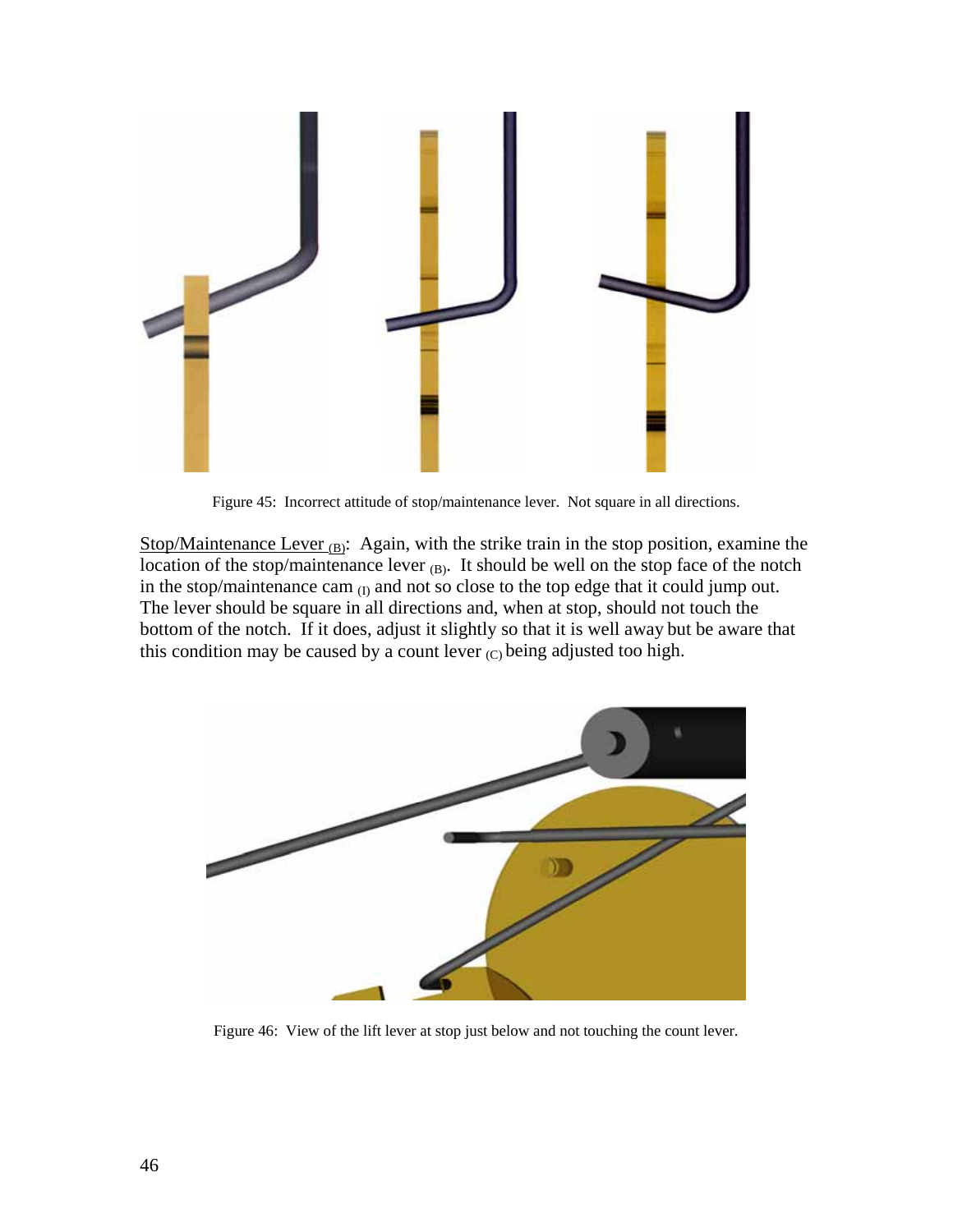Figure 45: Incorrect attitude of stop/maintenance lever. Not square in all directions.

Stop/Maintenance Lever $_{(B)}$: Again, with the strike train in the stop position, examine the location of the stop/maintenance lever $_{(B)}$. It should be well on the stop face of the notch in the stop/maintenance cam $_{(I)}$ and not so close to the top edge that it could jump out. The lever should be square in all directions and, when at stop, should not touch the bottom of the notch. If it does, adjust it slightly so that it is well away but be aware that this condition may be caused by a count lever $_{(C)}$ being adjusted too high.

Figure 46: View of the lift lever at stop just below and not touching the count lever.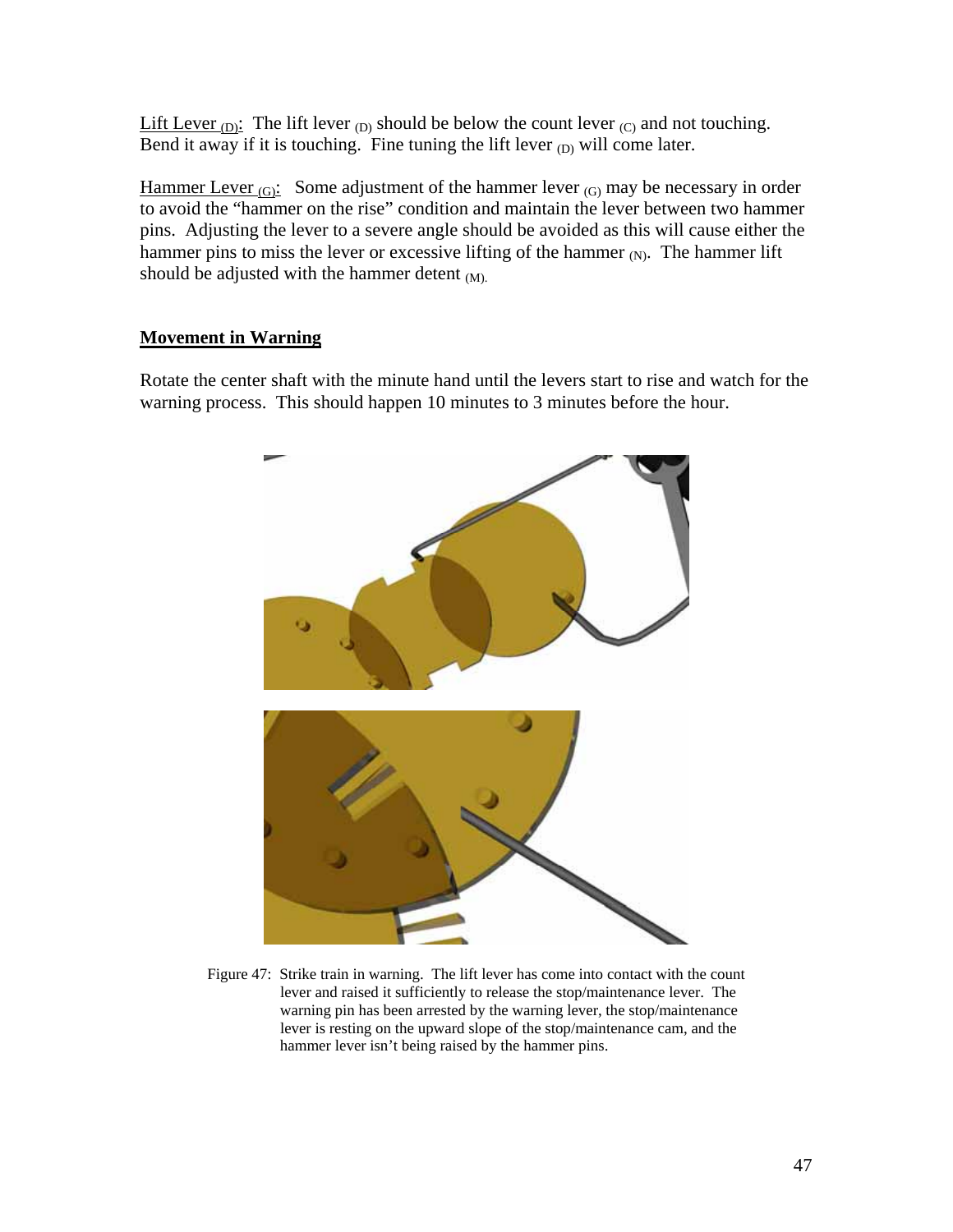Lift Lever $_{(D)}$: The lift lever $_{(D)}$ should be below the count lever $_{(C)}$ and not touching. Bend it away if it is touching. Fine tuning the lift lever $_{(D)}$ will come later.

Hammer Lever $_{(G)}$: Some adjustment of the hammer lever $_{(G)}$ may be necessary in order to avoid the "hammer on the rise" condition and maintain the lever between two hammer pins. Adjusting the lever to a severe angle should be avoided as this will cause either the hammer pins to miss the lever or excessive lifting of the hammer $_{(N)}$. The hammer lift should be adjusted with the hammer detent $_{(M)}$.

## Movement in Warning

Rotate the center shaft with the minute hand until the levers start to rise and watch for the warning process. This should happen 10 minutes to 3 minutes before the hour.

Figure 47: Strike train in warning. The lift lever has come into contact with the count lever and raised it sufficiently to release the stop/maintenance lever. The warning pin has been arrested by the warning lever, the stop/maintenance lever is resting on the upward slope of the stop/maintenance cam, and the hammer lever isn't being raised by the hammer pins.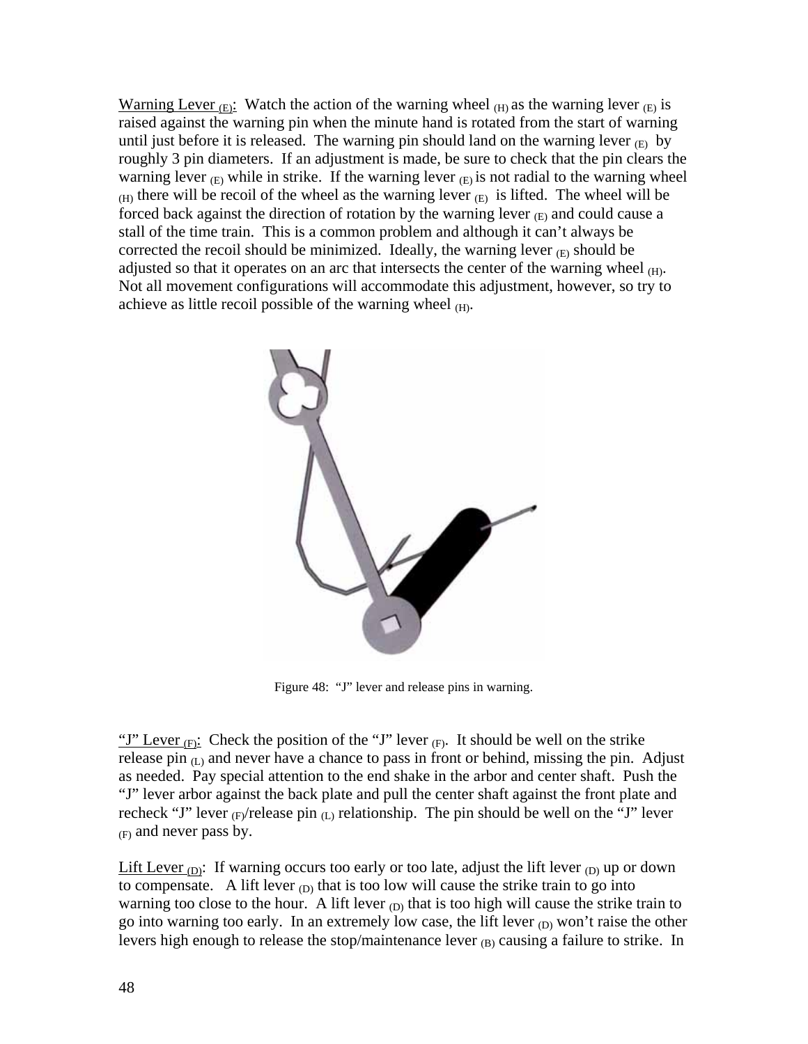Warning Lever $_{(E)}$: Watch the action of the warning wheel $_{(H)}$ as the warning lever $_{(E)}$ is raised against the warning pin when the minute hand is rotated from the start of warning until just before it is released. The warning pin should land on the warning lever $_{(E)}$ by roughly 3 pin diameters. If an adjustment is made, be sure to check that the pin clears the warning lever $_{(E)}$ while in strike. If the warning lever $_{(E)}$ is not radial to the warning wheel $_{(H)}$ there will be recoil of the wheel as the warning lever $_{(E)}$ is lifted. The wheel will be forced back against the direction of rotation by the warning lever $_{(E)}$ and could cause a stall of the time train. This is a common problem and although it can't always be corrected the recoil should be minimized. Ideally, the warning lever $_{(E)}$ should be adjusted so that it operates on an arc that intersects the center of the warning wheel $_{(H)}$. Not all movement configurations will accommodate this adjustment, however, so try to achieve as little recoil possible of the warning wheel $_{(H)}$.

Figure 48: "J" lever and release pins in warning.

"J" Lever $_{(F)}$: Check the position of the "J" lever $_{(F)}$. It should be well on the strike release pin $_{(L)}$ and never have a chance to pass in front or behind, missing the pin. Adjust as needed. Pay special attention to the end shake in the arbor and center shaft. Push the "J" lever arbor against the back plate and pull the center shaft against the front plate and recheck "J" lever $_{(F)}$/release pin $_{(L)}$ relationship. The pin should be well on the "J" lever $_{(F)}$ and never pass by.

Lift Lever $_{(D)}$: If warning occurs too early or too late, adjust the lift lever $_{(D)}$ up or down to compensate. A lift lever $_{(D)}$ that is too low will cause the strike train to go into warning too close to the hour. A lift lever $_{(D)}$ that is too high will cause the strike train to go into warning too early. In an extremely low case, the lift lever $_{(D)}$ won't raise the other levers high enough to release the stop/maintenance lever $_{(B)}$ causing a failure to strike. In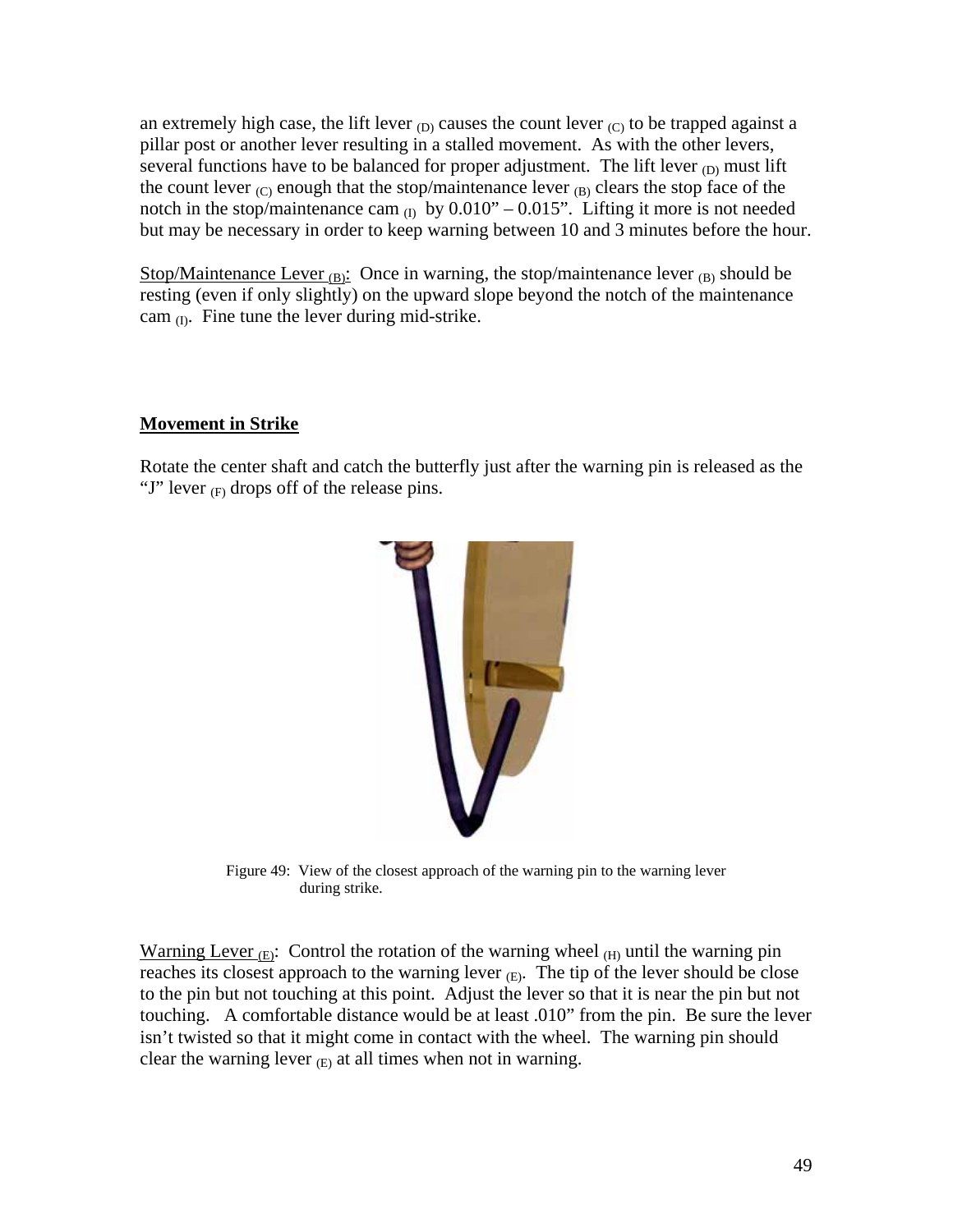an extremely high case, the lift lever $_{(D)}$ causes the count lever $_{(C)}$ to be trapped against a pillar post or another lever resulting in a stalled movement. As with the other levers, several functions have to be balanced for proper adjustment. The lift lever $_{(D)}$ must lift the count lever $_{(C)}$ enough that the stop/maintenance lever $_{(B)}$ clears the stop face of the notch in the stop/maintenance cam $_{(I)}$ by 0.010" – 0.015". Lifting it more is not needed but may be necessary in order to keep warning between 10 and 3 minutes before the hour.

Stop/Maintenance Lever $_{(B)}$: Once in warning, the stop/maintenance lever $_{(B)}$ should be resting (even if only slightly) on the upward slope beyond the notch of the maintenance cam $_{(I)}$. Fine tune the lever during mid-strike.

**Movement in Strike**

Rotate the center shaft and catch the butterfly just after the warning pin is released as the "J" lever $_{(F)}$ drops off of the release pins.

Figure 49: View of the closest approach of the warning pin to the warning lever during strike.

Warning Lever $_{(E)}$: Control the rotation of the warning wheel $_{(H)}$ until the warning pin reaches its closest approach to the warning lever $_{(E)}$. The tip of the lever should be close to the pin but not touching at this point. Adjust the lever so that it is near the pin but not touching. A comfortable distance would be at least .010" from the pin. Be sure the lever isn't twisted so that it might come in contact with the wheel. The warning pin should clear the warning lever $_{(E)}$ at all times when not in warning.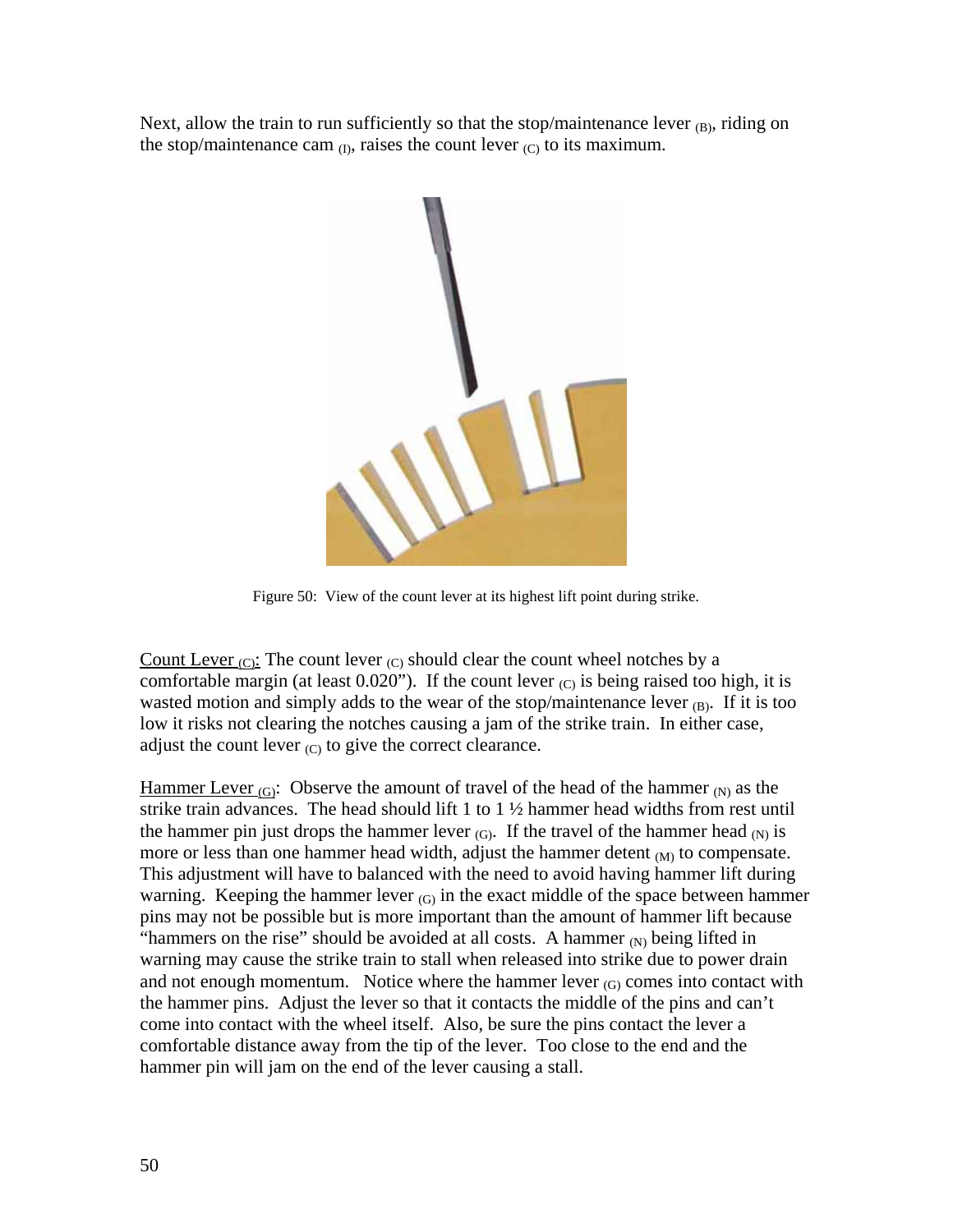Next, allow the train to run sufficiently so that the stop/maintenance lever $_{(B)}$, riding on the stop/maintenance cam $_{(I)}$, raises the count lever $_{(C)}$ to its maximum.

Figure 50: View of the count lever at its highest lift point during strike.

Count Lever $_{(C)}$: The count lever $_{(C)}$ should clear the count wheel notches by a comfortable margin (at least 0.020”). If the count lever $_{(C)}$ is being raised too high, it is wasted motion and simply adds to the wear of the stop/maintenance lever $_{(B)}$. If it is too low it risks not clearing the notches causing a jam of the strike train. In either case, adjust the count lever $_{(C)}$ to give the correct clearance.

Hammer Lever $_{(G)}$: Observe the amount of travel of the head of the hammer $_{(N)}$ as the strike train advances. The head should lift 1 to 1 ½ hammer head widths from rest until the hammer pin just drops the hammer lever $_{(G)}$. If the travel of the hammer head $_{(N)}$ is more or less than one hammer head width, adjust the hammer detent $_{(M)}$ to compensate. This adjustment will have to balanced with the need to avoid having hammer lift during warning. Keeping the hammer lever $_{(G)}$ in the exact middle of the space between hammer pins may not be possible but is more important than the amount of hammer lift because “hammers on the rise” should be avoided at all costs. A hammer $_{(N)}$ being lifted in warning may cause the strike train to stall when released into strike due to power drain and not enough momentum. Notice where the hammer lever $_{(G)}$ comes into contact with the hammer pins. Adjust the lever so that it contacts the middle of the pins and can’t come into contact with the wheel itself. Also, be sure the pins contact the lever a comfortable distance away from the tip of the lever. Too close to the end and the hammer pin will jam on the end of the lever causing a stall.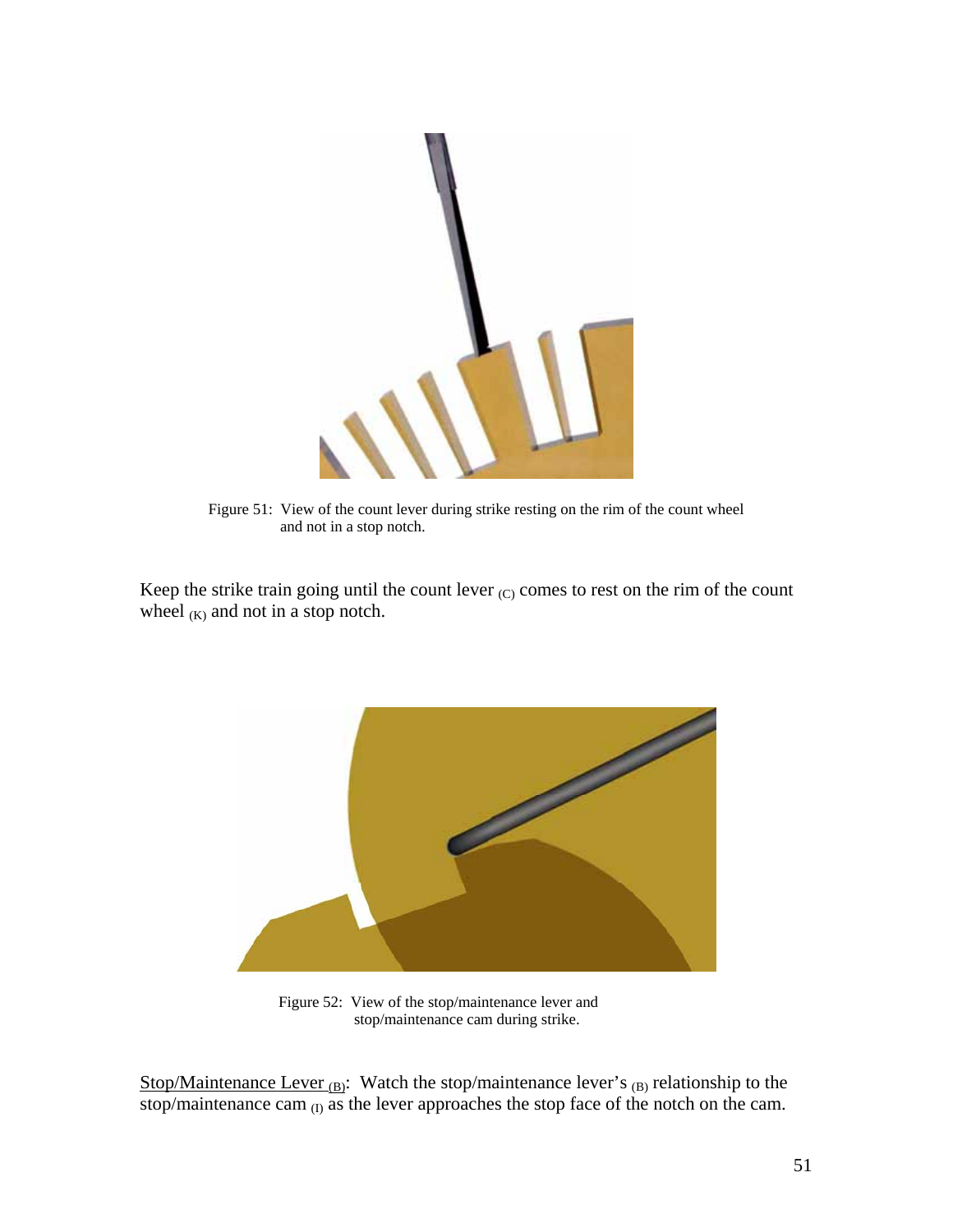Figure 51: View of the count lever during strike resting on the rim of the count wheel and not in a stop notch.

Keep the strike train going until the count lever $_{(C)}$ comes to rest on the rim of the count wheel $_{(K)}$ and not in a stop notch.

Figure 52: View of the stop/maintenance lever and stop/maintenance cam during strike.

<u>Stop/Maintenance Lever $_{(B)}$</u>: Watch the stop/maintenance lever's $_{(B)}$ relationship to the stop/maintenance cam $_{(I)}$ as the lever approaches the stop face of the notch on the cam.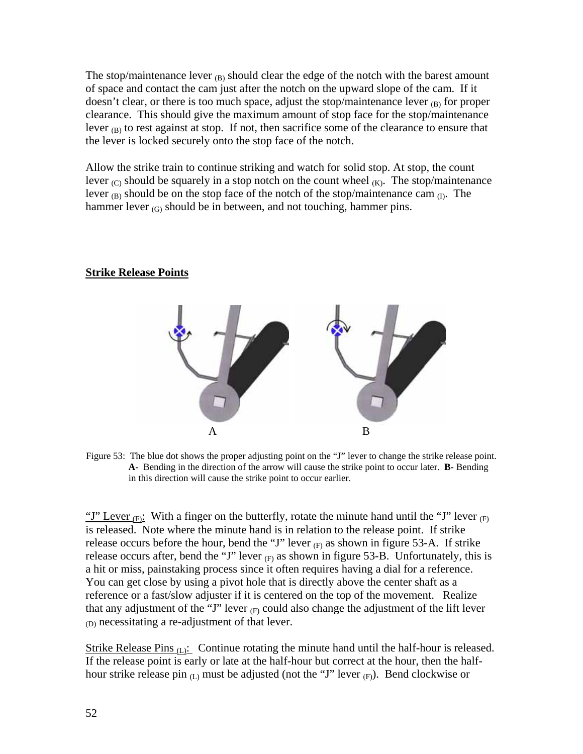The stop/maintenance lever $_{(B)}$ should clear the edge of the notch with the barest amount of space and contact the cam just after the notch on the upward slope of the cam. If it doesn't clear, or there is too much space, adjust the stop/maintenance lever $_{(B)}$ for proper clearance. This should give the maximum amount of stop face for the stop/maintenance lever $_{(B)}$ to rest against at stop. If not, then sacrifice some of the clearance to ensure that the lever is locked securely onto the stop face of the notch.

Allow the strike train to continue striking and watch for solid stop. At stop, the count lever $_{(C)}$ should be squarely in a stop notch on the count wheel $_{(K)}$. The stop/maintenance lever $_{(B)}$ should be on the stop face of the notch of the stop/maintenance cam $_{(I)}$. The hammer lever $_{(G)}$ should be in between, and not touching, hammer pins.

## Strike Release Points

A B

Figure 53: The blue dot shows the proper adjusting point on the "J" lever to change the strike release point. **A**- Bending in the direction of the arrow will cause the strike point to occur later. **B**- Bending in this direction will cause the strike point to occur earlier.

"J" Lever $_{(F)}$: With a finger on the butterfly, rotate the minute hand until the "J" lever $_{(F)}$ is released. Note where the minute hand is in relation to the release point. If strike release occurs before the hour, bend the "J" lever $_{(F)}$ as shown in figure 53-A. If strike release occurs after, bend the "J" lever $_{(F)}$ as shown in figure 53-B. Unfortunately, this is a hit or miss, painstaking process since it often requires having a dial for a reference. You can get close by using a pivot hole that is directly above the center shaft as a reference or a fast/slow adjuster if it is centered on the top of the movement. Realize that any adjustment of the "J" lever $_{(F)}$ could also change the adjustment of the lift lever $_{(D)}$ necessitating a re-adjustment of that lever.

Strike Release Pins $_{(L)}$: Continue rotating the minute hand until the half-hour is released. If the release point is early or late at the half-hour but correct at the hour, then the half-hour strike release pin $_{(L)}$ must be adjusted (not the "J" lever $_{(F)}$). Bend clockwise or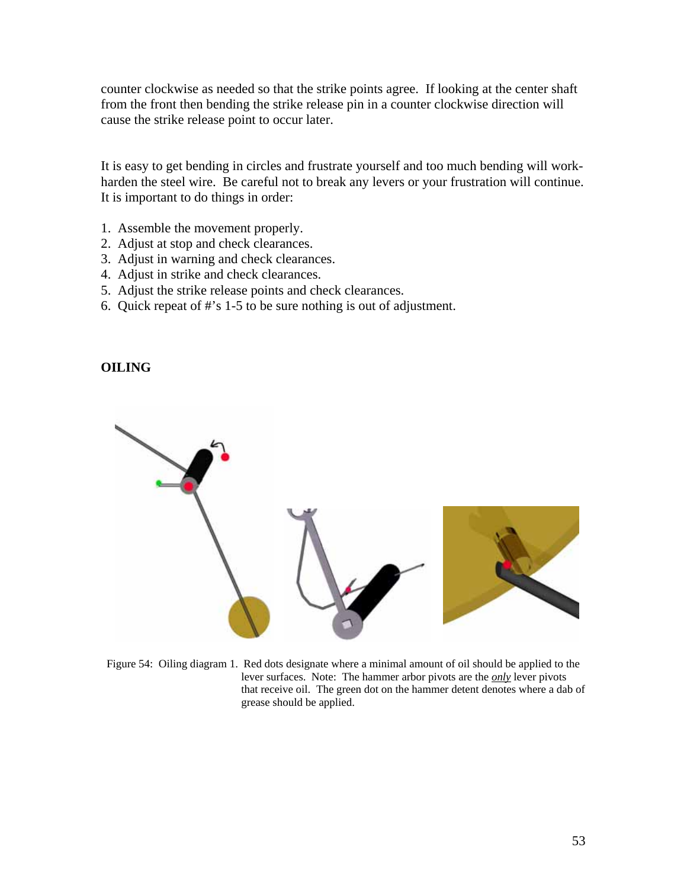counter clockwise as needed so that the strike points agree. If looking at the center shaft from the front then bending the strike release pin in a counter clockwise direction will cause the strike release point to occur later.

It is easy to get bending in circles and frustrate yourself and too much bending will work-harden the steel wire. Be careful not to break any levers or your frustration will continue. It is important to do things in order:

1. Assemble the movement properly.
2. Adjust at stop and check clearances.
3. Adjust in warning and check clearances.
4. Adjust in strike and check clearances.
5. Adjust the strike release points and check clearances.
6. Quick repeat of #'s 1-5 to be sure nothing is out of adjustment.

## OILING

Figure 54: Oiling diagram 1. Red dots designate where a minimal amount of oil should be applied to the lever surfaces. Note: The hammer arbor pivots are the ***only*** lever pivots that receive oil. The green dot on the hammer detent denotes where a dab of grease should be applied.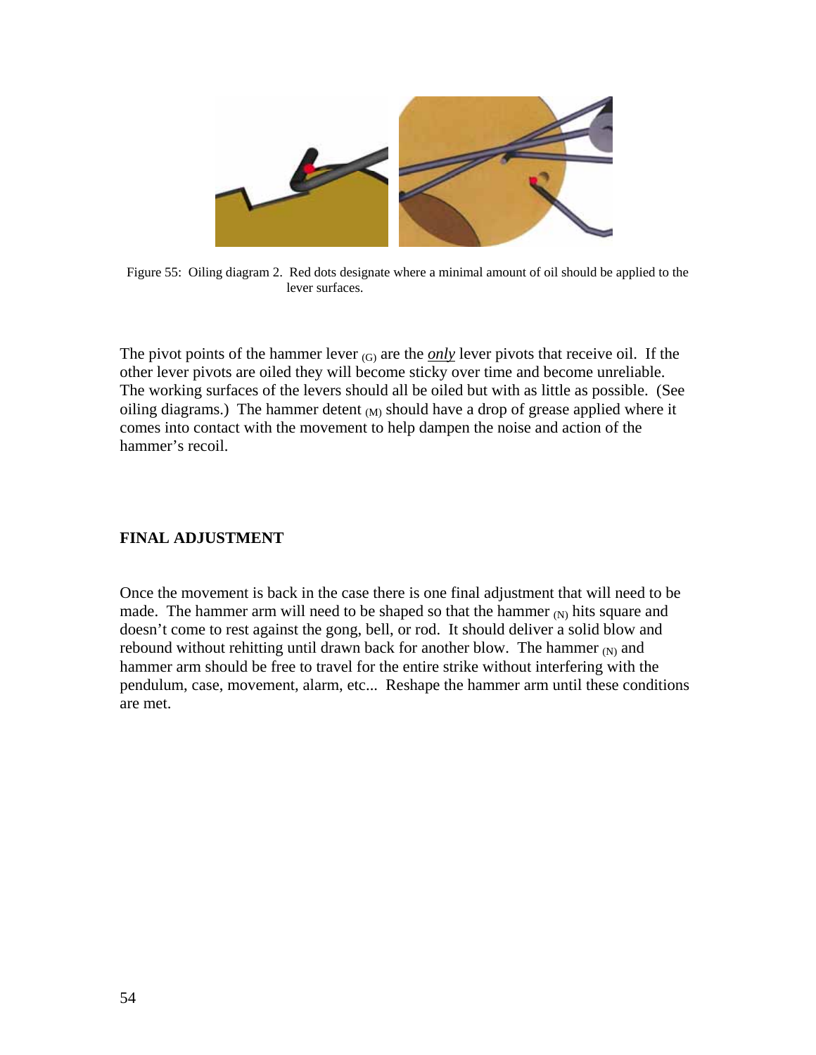Figure 55: Oiling diagram 2. Red dots designate where a minimal amount of oil should be applied to the lever surfaces.

The pivot points of the hammer lever $_{(G)}$ are the ***only*** lever pivots that receive oil. If the other lever pivots are oiled they will become sticky over time and become unreliable. The working surfaces of the levers should all be oiled but with as little as possible. (See oiling diagrams.) The hammer detent $_{(M)}$ should have a drop of grease applied where it comes into contact with the movement to help dampen the noise and action of the hammer's recoil.

**FINAL ADJUSTMENT**

Once the movement is back in the case there is one final adjustment that will need to be made. The hammer arm will need to be shaped so that the hammer $_{(N)}$ hits square and doesn't come to rest against the gong, bell, or rod. It should deliver a solid blow and rebound without rehitting until drawn back for another blow. The hammer $_{(N)}$ and hammer arm should be free to travel for the entire strike without interfering with the pendulum, case, movement, alarm, etc... Reshape the hammer arm until these conditions are met.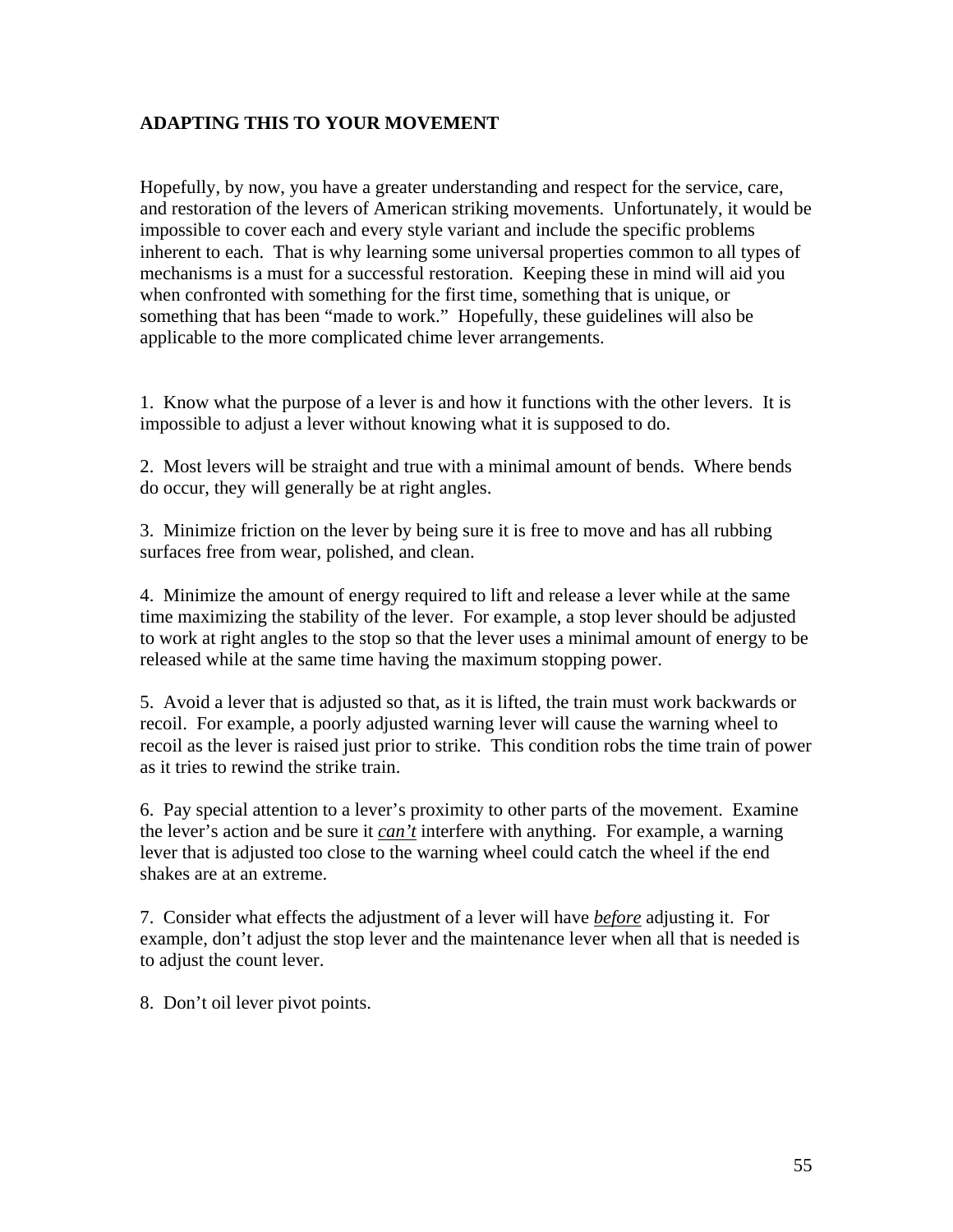## ADAPTING THIS TO YOUR MOVEMENT

Hopefully, by now, you have a greater understanding and respect for the service, care, and restoration of the levers of American striking movements. Unfortunately, it would be impossible to cover each and every style variant and include the specific problems inherent to each. That is why learning some universal properties common to all types of mechanisms is a must for a successful restoration. Keeping these in mind will aid you when confronted with something for the first time, something that is unique, or something that has been "made to work." Hopefully, these guidelines will also be applicable to the more complicated chime lever arrangements.

1. Know what the purpose of a lever is and how it functions with the other levers. It is impossible to adjust a lever without knowing what it is supposed to do.

2. Most levers will be straight and true with a minimal amount of bends. Where bends do occur, they will generally be at right angles.

3. Minimize friction on the lever by being sure it is free to move and has all rubbing surfaces free from wear, polished, and clean.

4. Minimize the amount of energy required to lift and release a lever while at the same time maximizing the stability of the lever. For example, a stop lever should be adjusted to work at right angles to the stop so that the lever uses a minimal amount of energy to be released while at the same time having the maximum stopping power.

5. Avoid a lever that is adjusted so that, as it is lifted, the train must work backwards or recoil. For example, a poorly adjusted warning lever will cause the warning wheel to recoil as the lever is raised just prior to strike. This condition robs the time train of power as it tries to rewind the strike train.

6. Pay special attention to a lever's proximity to other parts of the movement. Examine the lever's action and be sure it ***can't*** interfere with anything. For example, a warning lever that is adjusted too close to the warning wheel could catch the wheel if the end shakes are at an extreme.

7. Consider what effects the adjustment of a lever will have ***before*** adjusting it. For example, don't adjust the stop lever and the maintenance lever when all that is needed is to adjust the count lever.

8. Don't oil lever pivot points.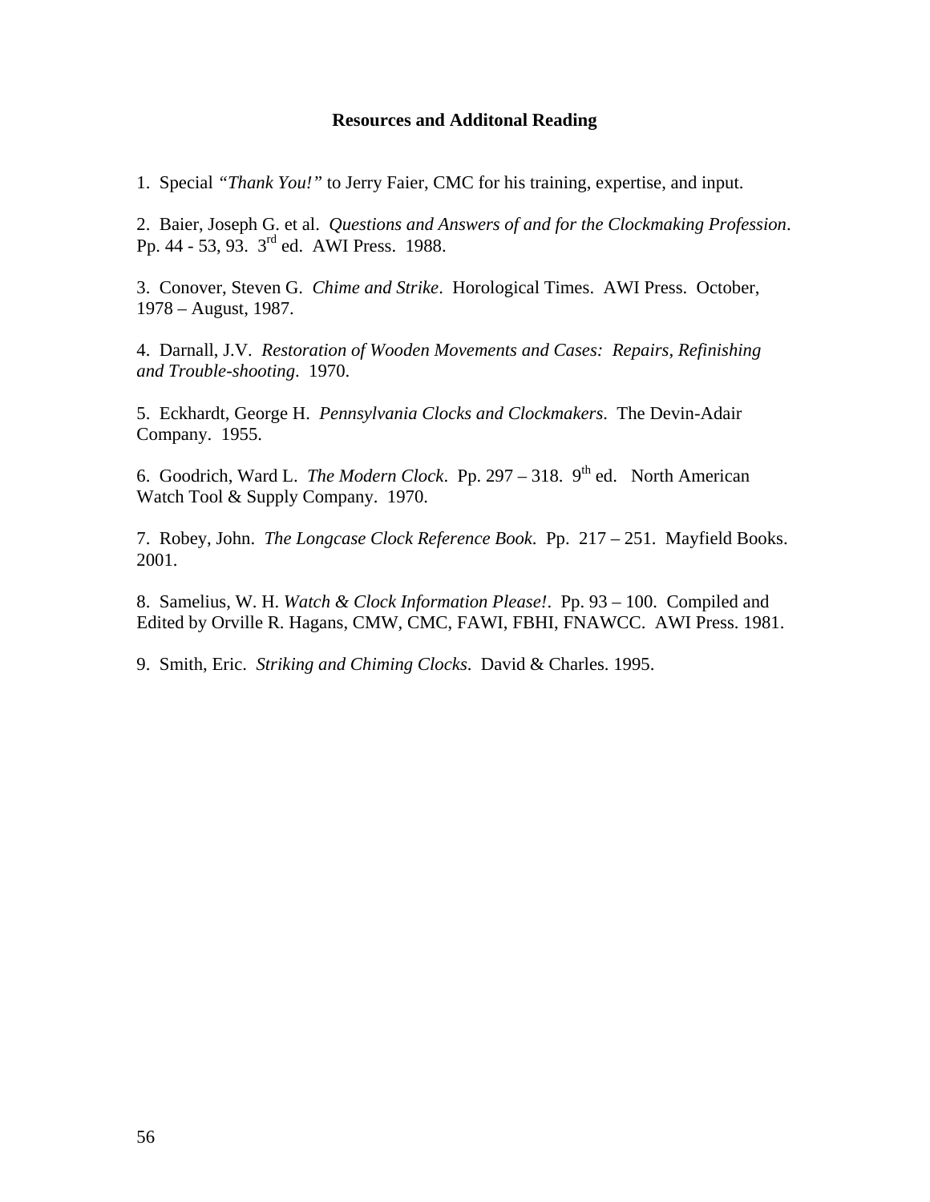## Resources and Additonal Reading

1. Special *"Thank You!"* to Jerry Faier, CMC for his training, expertise, and input.

2. Baier, Joseph G. et al. *Questions and Answers of and for the Clockmaking Profession*. Pp. 44 - 53, 93. 3rd ed. AWI Press. 1988.

3. Conover, Steven G. *Chime and Strike*. Horological Times. AWI Press. October, 1978 – August, 1987.

4. Darnall, J.V. *Restoration of Wooden Movements and Cases: Repairs, Refinishing and Trouble-shooting*. 1970.

5. Eckhardt, George H. *Pennsylvania Clocks and Clockmakers*. The Devin-Adair Company. 1955.

6. Goodrich, Ward L. *The Modern Clock*. Pp. 297 – 318. 9th ed. North American Watch Tool & Supply Company. 1970.

7. Robey, John. *The Longcase Clock Reference Book*. Pp. 217 – 251. Mayfield Books. 2001.

8. Samelius, W. H. *Watch & Clock Information Please!*. Pp. 93 – 100. Compiled and Edited by Orville R. Hagans, CMW, CMC, FAWI, FBHI, FNAWCC. AWI Press. 1981.

9. Smith, Eric. *Striking and Chiming Clocks*. David & Charles. 1995.